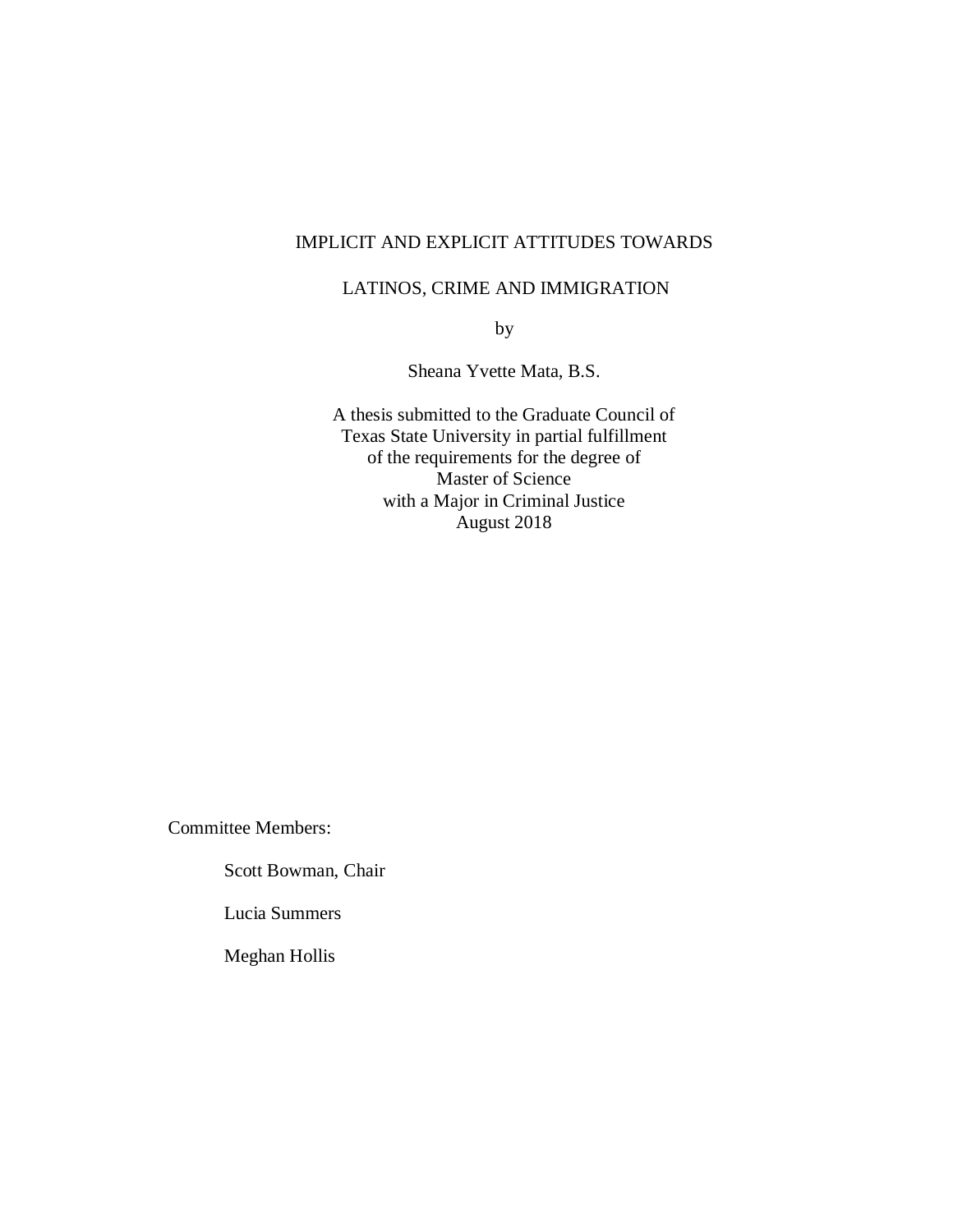# IMPLICIT AND EXPLICIT ATTITUDES TOWARDS LATINOS, CRIME AND IMMIGRATION

by

Sheana Yvette Mata, B.S.

A thesis submitted to the Graduate Council of
Texas State University in partial fulfillment
of the requirements for the degree of
Master of Science
with a Major in Criminal Justice
August 2018

Committee Members:

Scott Bowman, Chair

Lucia Summers

Meghan Hollis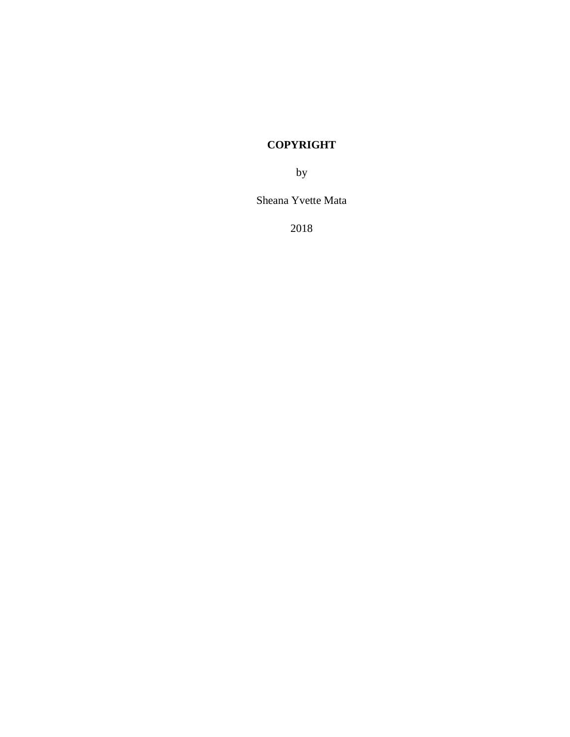**COPYRIGHT**

by

Sheana Yvette Mata

2018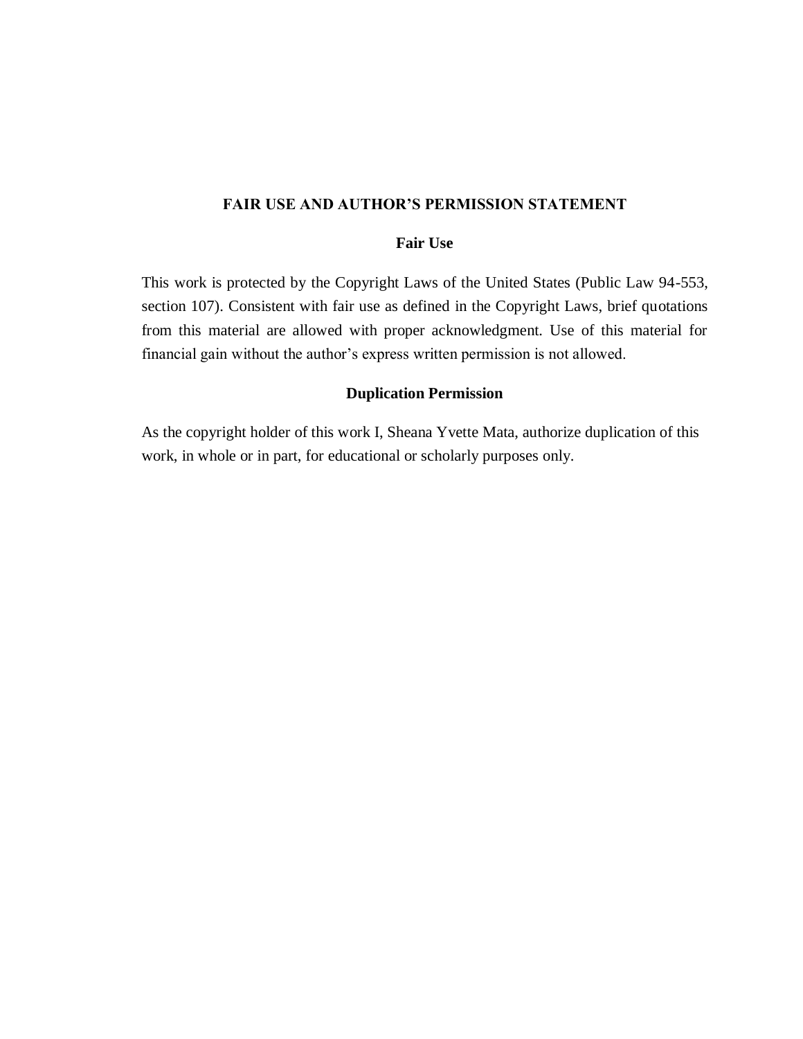## FAIR USE AND AUTHOR'S PERMISSION STATEMENT

### Fair Use

This work is protected by the Copyright Laws of the United States (Public Law 94-553, section 107). Consistent with fair use as defined in the Copyright Laws, brief quotations from this material are allowed with proper acknowledgment. Use of this material for financial gain without the author's express written permission is not allowed.

### Duplication Permission

As the copyright holder of this work I, Sheana Yvette Mata, authorize duplication of this work, in whole or in part, for educational or scholarly purposes only.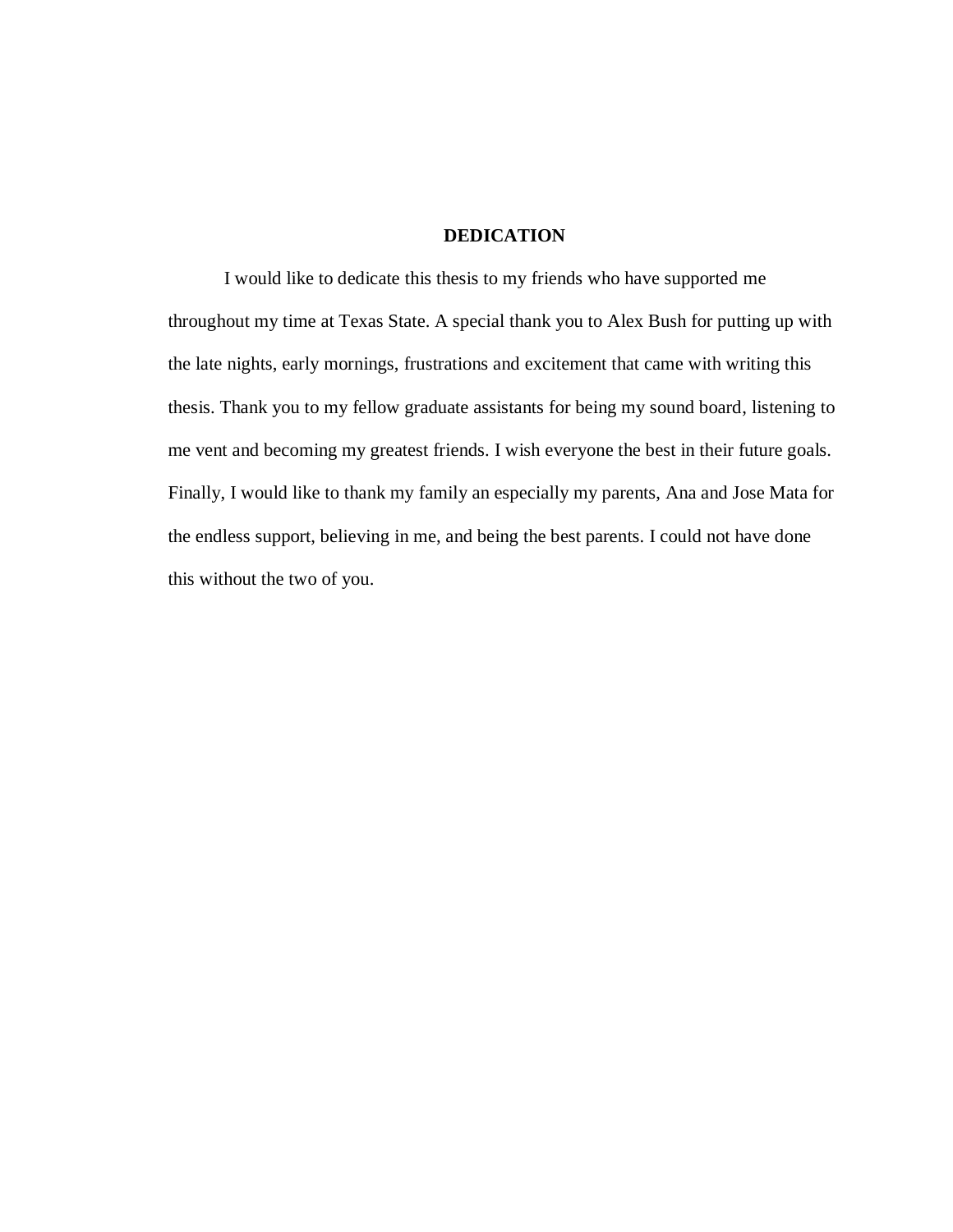# DEDICATION

I would like to dedicate this thesis to my friends who have supported me throughout my time at Texas State. A special thank you to Alex Bush for putting up with the late nights, early mornings, frustrations and excitement that came with writing this thesis. Thank you to my fellow graduate assistants for being my sound board, listening to me vent and becoming my greatest friends. I wish everyone the best in their future goals. Finally, I would like to thank my family an especially my parents, Ana and Jose Mata for the endless support, believing in me, and being the best parents. I could not have done this without the two of you.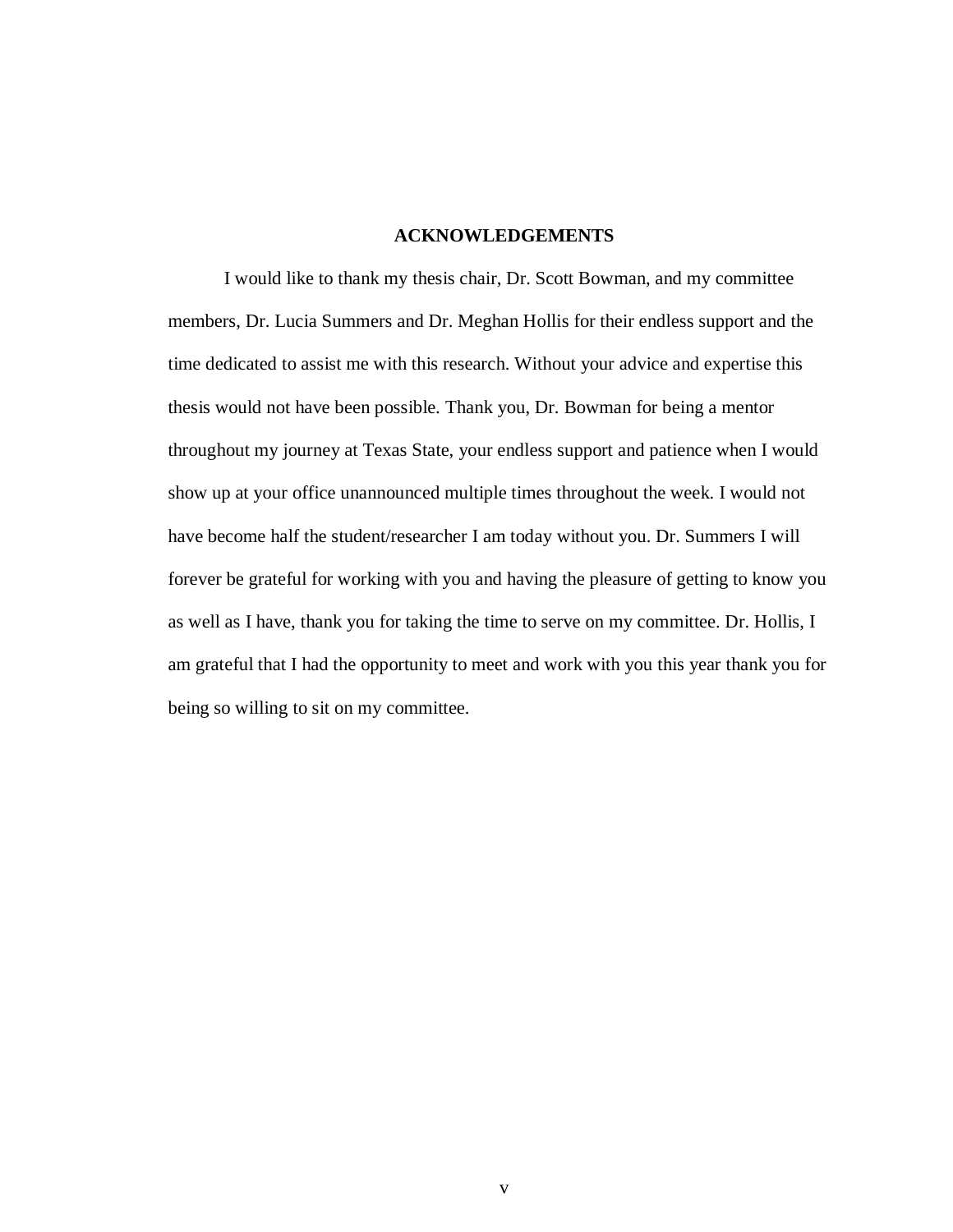## ACKNOWLEDGEMENTS

I would like to thank my thesis chair, Dr. Scott Bowman, and my committee members, Dr. Lucia Summers and Dr. Meghan Hollis for their endless support and the time dedicated to assist me with this research. Without your advice and expertise this thesis would not have been possible. Thank you, Dr. Bowman for being a mentor throughout my journey at Texas State, your endless support and patience when I would show up at your office unannounced multiple times throughout the week. I would not have become half the student/researcher I am today without you. Dr. Summers I will forever be grateful for working with you and having the pleasure of getting to know you as well as I have, thank you for taking the time to serve on my committee. Dr. Hollis, I am grateful that I had the opportunity to meet and work with you this year thank you for being so willing to sit on my committee.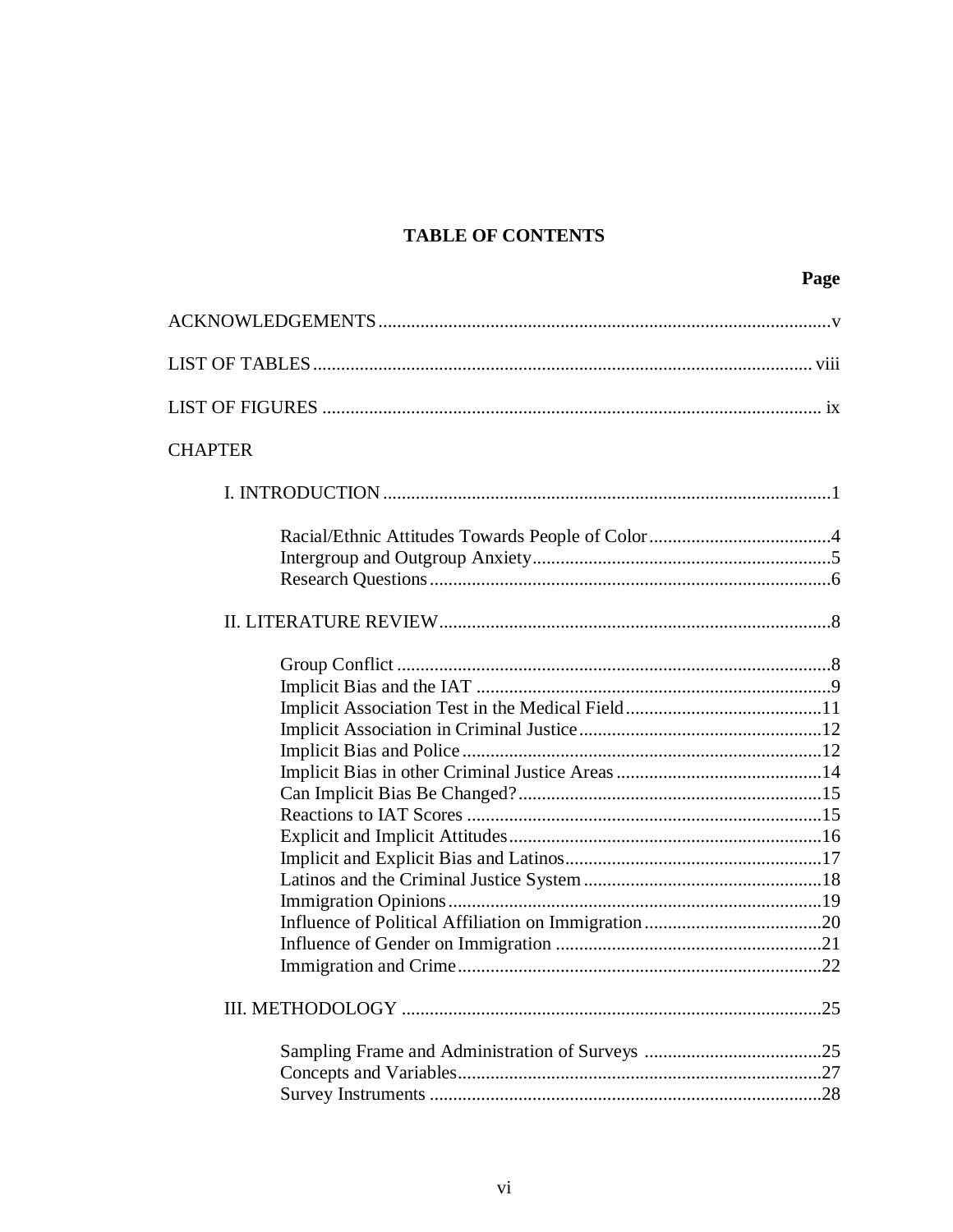# TABLE OF CONTENTS

| | Page |
|---|---|
| ACKNOWLEDGEMENTS | v |
| LIST OF TABLES | viii |
| LIST OF FIGURES | ix |
| CHAPTER | |
| I. INTRODUCTION | 1 |
| Racial/Ethnic Attitudes Towards People of Color | 4 |
| Intergroup and Outgroup Anxiety | 5 |
| Research Questions | 6 |
| II. LITERATURE REVIEW | 8 |
| Group Conflict | 8 |
| Implicit Bias and the IAT | 9 |
| Implicit Association Test in the Medical Field | 11 |
| Implicit Association in Criminal Justice | 12 |
| Implicit Bias and Police | 12 |
| Implicit Bias in other Criminal Justice Areas | 14 |
| Can Implicit Bias Be Changed? | 15 |
| Reactions to IAT Scores | 15 |
| Explicit and Implicit Attitudes | 16 |
| Implicit and Explicit Bias and Latinos | 17 |
| Latinos and the Criminal Justice System | 18 |
| Immigration Opinions | 19 |
| Influence of Political Affiliation on Immigration | 20 |
| Influence of Gender on Immigration | 21 |
| Immigration and Crime | 22 |
| III. METHODOLOGY | 25 |
| Sampling Frame and Administration of Surveys | 25 |
| Concepts and Variables | 27 |
| Survey Instruments | 28 |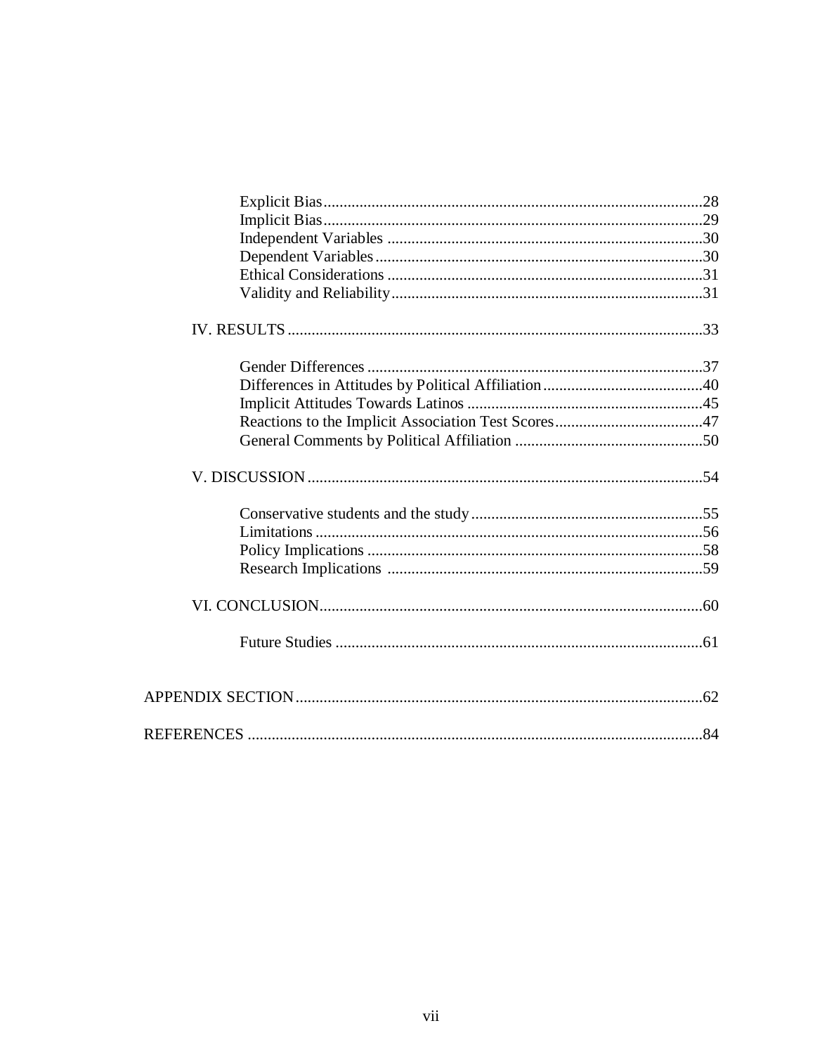Explicit Bias ..... 28
Implicit Bias ..... 29
Independent Variables ..... 30
Dependent Variables ..... 30
Ethical Considerations ..... 31
Validity and Reliability ..... 31

IV. RESULTS ..... 33

Gender Differences ..... 37
Differences in Attitudes by Political Affiliation ..... 40
Implicit Attitudes Towards Latinos ..... 45
Reactions to the Implicit Association Test Scores ..... 47
General Comments by Political Affiliation ..... 50

V. DISCUSSION ..... 54

Conservative students and the study ..... 55
Limitations ..... 56
Policy Implications ..... 58
Research Implications ..... 59

VI. CONCLUSION ..... 60

Future Studies ..... 61

APPENDIX SECTION ..... 62

REFERENCES ..... 84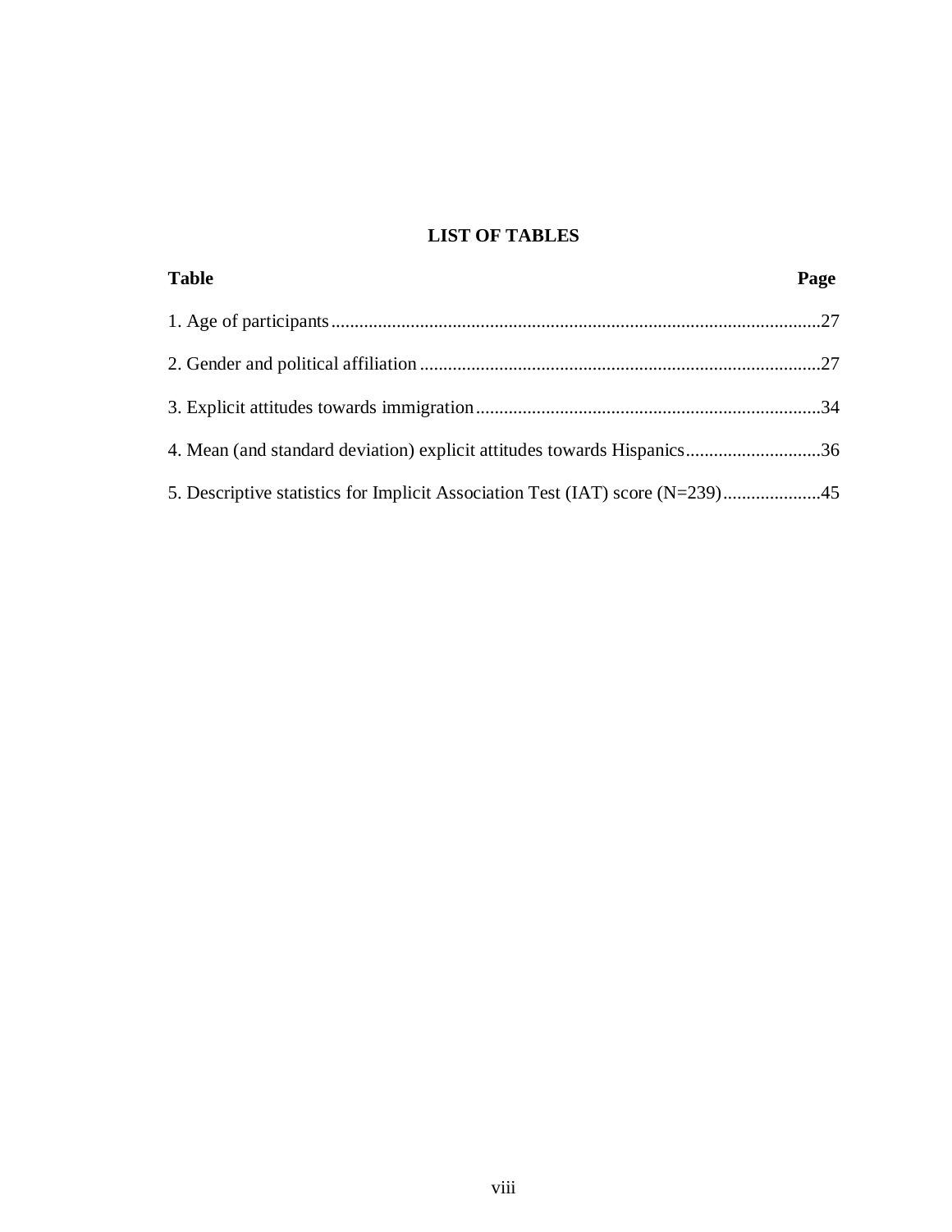# LIST OF TABLES

| Table | Page |
|---|---|
| 1. Age of participants | 27 |
| 2. Gender and political affiliation | 27 |
| 3. Explicit attitudes towards immigration | 34 |
| 4. Mean (and standard deviation) explicit attitudes towards Hispanics | 36 |
| 5. Descriptive statistics for Implicit Association Test (IAT) score (N=239) | 45 |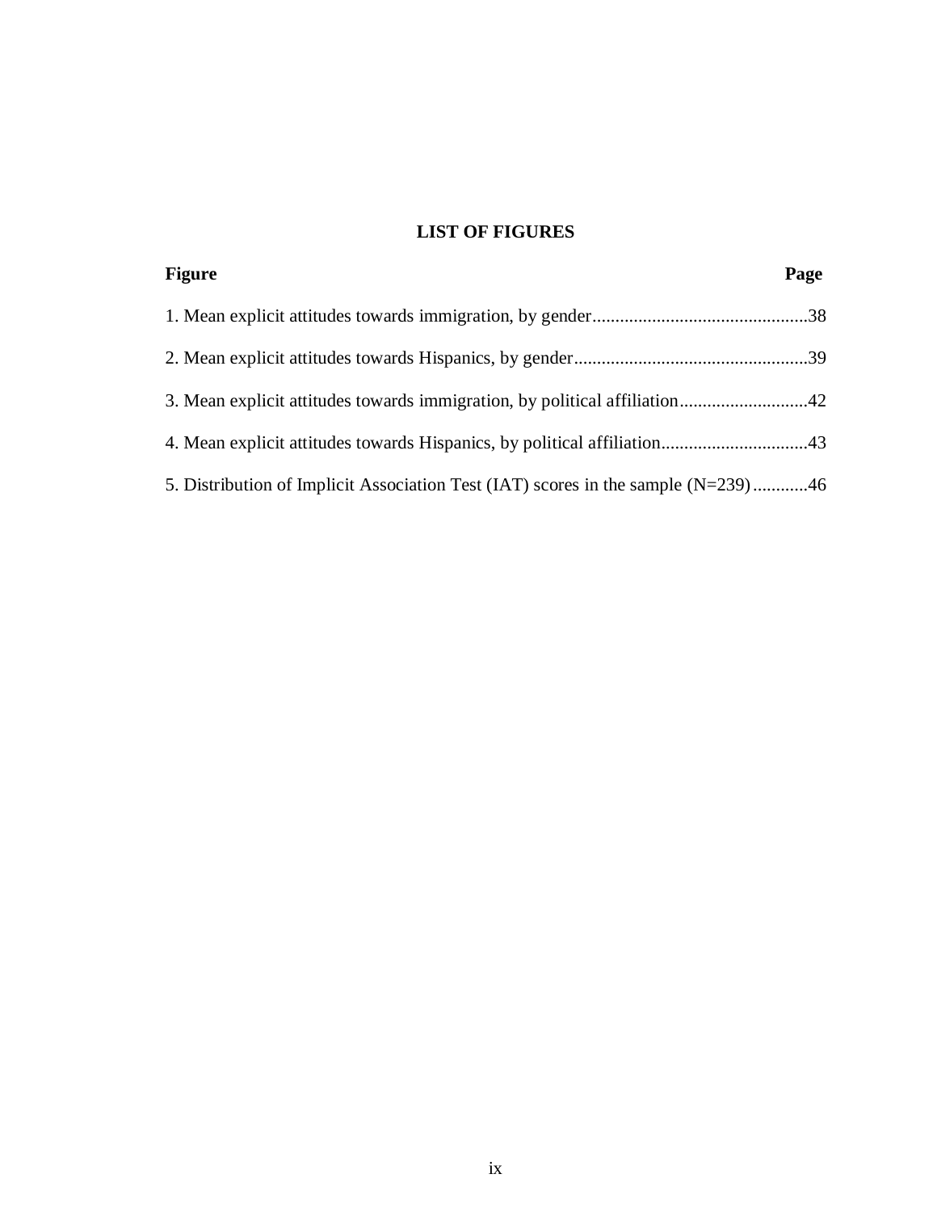# LIST OF FIGURES

**Figure** **Page**

1. Mean explicit attitudes towards immigration, by gender...............................................38

2. Mean explicit attitudes towards Hispanics, by gender...................................................39

3. Mean explicit attitudes towards immigration, by political affiliation............................42

4. Mean explicit attitudes towards Hispanics, by political affiliation................................43

5. Distribution of Implicit Association Test (IAT) scores in the sample (N=239)............46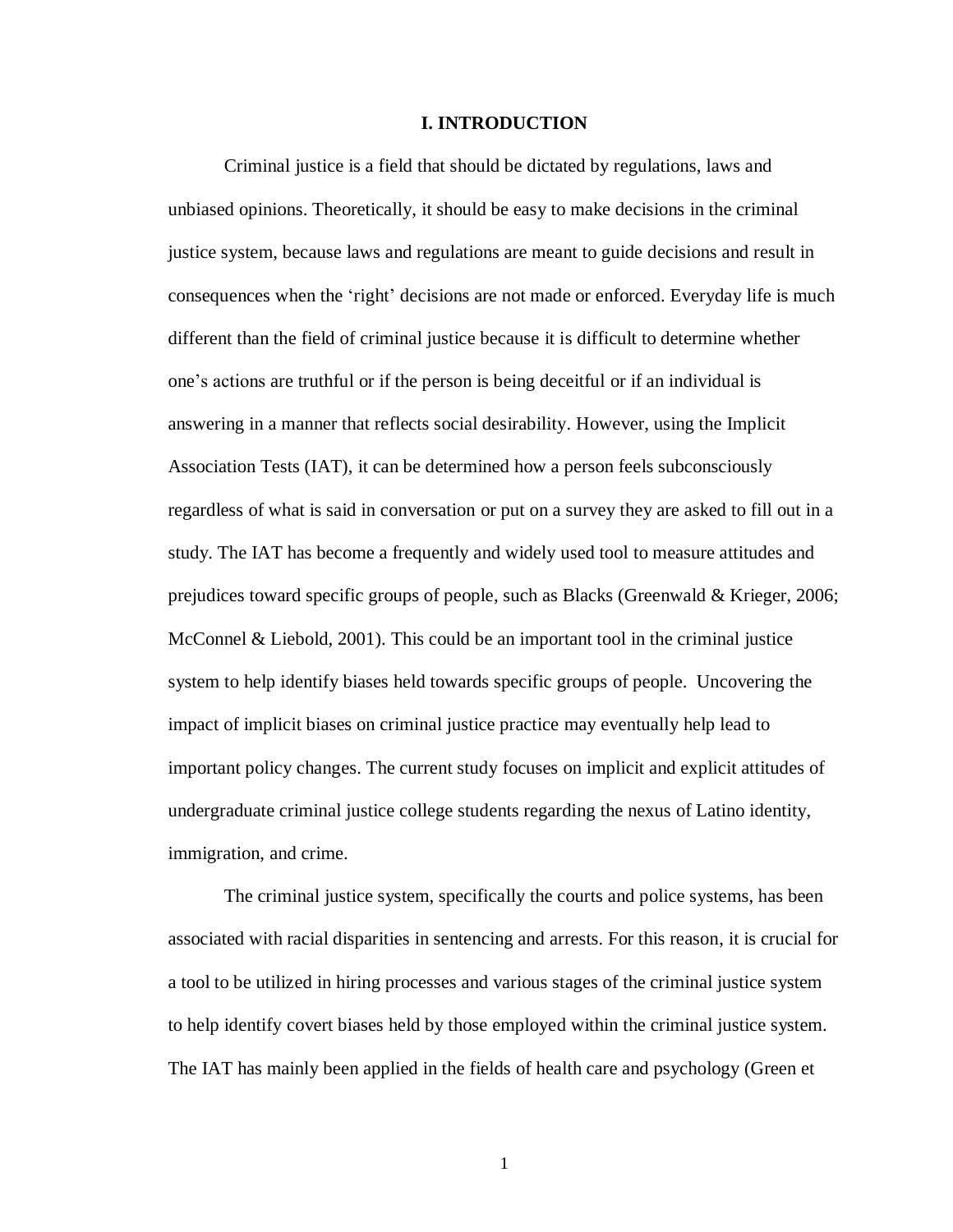# I. INTRODUCTION

Criminal justice is a field that should be dictated by regulations, laws and unbiased opinions. Theoretically, it should be easy to make decisions in the criminal justice system, because laws and regulations are meant to guide decisions and result in consequences when the 'right' decisions are not made or enforced. Everyday life is much different than the field of criminal justice because it is difficult to determine whether one's actions are truthful or if the person is being deceitful or if an individual is answering in a manner that reflects social desirability. However, using the Implicit Association Tests (IAT), it can be determined how a person feels subconsciously regardless of what is said in conversation or put on a survey they are asked to fill out in a study. The IAT has become a frequently and widely used tool to measure attitudes and prejudices toward specific groups of people, such as Blacks (Greenwald & Krieger, 2006; McConnel & Liebold, 2001). This could be an important tool in the criminal justice system to help identify biases held towards specific groups of people. Uncovering the impact of implicit biases on criminal justice practice may eventually help lead to important policy changes. The current study focuses on implicit and explicit attitudes of undergraduate criminal justice college students regarding the nexus of Latino identity, immigration, and crime.

The criminal justice system, specifically the courts and police systems, has been associated with racial disparities in sentencing and arrests. For this reason, it is crucial for a tool to be utilized in hiring processes and various stages of the criminal justice system to help identify covert biases held by those employed within the criminal justice system. The IAT has mainly been applied in the fields of health care and psychology (Green et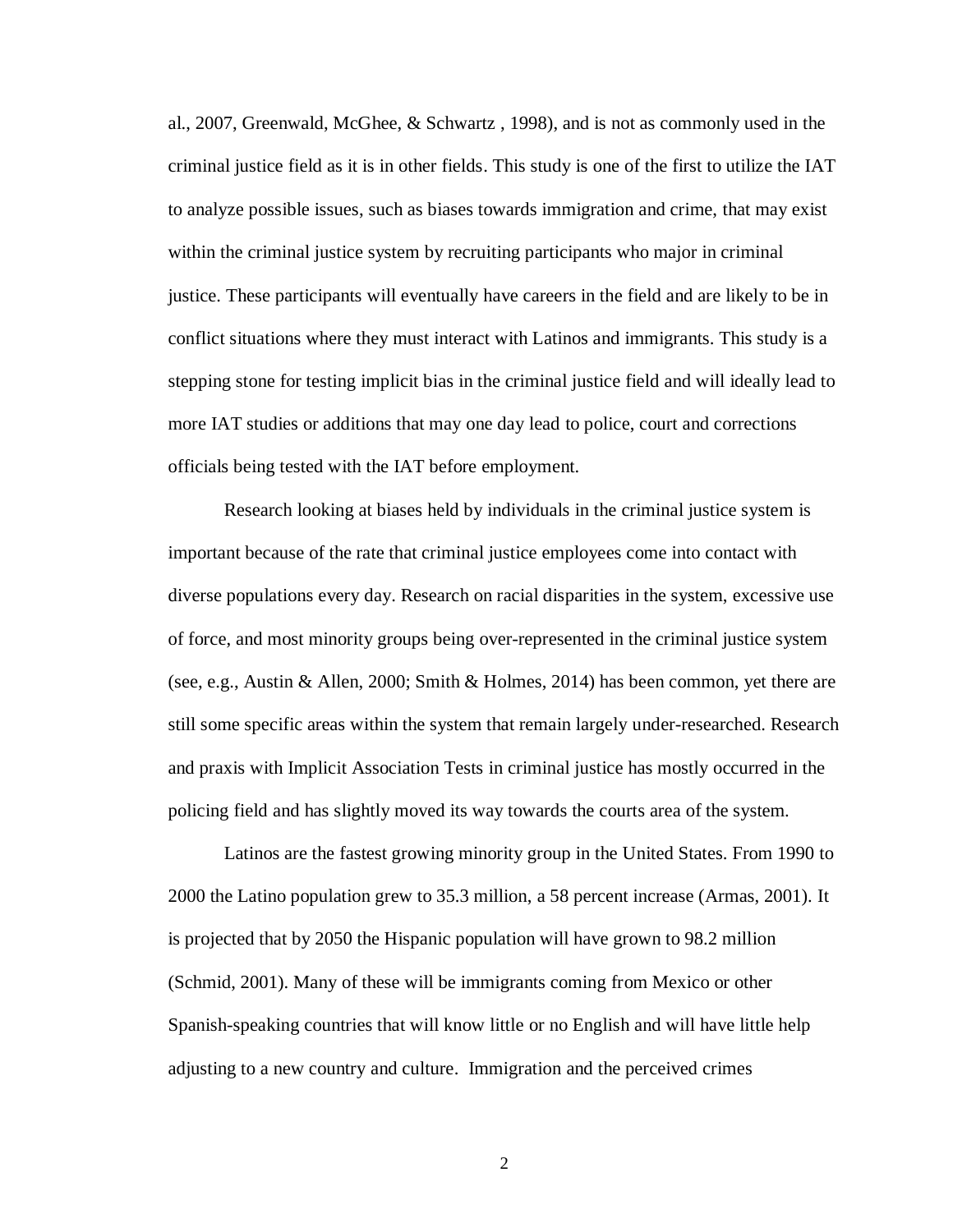al., 2007, Greenwald, McGhee, & Schwartz , 1998), and is not as commonly used in the criminal justice field as it is in other fields. This study is one of the first to utilize the IAT to analyze possible issues, such as biases towards immigration and crime, that may exist within the criminal justice system by recruiting participants who major in criminal justice. These participants will eventually have careers in the field and are likely to be in conflict situations where they must interact with Latinos and immigrants. This study is a stepping stone for testing implicit bias in the criminal justice field and will ideally lead to more IAT studies or additions that may one day lead to police, court and corrections officials being tested with the IAT before employment.

Research looking at biases held by individuals in the criminal justice system is important because of the rate that criminal justice employees come into contact with diverse populations every day. Research on racial disparities in the system, excessive use of force, and most minority groups being over-represented in the criminal justice system (see, e.g., Austin & Allen, 2000; Smith & Holmes, 2014) has been common, yet there are still some specific areas within the system that remain largely under-researched. Research and praxis with Implicit Association Tests in criminal justice has mostly occurred in the policing field and has slightly moved its way towards the courts area of the system.

Latinos are the fastest growing minority group in the United States. From 1990 to 2000 the Latino population grew to 35.3 million, a 58 percent increase (Armas, 2001). It is projected that by 2050 the Hispanic population will have grown to 98.2 million (Schmid, 2001). Many of these will be immigrants coming from Mexico or other Spanish-speaking countries that will know little or no English and will have little help adjusting to a new country and culture. Immigration and the perceived crimes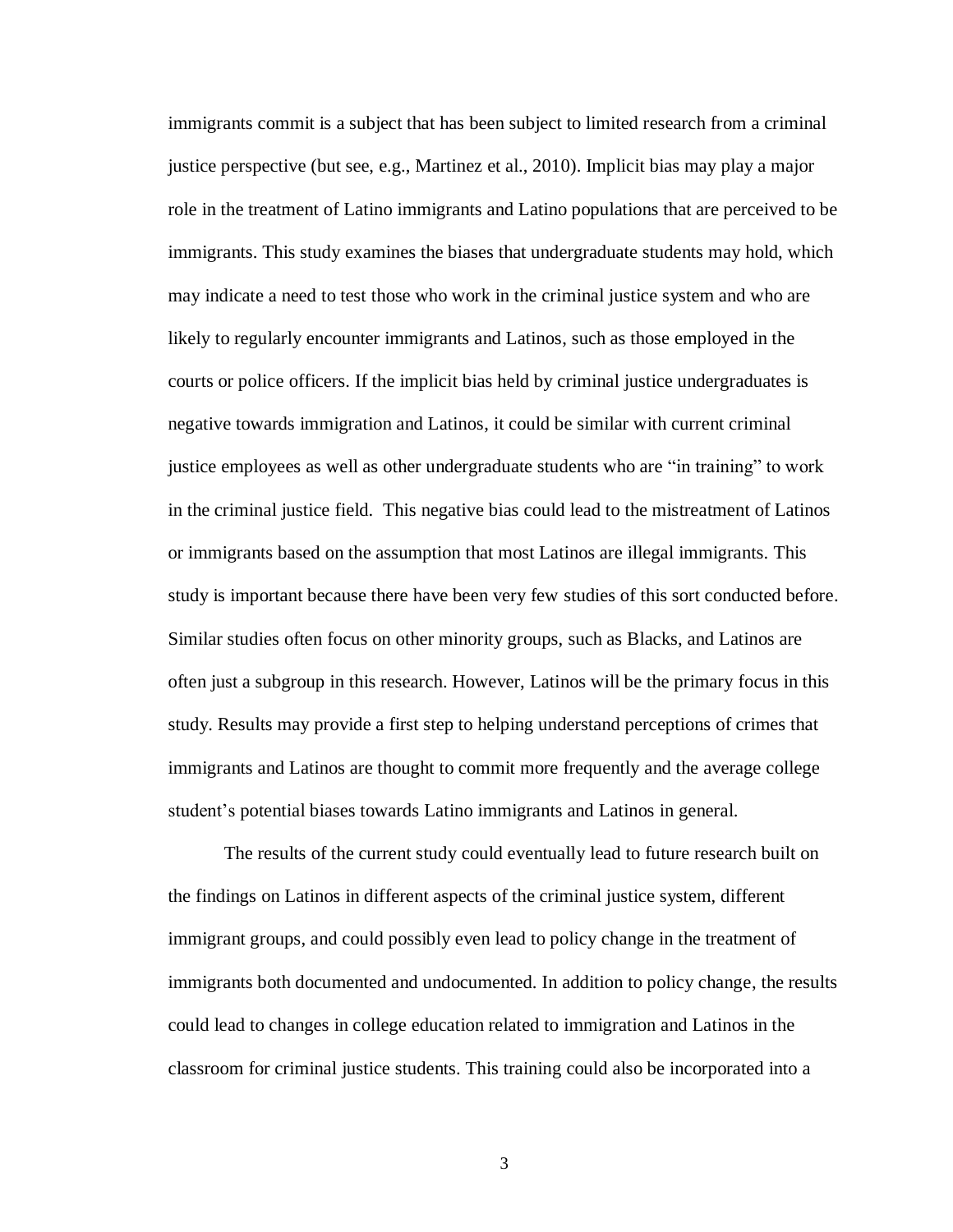immigrants commit is a subject that has been subject to limited research from a criminal justice perspective (but see, e.g., Martinez et al., 2010). Implicit bias may play a major role in the treatment of Latino immigrants and Latino populations that are perceived to be immigrants. This study examines the biases that undergraduate students may hold, which may indicate a need to test those who work in the criminal justice system and who are likely to regularly encounter immigrants and Latinos, such as those employed in the courts or police officers. If the implicit bias held by criminal justice undergraduates is negative towards immigration and Latinos, it could be similar with current criminal justice employees as well as other undergraduate students who are "in training" to work in the criminal justice field. This negative bias could lead to the mistreatment of Latinos or immigrants based on the assumption that most Latinos are illegal immigrants. This study is important because there have been very few studies of this sort conducted before. Similar studies often focus on other minority groups, such as Blacks, and Latinos are often just a subgroup in this research. However, Latinos will be the primary focus in this study. Results may provide a first step to helping understand perceptions of crimes that immigrants and Latinos are thought to commit more frequently and the average college student's potential biases towards Latino immigrants and Latinos in general.

The results of the current study could eventually lead to future research built on the findings on Latinos in different aspects of the criminal justice system, different immigrant groups, and could possibly even lead to policy change in the treatment of immigrants both documented and undocumented. In addition to policy change, the results could lead to changes in college education related to immigration and Latinos in the classroom for criminal justice students. This training could also be incorporated into a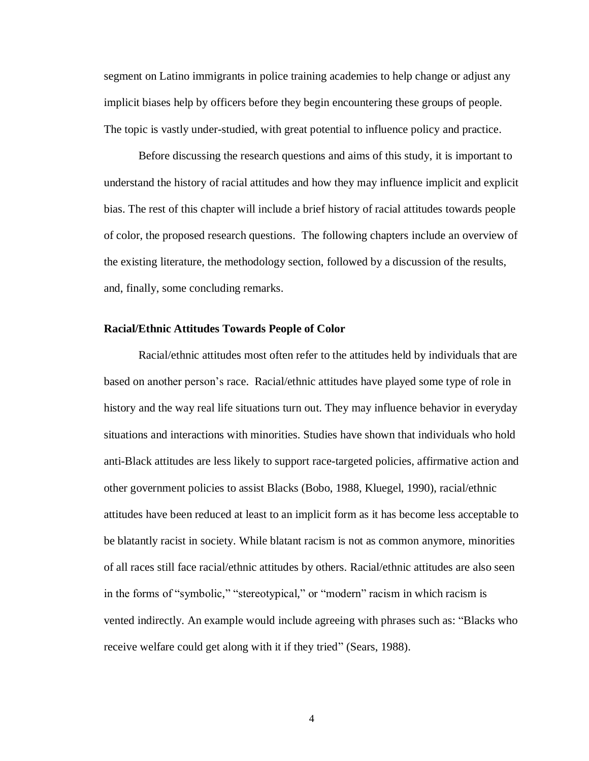segment on Latino immigrants in police training academies to help change or adjust any implicit biases help by officers before they begin encountering these groups of people. The topic is vastly under-studied, with great potential to influence policy and practice.

Before discussing the research questions and aims of this study, it is important to understand the history of racial attitudes and how they may influence implicit and explicit bias. The rest of this chapter will include a brief history of racial attitudes towards people of color, the proposed research questions. The following chapters include an overview of the existing literature, the methodology section, followed by a discussion of the results, and, finally, some concluding remarks.

**Racial/Ethnic Attitudes Towards People of Color**

Racial/ethnic attitudes most often refer to the attitudes held by individuals that are based on another person's race. Racial/ethnic attitudes have played some type of role in history and the way real life situations turn out. They may influence behavior in everyday situations and interactions with minorities. Studies have shown that individuals who hold anti-Black attitudes are less likely to support race-targeted policies, affirmative action and other government policies to assist Blacks (Bobo, 1988, Kluegel, 1990), racial/ethnic attitudes have been reduced at least to an implicit form as it has become less acceptable to be blatantly racist in society. While blatant racism is not as common anymore, minorities of all races still face racial/ethnic attitudes by others. Racial/ethnic attitudes are also seen in the forms of "symbolic," "stereotypical," or "modern" racism in which racism is vented indirectly. An example would include agreeing with phrases such as: "Blacks who receive welfare could get along with it if they tried" (Sears, 1988).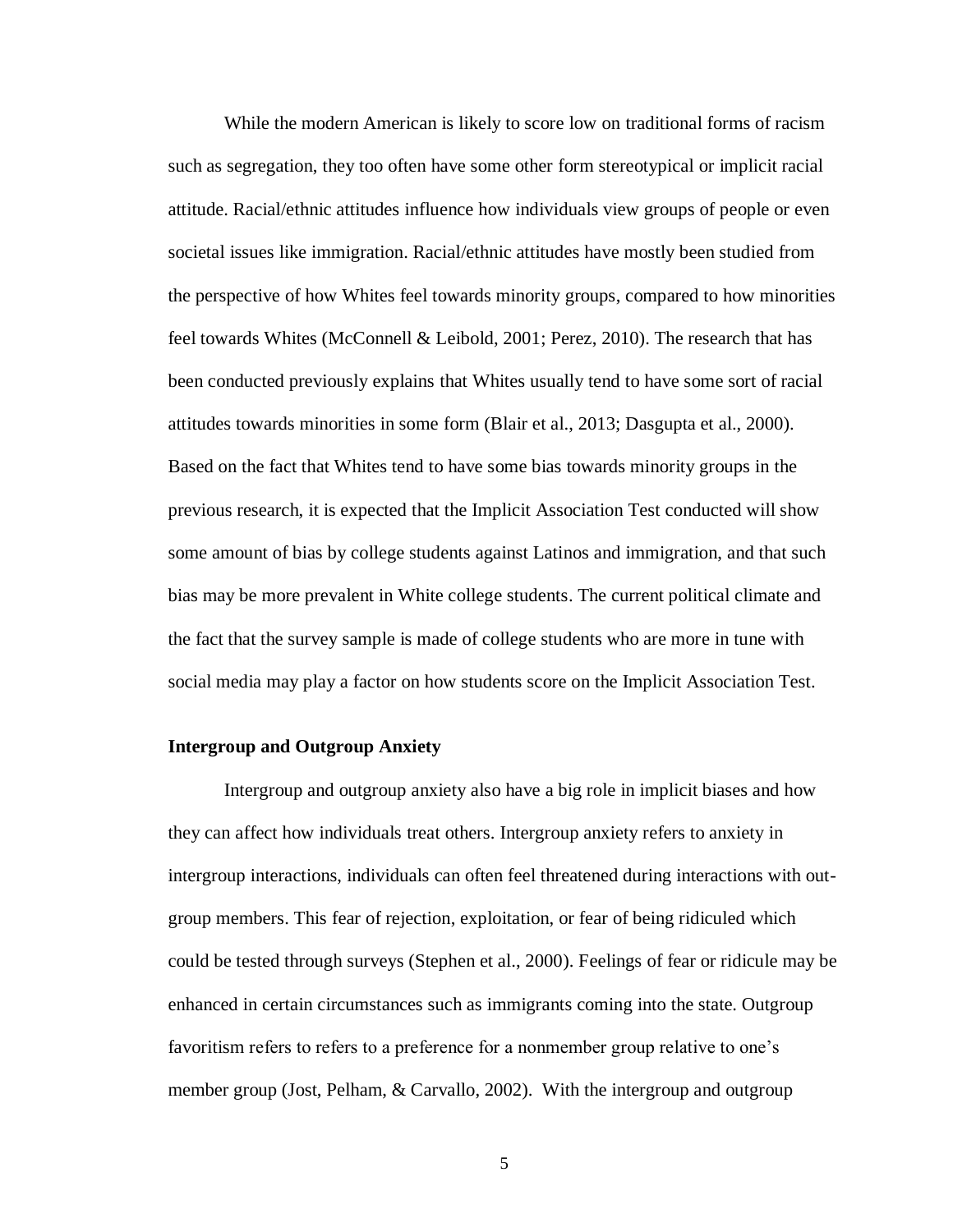While the modern American is likely to score low on traditional forms of racism such as segregation, they too often have some other form stereotypical or implicit racial attitude. Racial/ethnic attitudes influence how individuals view groups of people or even societal issues like immigration. Racial/ethnic attitudes have mostly been studied from the perspective of how Whites feel towards minority groups, compared to how minorities feel towards Whites (McConnell & Leibold, 2001; Perez, 2010). The research that has been conducted previously explains that Whites usually tend to have some sort of racial attitudes towards minorities in some form (Blair et al., 2013; Dasgupta et al., 2000). Based on the fact that Whites tend to have some bias towards minority groups in the previous research, it is expected that the Implicit Association Test conducted will show some amount of bias by college students against Latinos and immigration, and that such bias may be more prevalent in White college students. The current political climate and the fact that the survey sample is made of college students who are more in tune with social media may play a factor on how students score on the Implicit Association Test.

**Intergroup and Outgroup Anxiety**

Intergroup and outgroup anxiety also have a big role in implicit biases and how they can affect how individuals treat others. Intergroup anxiety refers to anxiety in intergroup interactions, individuals can often feel threatened during interactions with out-group members. This fear of rejection, exploitation, or fear of being ridiculed which could be tested through surveys (Stephen et al., 2000). Feelings of fear or ridicule may be enhanced in certain circumstances such as immigrants coming into the state. Outgroup favoritism refers to refers to a preference for a nonmember group relative to one's member group (Jost, Pelham, & Carvallo, 2002). With the intergroup and outgroup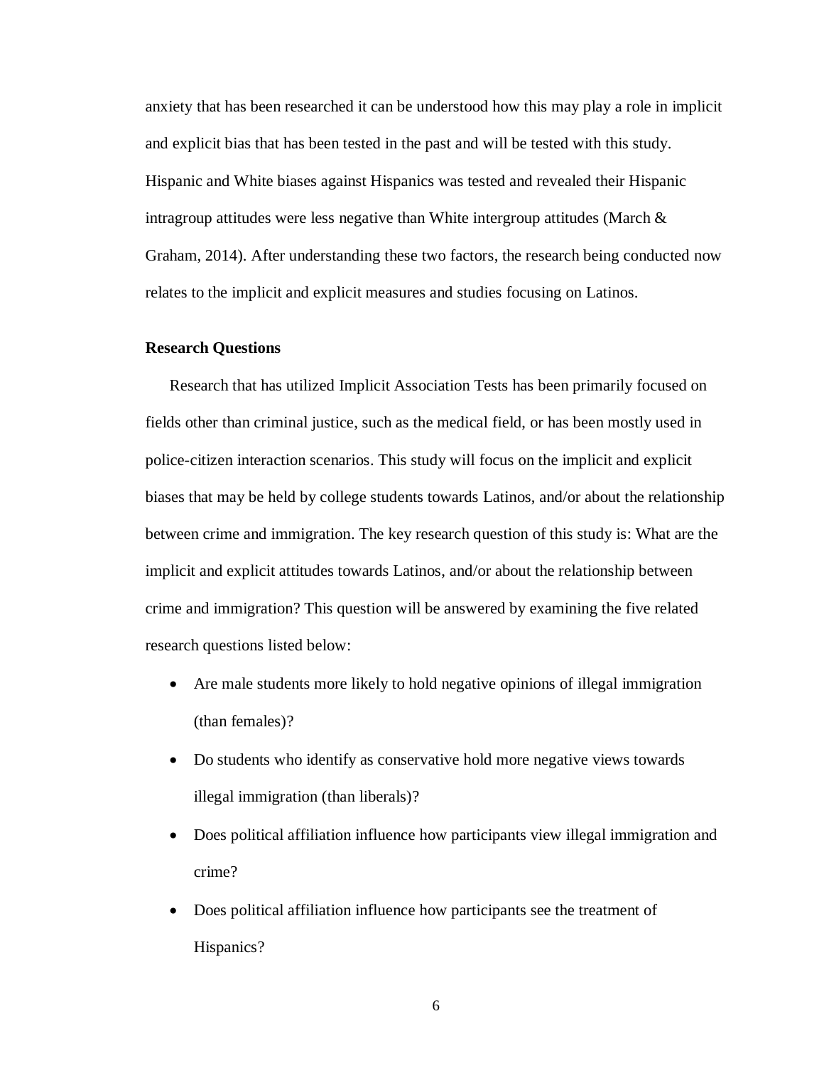anxiety that has been researched it can be understood how this may play a role in implicit and explicit bias that has been tested in the past and will be tested with this study. Hispanic and White biases against Hispanics was tested and revealed their Hispanic intragroup attitudes were less negative than White intergroup attitudes (March & Graham, 2014). After understanding these two factors, the research being conducted now relates to the implicit and explicit measures and studies focusing on Latinos.

**Research Questions**

Research that has utilized Implicit Association Tests has been primarily focused on fields other than criminal justice, such as the medical field, or has been mostly used in police-citizen interaction scenarios. This study will focus on the implicit and explicit biases that may be held by college students towards Latinos, and/or about the relationship between crime and immigration. The key research question of this study is: What are the implicit and explicit attitudes towards Latinos, and/or about the relationship between crime and immigration? This question will be answered by examining the five related research questions listed below:

- Are male students more likely to hold negative opinions of illegal immigration (than females)?
- Do students who identify as conservative hold more negative views towards illegal immigration (than liberals)?
- Does political affiliation influence how participants view illegal immigration and crime?
- Does political affiliation influence how participants see the treatment of Hispanics?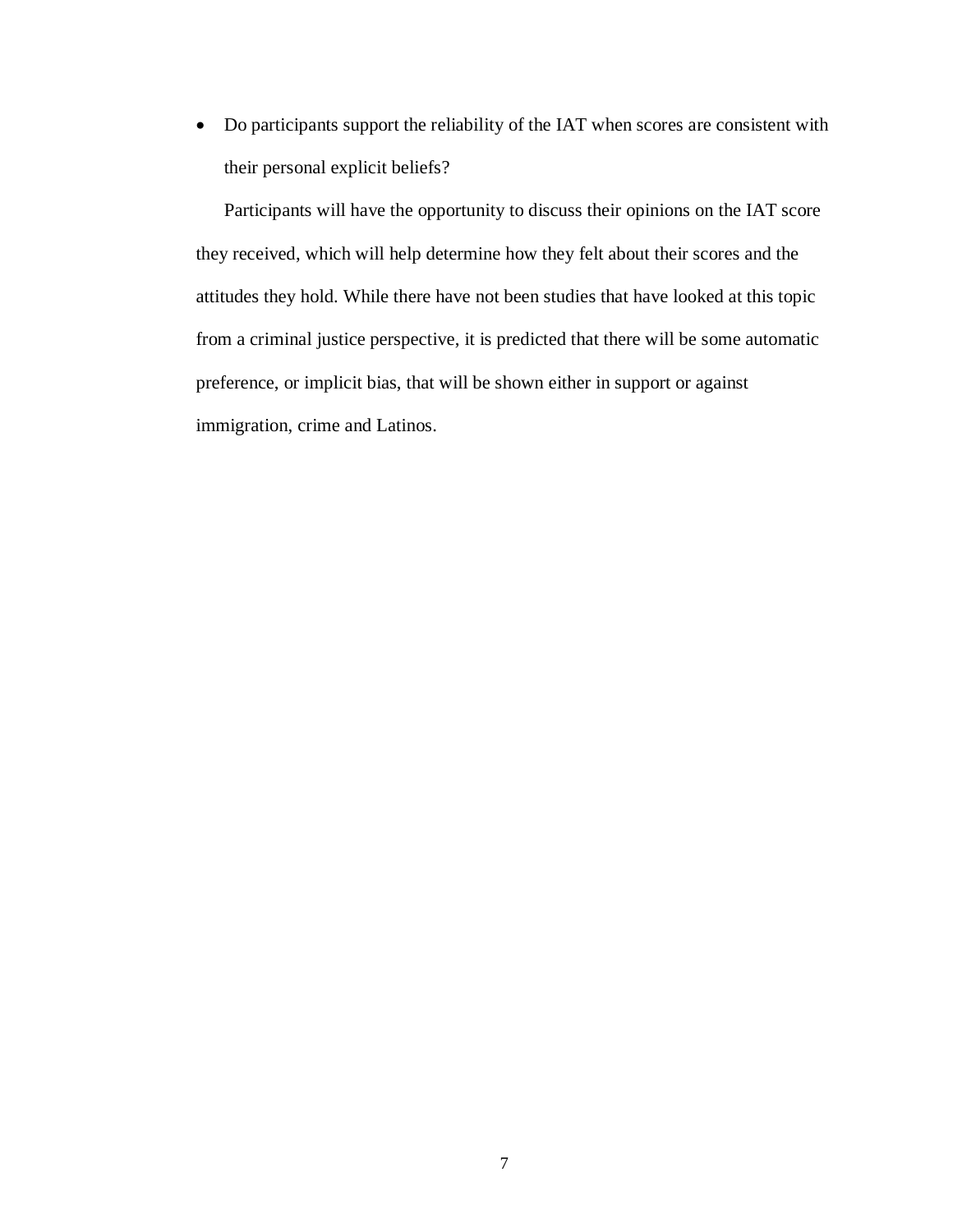- Do participants support the reliability of the IAT when scores are consistent with their personal explicit beliefs?

Participants will have the opportunity to discuss their opinions on the IAT score they received, which will help determine how they felt about their scores and the attitudes they hold. While there have not been studies that have looked at this topic from a criminal justice perspective, it is predicted that there will be some automatic preference, or implicit bias, that will be shown either in support or against immigration, crime and Latinos.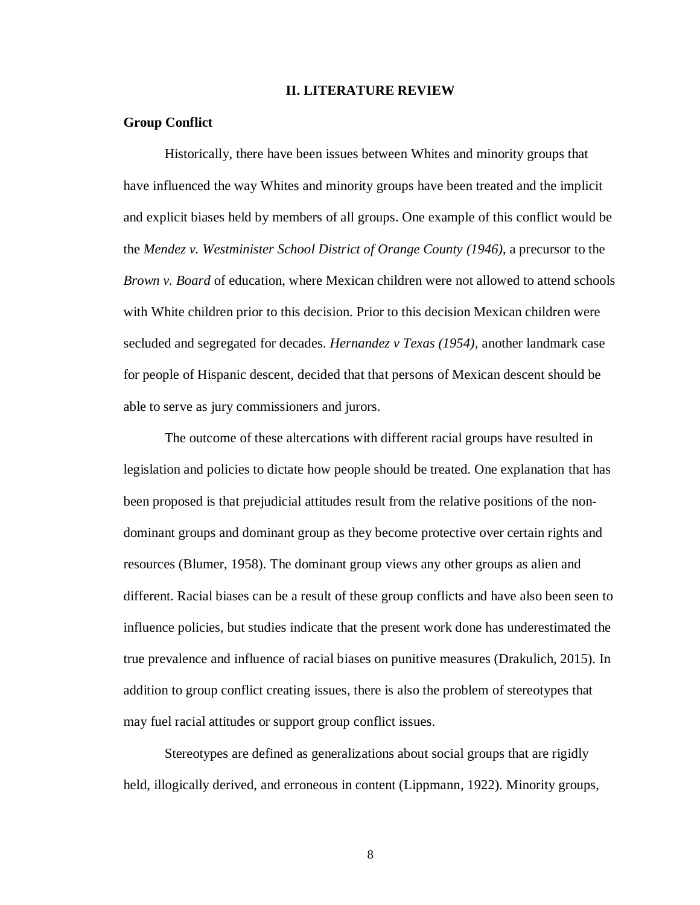## II. LITERATURE REVIEW

### Group Conflict

Historically, there have been issues between Whites and minority groups that have influenced the way Whites and minority groups have been treated and the implicit and explicit biases held by members of all groups. One example of this conflict would be the *Mendez v. Westminister School District of Orange County (1946)*, a precursor to the *Brown v. Board* of education, where Mexican children were not allowed to attend schools with White children prior to this decision. Prior to this decision Mexican children were secluded and segregated for decades. *Hernandez v Texas (1954),* another landmark case for people of Hispanic descent, decided that that persons of Mexican descent should be able to serve as jury commissioners and jurors.

The outcome of these altercations with different racial groups have resulted in legislation and policies to dictate how people should be treated. One explanation that has been proposed is that prejudicial attitudes result from the relative positions of the non-dominant groups and dominant group as they become protective over certain rights and resources (Blumer, 1958). The dominant group views any other groups as alien and different. Racial biases can be a result of these group conflicts and have also been seen to influence policies, but studies indicate that the present work done has underestimated the true prevalence and influence of racial biases on punitive measures (Drakulich, 2015). In addition to group conflict creating issues, there is also the problem of stereotypes that may fuel racial attitudes or support group conflict issues.

Stereotypes are defined as generalizations about social groups that are rigidly held, illogically derived, and erroneous in content (Lippmann, 1922). Minority groups,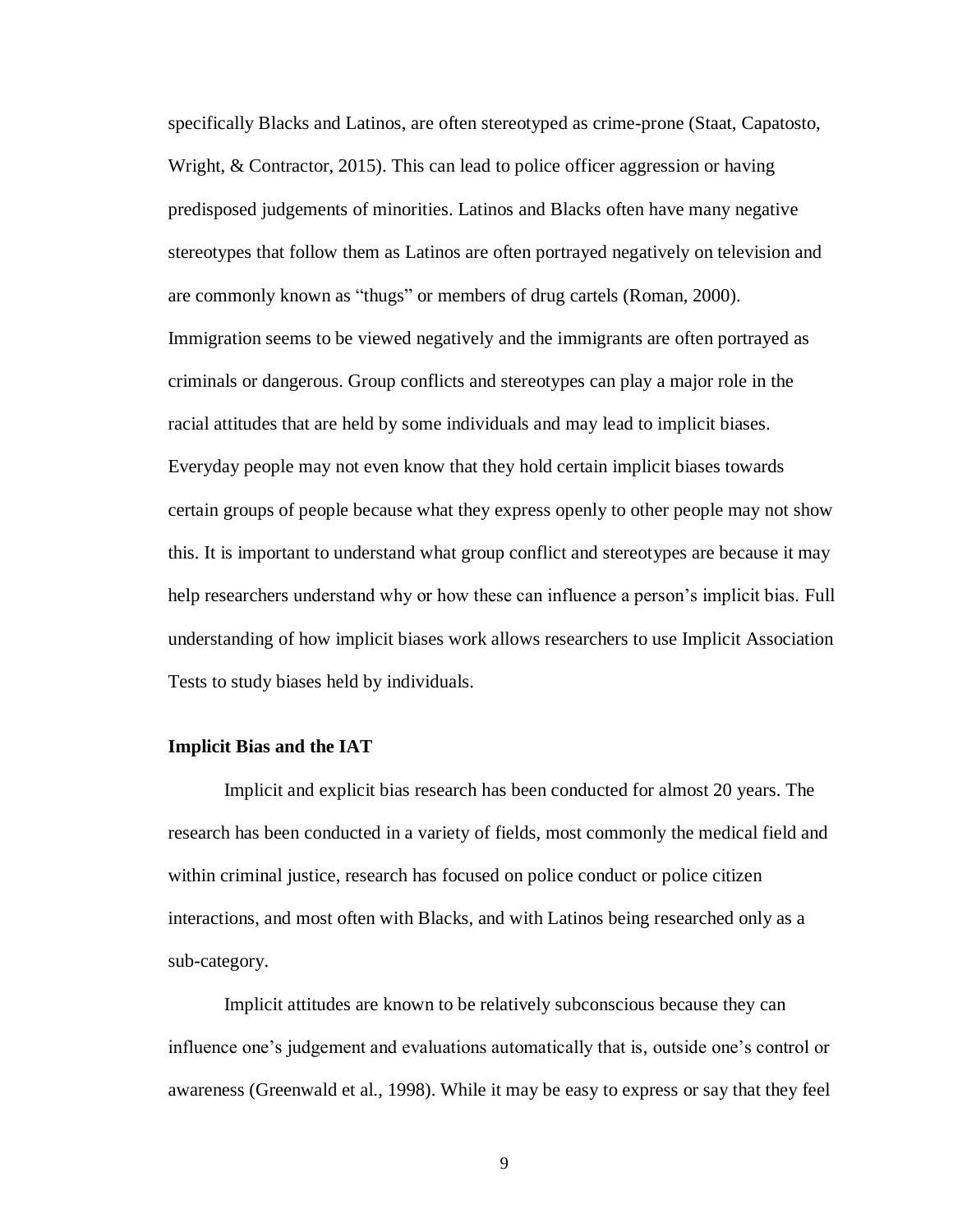specifically Blacks and Latinos, are often stereotyped as crime-prone (Staat, Capatosto, Wright, & Contractor, 2015). This can lead to police officer aggression or having predisposed judgements of minorities. Latinos and Blacks often have many negative stereotypes that follow them as Latinos are often portrayed negatively on television and are commonly known as "thugs" or members of drug cartels (Roman, 2000). Immigration seems to be viewed negatively and the immigrants are often portrayed as criminals or dangerous. Group conflicts and stereotypes can play a major role in the racial attitudes that are held by some individuals and may lead to implicit biases. Everyday people may not even know that they hold certain implicit biases towards certain groups of people because what they express openly to other people may not show this. It is important to understand what group conflict and stereotypes are because it may help researchers understand why or how these can influence a person's implicit bias. Full understanding of how implicit biases work allows researchers to use Implicit Association Tests to study biases held by individuals.

### Implicit Bias and the IAT

Implicit and explicit bias research has been conducted for almost 20 years. The research has been conducted in a variety of fields, most commonly the medical field and within criminal justice, research has focused on police conduct or police citizen interactions, and most often with Blacks, and with Latinos being researched only as a sub-category.

Implicit attitudes are known to be relatively subconscious because they can influence one's judgement and evaluations automatically that is, outside one's control or awareness (Greenwald et al., 1998). While it may be easy to express or say that they feel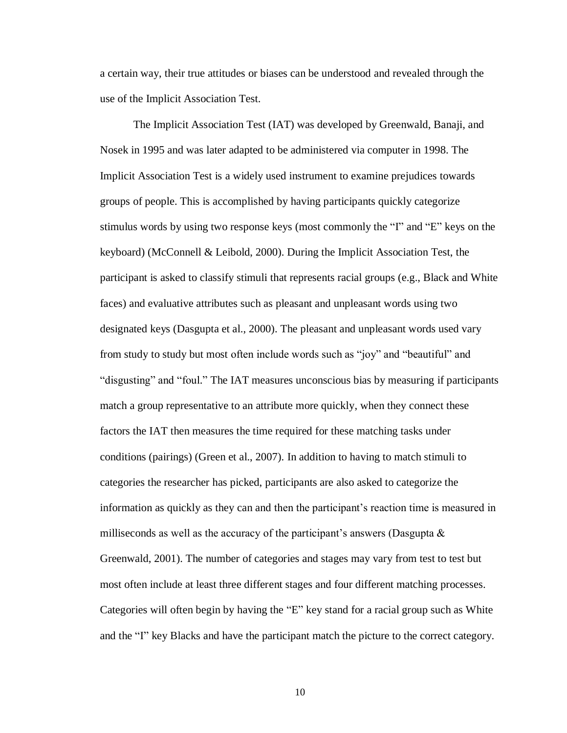a certain way, their true attitudes or biases can be understood and revealed through the use of the Implicit Association Test.

The Implicit Association Test (IAT) was developed by Greenwald, Banaji, and Nosek in 1995 and was later adapted to be administered via computer in 1998. The Implicit Association Test is a widely used instrument to examine prejudices towards groups of people. This is accomplished by having participants quickly categorize stimulus words by using two response keys (most commonly the "I" and "E" keys on the keyboard) (McConnell & Leibold, 2000). During the Implicit Association Test, the participant is asked to classify stimuli that represents racial groups (e.g., Black and White faces) and evaluative attributes such as pleasant and unpleasant words using two designated keys (Dasgupta et al., 2000). The pleasant and unpleasant words used vary from study to study but most often include words such as "joy" and "beautiful" and "disgusting" and "foul." The IAT measures unconscious bias by measuring if participants match a group representative to an attribute more quickly, when they connect these factors the IAT then measures the time required for these matching tasks under conditions (pairings) (Green et al., 2007). In addition to having to match stimuli to categories the researcher has picked, participants are also asked to categorize the information as quickly as they can and then the participant's reaction time is measured in milliseconds as well as the accuracy of the participant's answers (Dasgupta & Greenwald, 2001). The number of categories and stages may vary from test to test but most often include at least three different stages and four different matching processes. Categories will often begin by having the "E" key stand for a racial group such as White and the "I" key Blacks and have the participant match the picture to the correct category.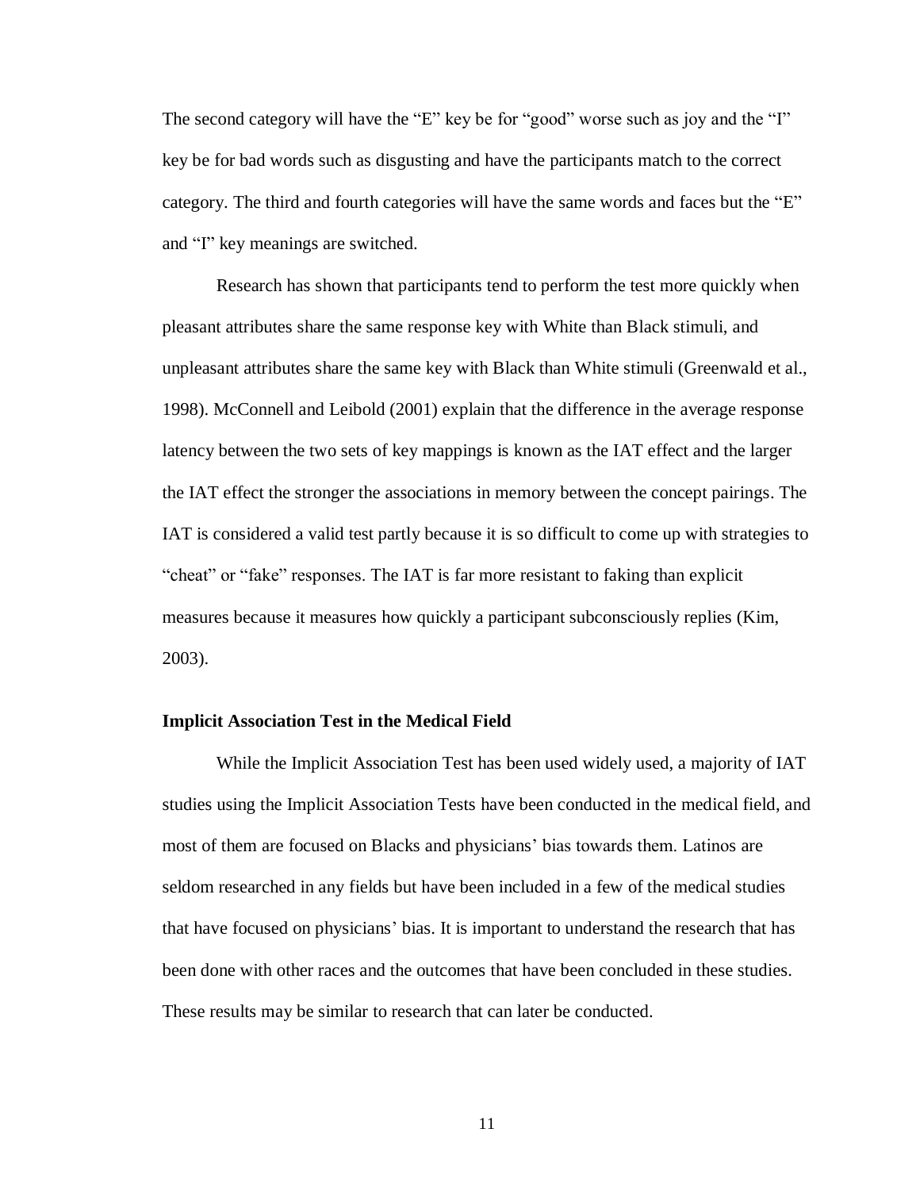The second category will have the "E" key be for "good" worse such as joy and the "I" key be for bad words such as disgusting and have the participants match to the correct category. The third and fourth categories will have the same words and faces but the "E" and "I" key meanings are switched.

Research has shown that participants tend to perform the test more quickly when pleasant attributes share the same response key with White than Black stimuli, and unpleasant attributes share the same key with Black than White stimuli (Greenwald et al., 1998). McConnell and Leibold (2001) explain that the difference in the average response latency between the two sets of key mappings is known as the IAT effect and the larger the IAT effect the stronger the associations in memory between the concept pairings. The IAT is considered a valid test partly because it is so difficult to come up with strategies to "cheat" or "fake" responses. The IAT is far more resistant to faking than explicit measures because it measures how quickly a participant subconsciously replies (Kim, 2003).

### Implicit Association Test in the Medical Field

While the Implicit Association Test has been used widely used, a majority of IAT studies using the Implicit Association Tests have been conducted in the medical field, and most of them are focused on Blacks and physicians' bias towards them. Latinos are seldom researched in any fields but have been included in a few of the medical studies that have focused on physicians' bias. It is important to understand the research that has been done with other races and the outcomes that have been concluded in these studies. These results may be similar to research that can later be conducted.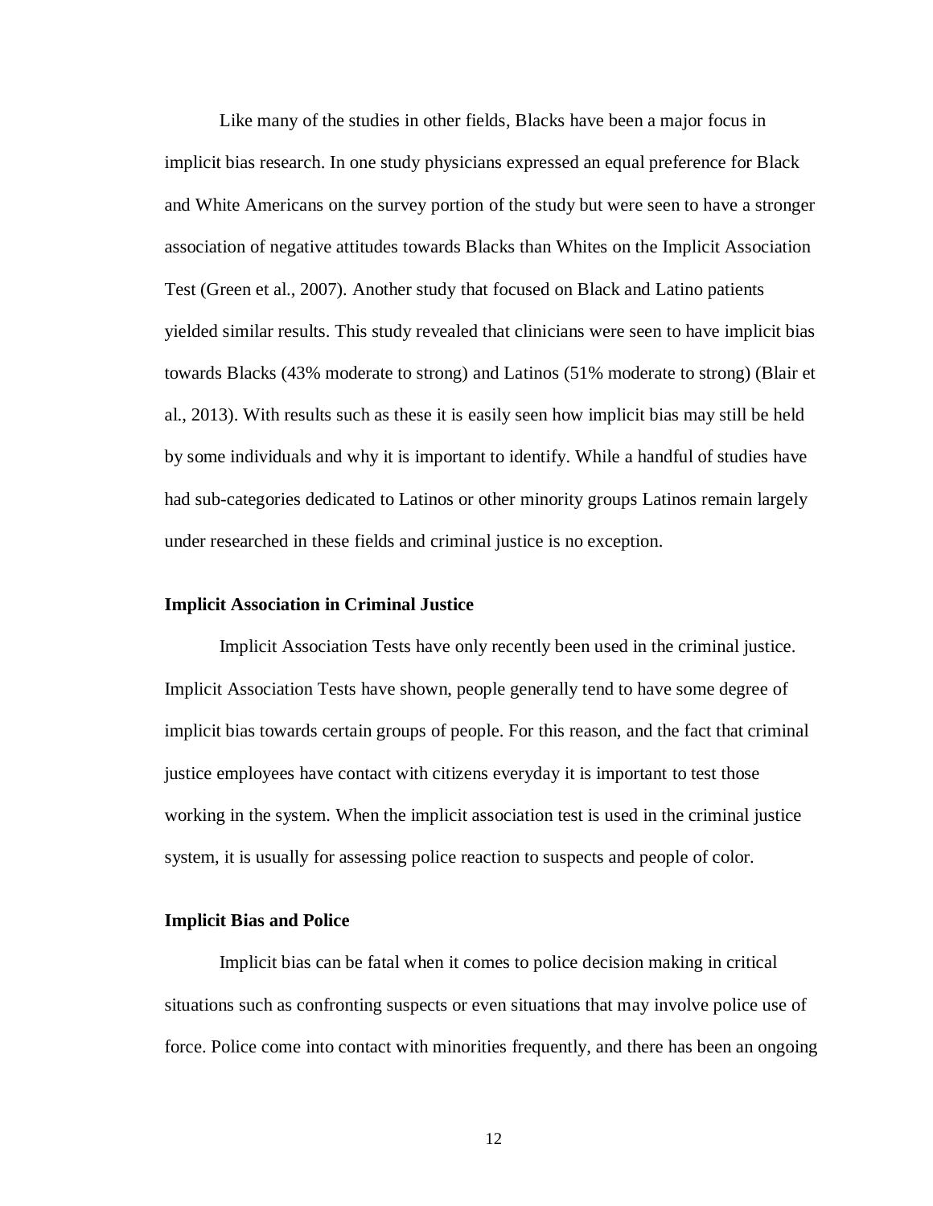Like many of the studies in other fields, Blacks have been a major focus in implicit bias research. In one study physicians expressed an equal preference for Black and White Americans on the survey portion of the study but were seen to have a stronger association of negative attitudes towards Blacks than Whites on the Implicit Association Test (Green et al., 2007). Another study that focused on Black and Latino patients yielded similar results. This study revealed that clinicians were seen to have implicit bias towards Blacks (43% moderate to strong) and Latinos (51% moderate to strong) (Blair et al., 2013). With results such as these it is easily seen how implicit bias may still be held by some individuals and why it is important to identify. While a handful of studies have had sub-categories dedicated to Latinos or other minority groups Latinos remain largely under researched in these fields and criminal justice is no exception.

**Implicit Association in Criminal Justice**

Implicit Association Tests have only recently been used in the criminal justice. Implicit Association Tests have shown, people generally tend to have some degree of implicit bias towards certain groups of people. For this reason, and the fact that criminal justice employees have contact with citizens everyday it is important to test those working in the system. When the implicit association test is used in the criminal justice system, it is usually for assessing police reaction to suspects and people of color.

**Implicit Bias and Police**

Implicit bias can be fatal when it comes to police decision making in critical situations such as confronting suspects or even situations that may involve police use of force. Police come into contact with minorities frequently, and there has been an ongoing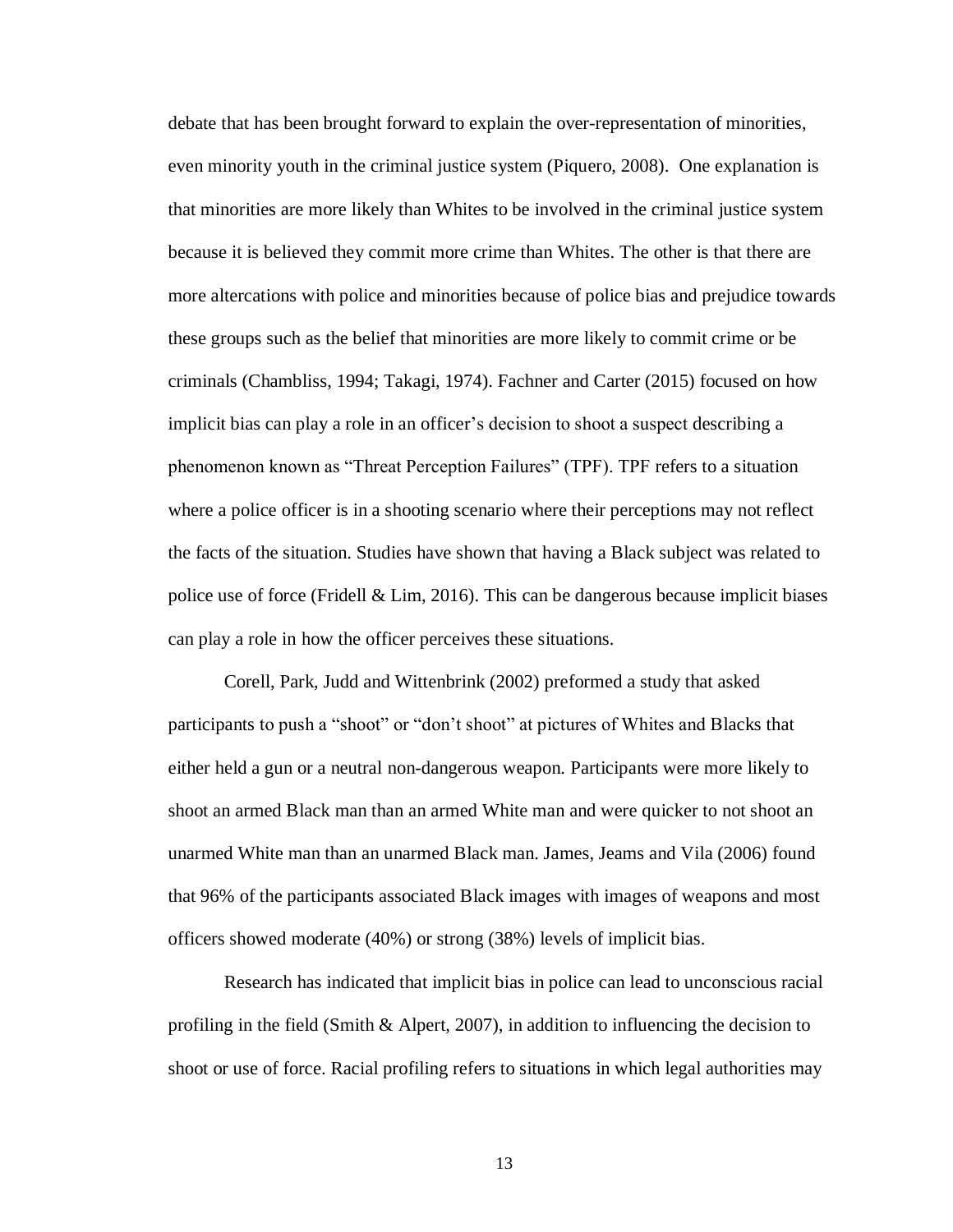debate that has been brought forward to explain the over-representation of minorities, even minority youth in the criminal justice system (Piquero, 2008). One explanation is that minorities are more likely than Whites to be involved in the criminal justice system because it is believed they commit more crime than Whites. The other is that there are more altercations with police and minorities because of police bias and prejudice towards these groups such as the belief that minorities are more likely to commit crime or be criminals (Chambliss, 1994; Takagi, 1974). Fachner and Carter (2015) focused on how implicit bias can play a role in an officer's decision to shoot a suspect describing a phenomenon known as "Threat Perception Failures" (TPF). TPF refers to a situation where a police officer is in a shooting scenario where their perceptions may not reflect the facts of the situation. Studies have shown that having a Black subject was related to police use of force (Fridell & Lim, 2016). This can be dangerous because implicit biases can play a role in how the officer perceives these situations.

Corell, Park, Judd and Wittenbrink (2002) preformed a study that asked participants to push a "shoot" or "don't shoot" at pictures of Whites and Blacks that either held a gun or a neutral non-dangerous weapon. Participants were more likely to shoot an armed Black man than an armed White man and were quicker to not shoot an unarmed White man than an unarmed Black man. James, Jeams and Vila (2006) found that 96% of the participants associated Black images with images of weapons and most officers showed moderate (40%) or strong (38%) levels of implicit bias.

Research has indicated that implicit bias in police can lead to unconscious racial profiling in the field (Smith & Alpert, 2007), in addition to influencing the decision to shoot or use of force. Racial profiling refers to situations in which legal authorities may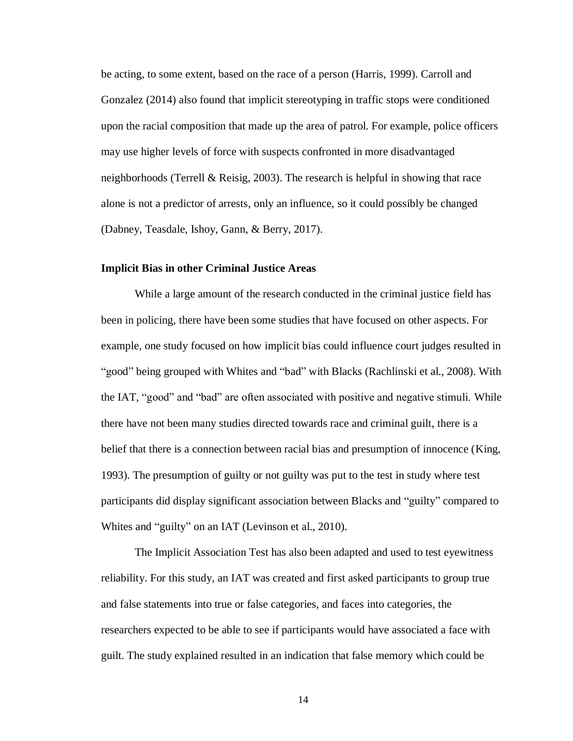be acting, to some extent, based on the race of a person (Harris, 1999). Carroll and Gonzalez (2014) also found that implicit stereotyping in traffic stops were conditioned upon the racial composition that made up the area of patrol. For example, police officers may use higher levels of force with suspects confronted in more disadvantaged neighborhoods (Terrell & Reisig, 2003). The research is helpful in showing that race alone is not a predictor of arrests, only an influence, so it could possibly be changed (Dabney, Teasdale, Ishoy, Gann, & Berry, 2017).

**Implicit Bias in other Criminal Justice Areas**

While a large amount of the research conducted in the criminal justice field has been in policing, there have been some studies that have focused on other aspects. For example, one study focused on how implicit bias could influence court judges resulted in "good" being grouped with Whites and "bad" with Blacks (Rachlinski et al., 2008). With the IAT, "good" and "bad" are often associated with positive and negative stimuli. While there have not been many studies directed towards race and criminal guilt, there is a belief that there is a connection between racial bias and presumption of innocence (King, 1993). The presumption of guilty or not guilty was put to the test in study where test participants did display significant association between Blacks and "guilty" compared to Whites and "guilty" on an IAT (Levinson et al., 2010).

The Implicit Association Test has also been adapted and used to test eyewitness reliability. For this study, an IAT was created and first asked participants to group true and false statements into true or false categories, and faces into categories, the researchers expected to be able to see if participants would have associated a face with guilt. The study explained resulted in an indication that false memory which could be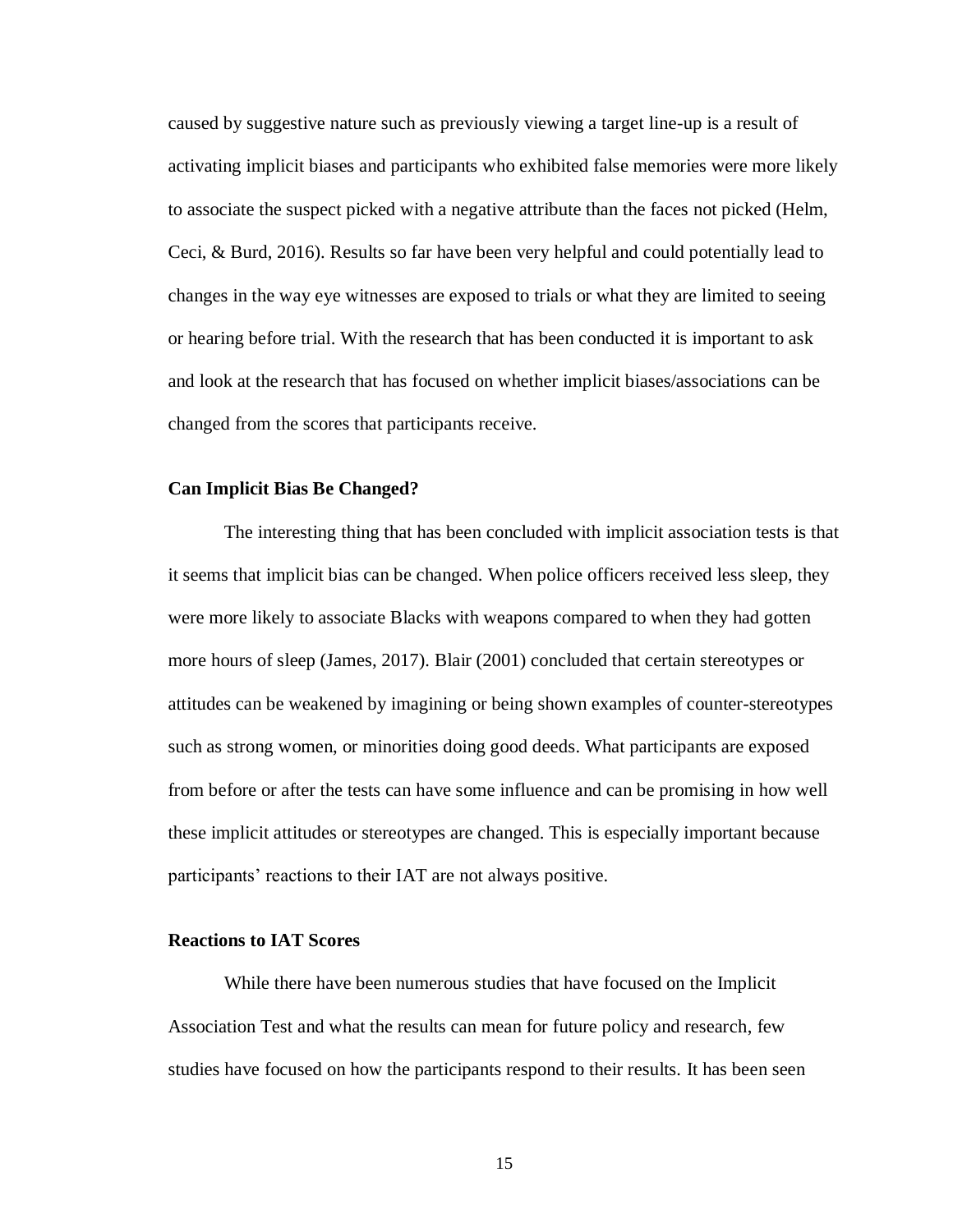caused by suggestive nature such as previously viewing a target line-up is a result of activating implicit biases and participants who exhibited false memories were more likely to associate the suspect picked with a negative attribute than the faces not picked (Helm, Ceci, & Burd, 2016). Results so far have been very helpful and could potentially lead to changes in the way eye witnesses are exposed to trials or what they are limited to seeing or hearing before trial. With the research that has been conducted it is important to ask and look at the research that has focused on whether implicit biases/associations can be changed from the scores that participants receive.

### Can Implicit Bias Be Changed?

The interesting thing that has been concluded with implicit association tests is that it seems that implicit bias can be changed. When police officers received less sleep, they were more likely to associate Blacks with weapons compared to when they had gotten more hours of sleep (James, 2017). Blair (2001) concluded that certain stereotypes or attitudes can be weakened by imagining or being shown examples of counter-stereotypes such as strong women, or minorities doing good deeds. What participants are exposed from before or after the tests can have some influence and can be promising in how well these implicit attitudes or stereotypes are changed. This is especially important because participants' reactions to their IAT are not always positive.

### Reactions to IAT Scores

While there have been numerous studies that have focused on the Implicit Association Test and what the results can mean for future policy and research, few studies have focused on how the participants respond to their results. It has been seen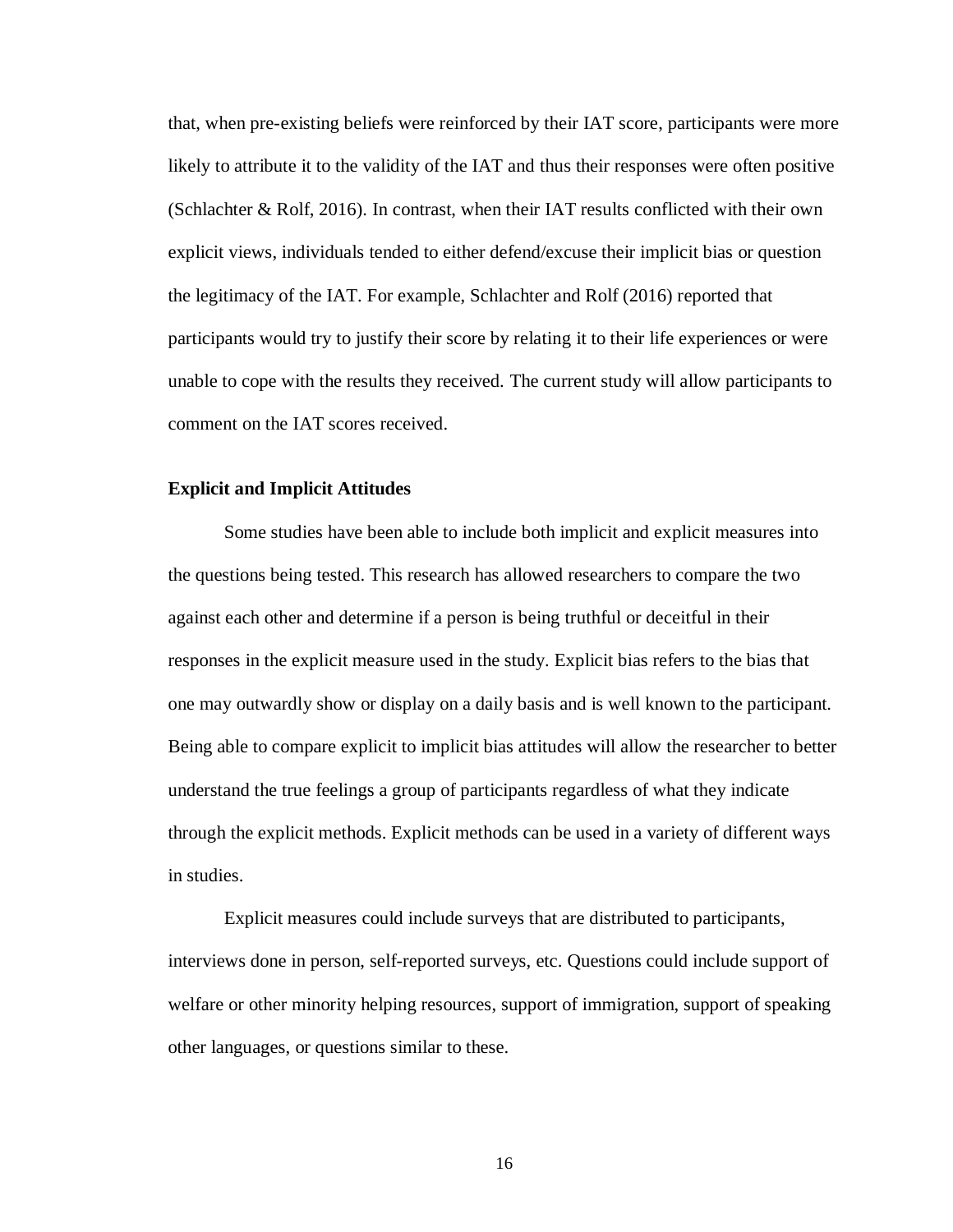that, when pre-existing beliefs were reinforced by their IAT score, participants were more likely to attribute it to the validity of the IAT and thus their responses were often positive (Schlachter & Rolf, 2016). In contrast, when their IAT results conflicted with their own explicit views, individuals tended to either defend/excuse their implicit bias or question the legitimacy of the IAT. For example, Schlachter and Rolf (2016) reported that participants would try to justify their score by relating it to their life experiences or were unable to cope with the results they received. The current study will allow participants to comment on the IAT scores received.

### Explicit and Implicit Attitudes

Some studies have been able to include both implicit and explicit measures into the questions being tested. This research has allowed researchers to compare the two against each other and determine if a person is being truthful or deceitful in their responses in the explicit measure used in the study. Explicit bias refers to the bias that one may outwardly show or display on a daily basis and is well known to the participant. Being able to compare explicit to implicit bias attitudes will allow the researcher to better understand the true feelings a group of participants regardless of what they indicate through the explicit methods. Explicit methods can be used in a variety of different ways in studies.

Explicit measures could include surveys that are distributed to participants, interviews done in person, self-reported surveys, etc. Questions could include support of welfare or other minority helping resources, support of immigration, support of speaking other languages, or questions similar to these.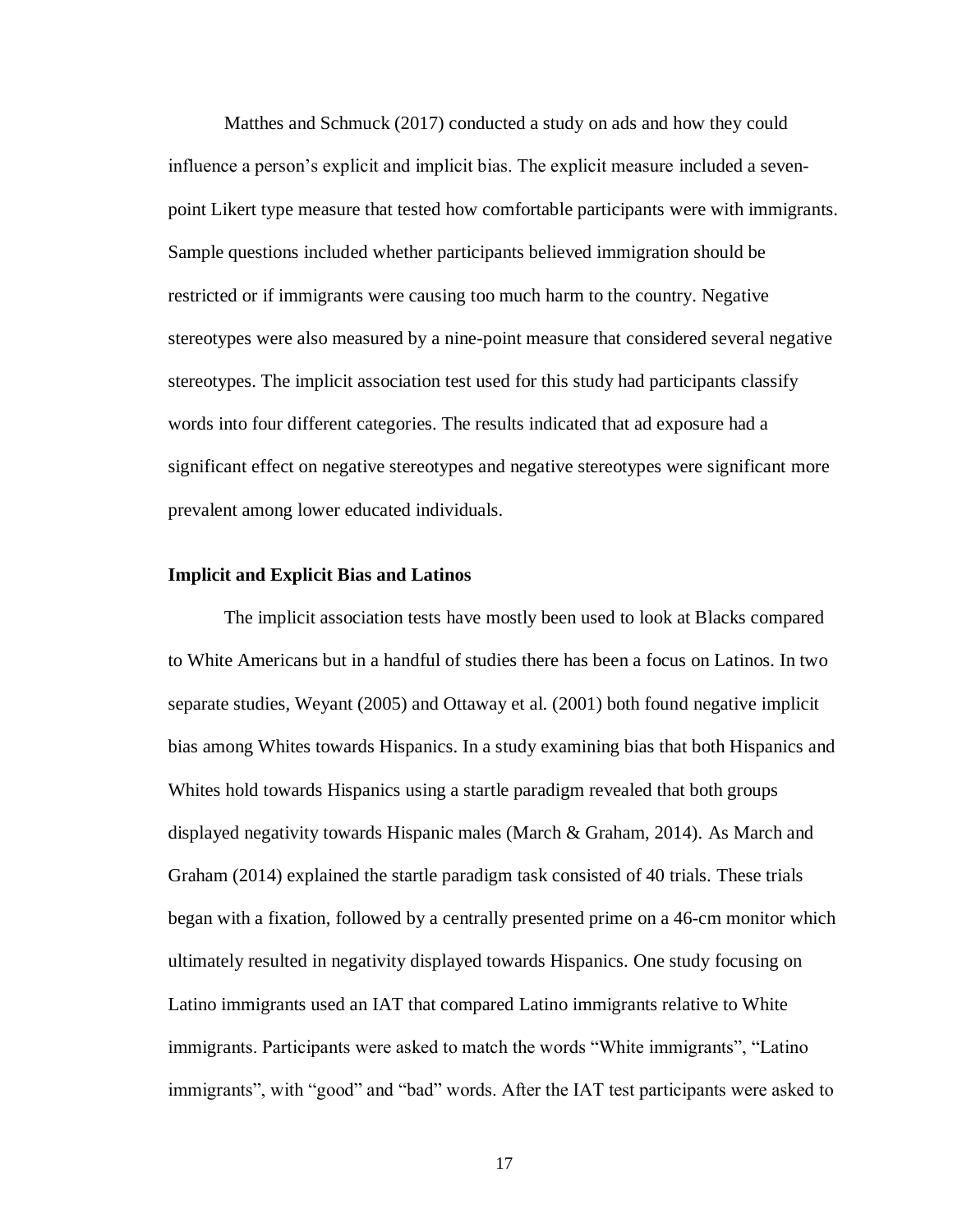Matthes and Schmuck (2017) conducted a study on ads and how they could influence a person's explicit and implicit bias. The explicit measure included a seven-point Likert type measure that tested how comfortable participants were with immigrants. Sample questions included whether participants believed immigration should be restricted or if immigrants were causing too much harm to the country. Negative stereotypes were also measured by a nine-point measure that considered several negative stereotypes. The implicit association test used for this study had participants classify words into four different categories. The results indicated that ad exposure had a significant effect on negative stereotypes and negative stereotypes were significant more prevalent among lower educated individuals.

**Implicit and Explicit Bias and Latinos**

The implicit association tests have mostly been used to look at Blacks compared to White Americans but in a handful of studies there has been a focus on Latinos. In two separate studies, Weyant (2005) and Ottaway et al. (2001) both found negative implicit bias among Whites towards Hispanics. In a study examining bias that both Hispanics and Whites hold towards Hispanics using a startle paradigm revealed that both groups displayed negativity towards Hispanic males (March & Graham, 2014). As March and Graham (2014) explained the startle paradigm task consisted of 40 trials. These trials began with a fixation, followed by a centrally presented prime on a 46-cm monitor which ultimately resulted in negativity displayed towards Hispanics. One study focusing on Latino immigrants used an IAT that compared Latino immigrants relative to White immigrants. Participants were asked to match the words "White immigrants", "Latino immigrants", with "good" and "bad" words. After the IAT test participants were asked to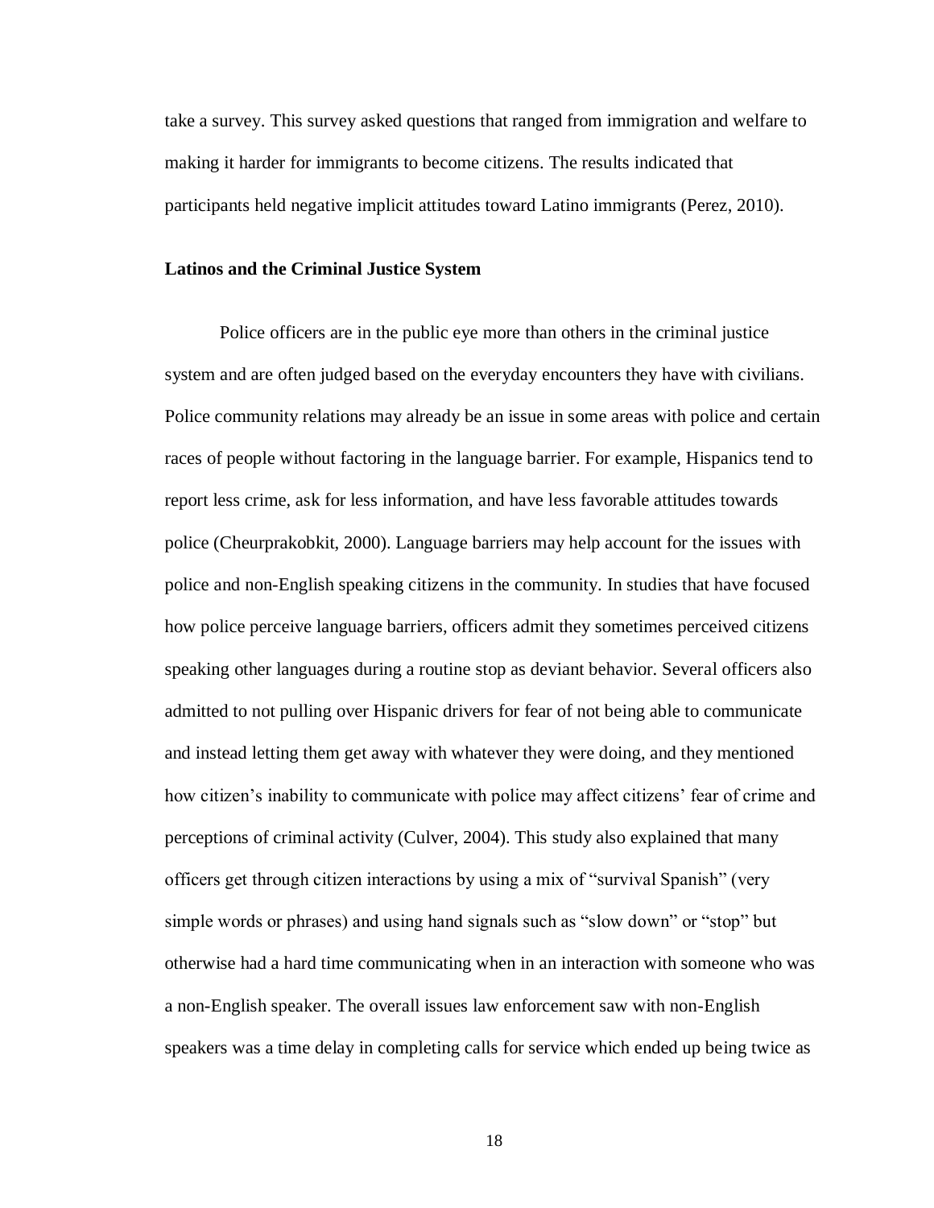take a survey. This survey asked questions that ranged from immigration and welfare to making it harder for immigrants to become citizens. The results indicated that participants held negative implicit attitudes toward Latino immigrants (Perez, 2010).

### Latinos and the Criminal Justice System

Police officers are in the public eye more than others in the criminal justice system and are often judged based on the everyday encounters they have with civilians. Police community relations may already be an issue in some areas with police and certain races of people without factoring in the language barrier. For example, Hispanics tend to report less crime, ask for less information, and have less favorable attitudes towards police (Cheurprakobkit, 2000). Language barriers may help account for the issues with police and non-English speaking citizens in the community. In studies that have focused how police perceive language barriers, officers admit they sometimes perceived citizens speaking other languages during a routine stop as deviant behavior. Several officers also admitted to not pulling over Hispanic drivers for fear of not being able to communicate and instead letting them get away with whatever they were doing, and they mentioned how citizen's inability to communicate with police may affect citizens' fear of crime and perceptions of criminal activity (Culver, 2004). This study also explained that many officers get through citizen interactions by using a mix of "survival Spanish" (very simple words or phrases) and using hand signals such as "slow down" or "stop" but otherwise had a hard time communicating when in an interaction with someone who was a non-English speaker. The overall issues law enforcement saw with non-English speakers was a time delay in completing calls for service which ended up being twice as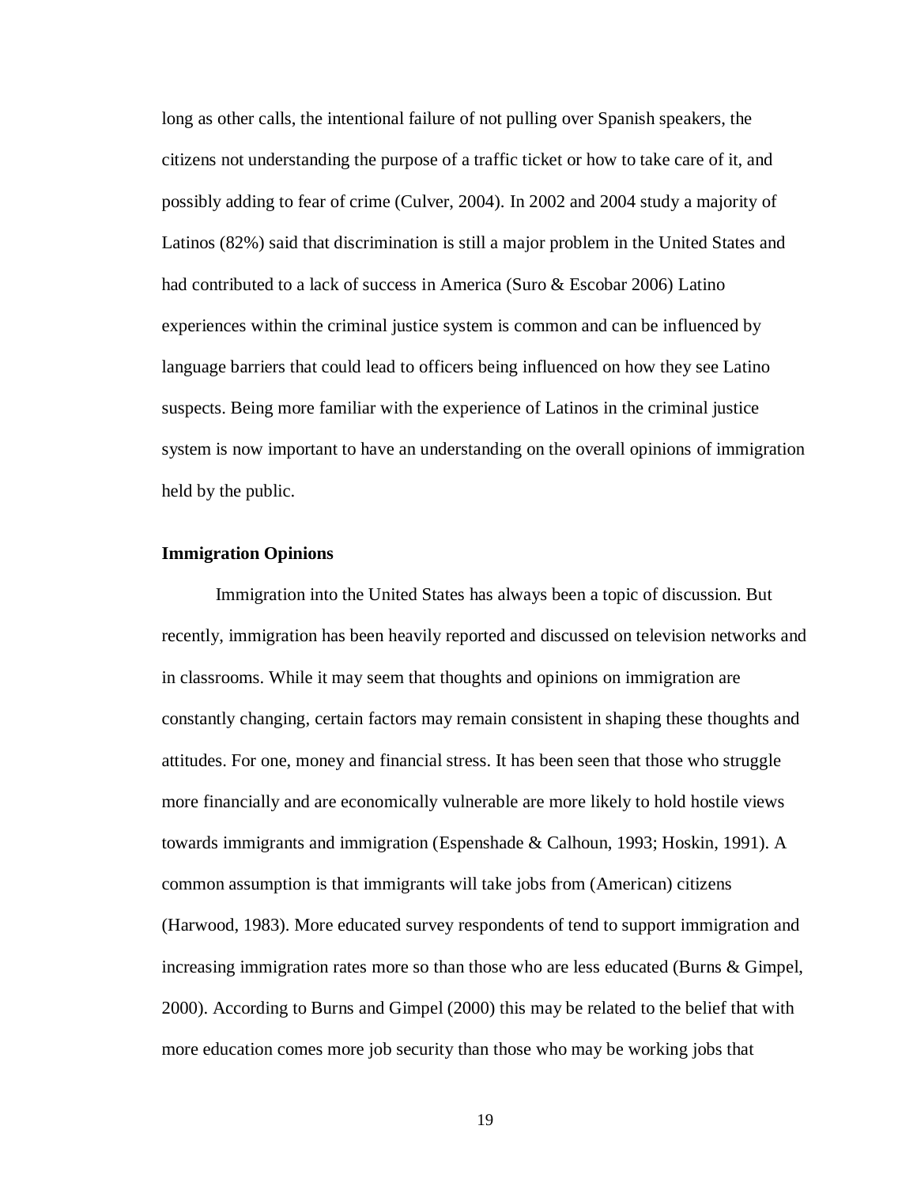long as other calls, the intentional failure of not pulling over Spanish speakers, the citizens not understanding the purpose of a traffic ticket or how to take care of it, and possibly adding to fear of crime (Culver, 2004). In 2002 and 2004 study a majority of Latinos (82%) said that discrimination is still a major problem in the United States and had contributed to a lack of success in America (Suro & Escobar 2006) Latino experiences within the criminal justice system is common and can be influenced by language barriers that could lead to officers being influenced on how they see Latino suspects. Being more familiar with the experience of Latinos in the criminal justice system is now important to have an understanding on the overall opinions of immigration held by the public.

**Immigration Opinions**

Immigration into the United States has always been a topic of discussion. But recently, immigration has been heavily reported and discussed on television networks and in classrooms. While it may seem that thoughts and opinions on immigration are constantly changing, certain factors may remain consistent in shaping these thoughts and attitudes. For one, money and financial stress. It has been seen that those who struggle more financially and are economically vulnerable are more likely to hold hostile views towards immigrants and immigration (Espenshade & Calhoun, 1993; Hoskin, 1991). A common assumption is that immigrants will take jobs from (American) citizens (Harwood, 1983). More educated survey respondents of tend to support immigration and increasing immigration rates more so than those who are less educated (Burns & Gimpel, 2000). According to Burns and Gimpel (2000) this may be related to the belief that with more education comes more job security than those who may be working jobs that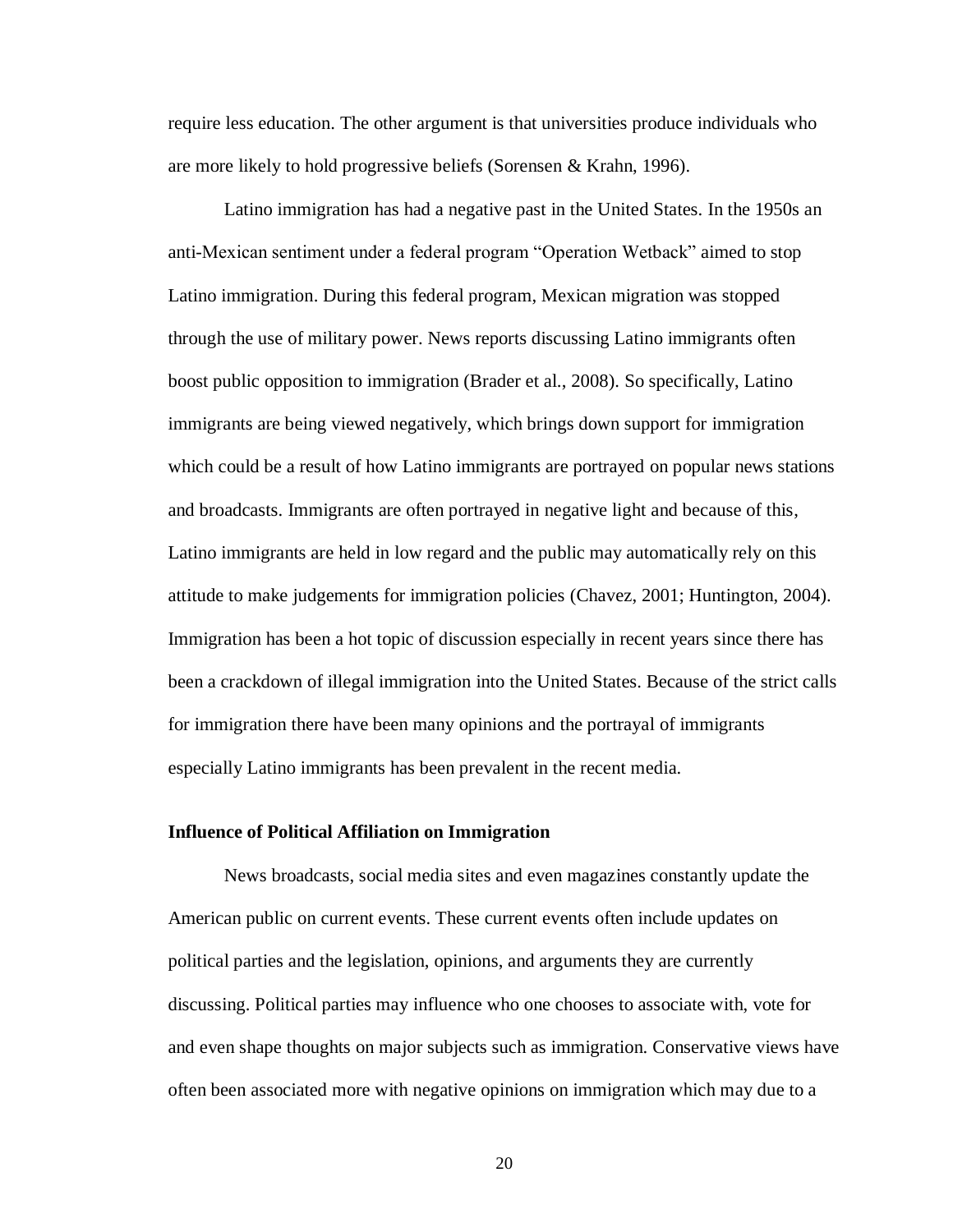require less education. The other argument is that universities produce individuals who are more likely to hold progressive beliefs (Sorensen & Krahn, 1996).

Latino immigration has had a negative past in the United States. In the 1950s an anti-Mexican sentiment under a federal program "Operation Wetback" aimed to stop Latino immigration. During this federal program, Mexican migration was stopped through the use of military power. News reports discussing Latino immigrants often boost public opposition to immigration (Brader et al., 2008). So specifically, Latino immigrants are being viewed negatively, which brings down support for immigration which could be a result of how Latino immigrants are portrayed on popular news stations and broadcasts. Immigrants are often portrayed in negative light and because of this, Latino immigrants are held in low regard and the public may automatically rely on this attitude to make judgements for immigration policies (Chavez, 2001; Huntington, 2004). Immigration has been a hot topic of discussion especially in recent years since there has been a crackdown of illegal immigration into the United States. Because of the strict calls for immigration there have been many opinions and the portrayal of immigrants especially Latino immigrants has been prevalent in the recent media.

**Influence of Political Affiliation on Immigration**

News broadcasts, social media sites and even magazines constantly update the American public on current events. These current events often include updates on political parties and the legislation, opinions, and arguments they are currently discussing. Political parties may influence who one chooses to associate with, vote for and even shape thoughts on major subjects such as immigration. Conservative views have often been associated more with negative opinions on immigration which may due to a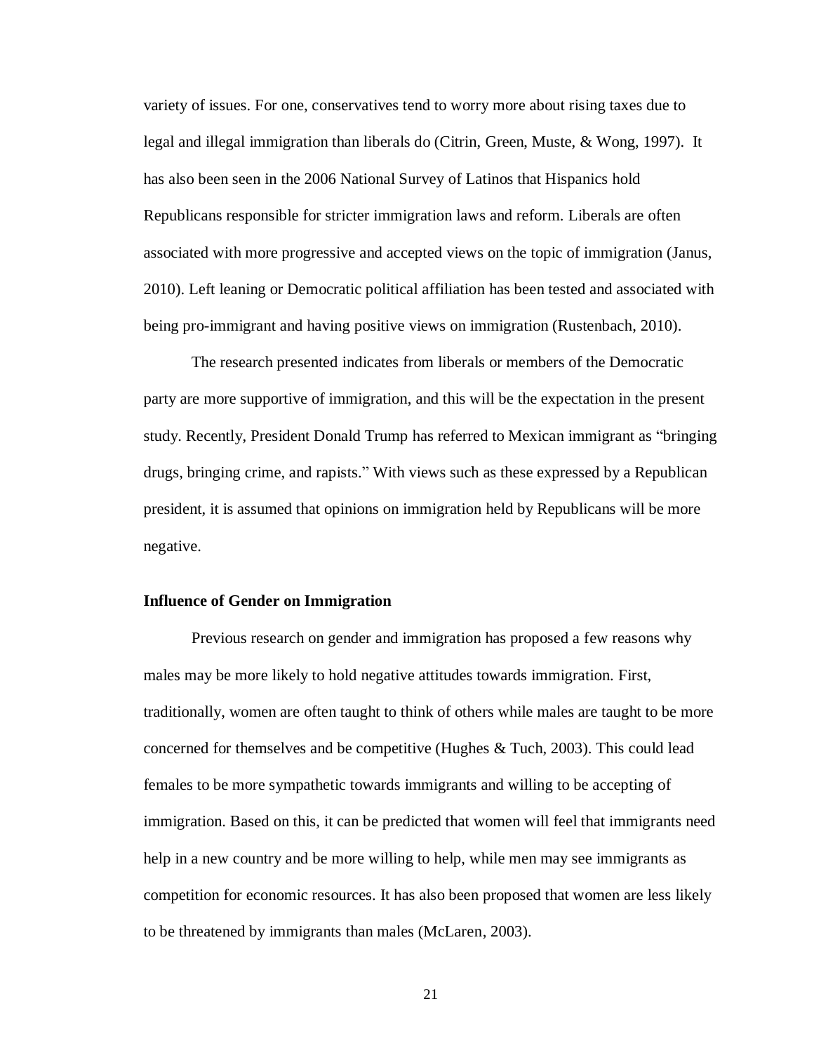variety of issues. For one, conservatives tend to worry more about rising taxes due to legal and illegal immigration than liberals do (Citrin, Green, Muste, & Wong, 1997). It has also been seen in the 2006 National Survey of Latinos that Hispanics hold Republicans responsible for stricter immigration laws and reform. Liberals are often associated with more progressive and accepted views on the topic of immigration (Janus, 2010). Left leaning or Democratic political affiliation has been tested and associated with being pro-immigrant and having positive views on immigration (Rustenbach, 2010).

The research presented indicates from liberals or members of the Democratic party are more supportive of immigration, and this will be the expectation in the present study. Recently, President Donald Trump has referred to Mexican immigrant as "bringing drugs, bringing crime, and rapists." With views such as these expressed by a Republican president, it is assumed that opinions on immigration held by Republicans will be more negative.

### Influence of Gender on Immigration

Previous research on gender and immigration has proposed a few reasons why males may be more likely to hold negative attitudes towards immigration. First, traditionally, women are often taught to think of others while males are taught to be more concerned for themselves and be competitive (Hughes & Tuch, 2003). This could lead females to be more sympathetic towards immigrants and willing to be accepting of immigration. Based on this, it can be predicted that women will feel that immigrants need help in a new country and be more willing to help, while men may see immigrants as competition for economic resources. It has also been proposed that women are less likely to be threatened by immigrants than males (McLaren, 2003).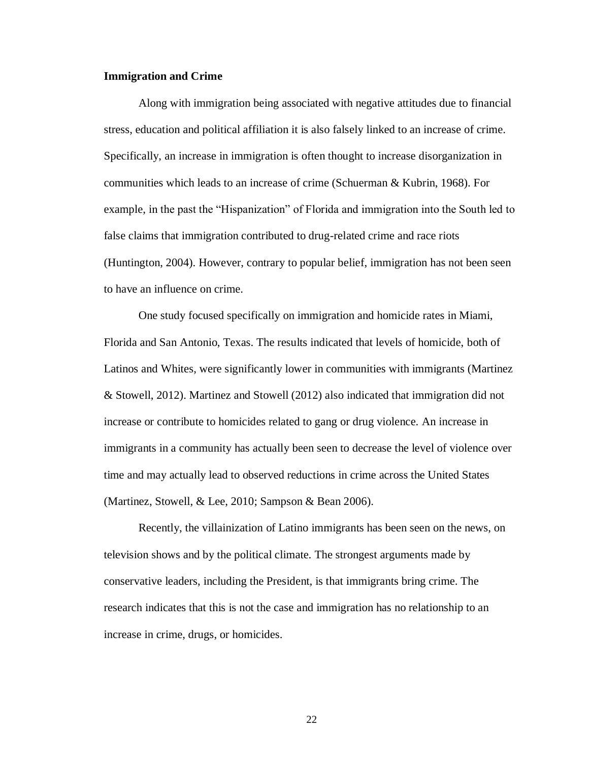**Immigration and Crime**

Along with immigration being associated with negative attitudes due to financial stress, education and political affiliation it is also falsely linked to an increase of crime. Specifically, an increase in immigration is often thought to increase disorganization in communities which leads to an increase of crime (Schuerman & Kubrin, 1968). For example, in the past the "Hispanization" of Florida and immigration into the South led to false claims that immigration contributed to drug-related crime and race riots (Huntington, 2004). However, contrary to popular belief, immigration has not been seen to have an influence on crime.

One study focused specifically on immigration and homicide rates in Miami, Florida and San Antonio, Texas. The results indicated that levels of homicide, both of Latinos and Whites, were significantly lower in communities with immigrants (Martinez & Stowell, 2012). Martinez and Stowell (2012) also indicated that immigration did not increase or contribute to homicides related to gang or drug violence. An increase in immigrants in a community has actually been seen to decrease the level of violence over time and may actually lead to observed reductions in crime across the United States (Martinez, Stowell, & Lee, 2010; Sampson & Bean 2006).

Recently, the villainization of Latino immigrants has been seen on the news, on television shows and by the political climate. The strongest arguments made by conservative leaders, including the President, is that immigrants bring crime. The research indicates that this is not the case and immigration has no relationship to an increase in crime, drugs, or homicides.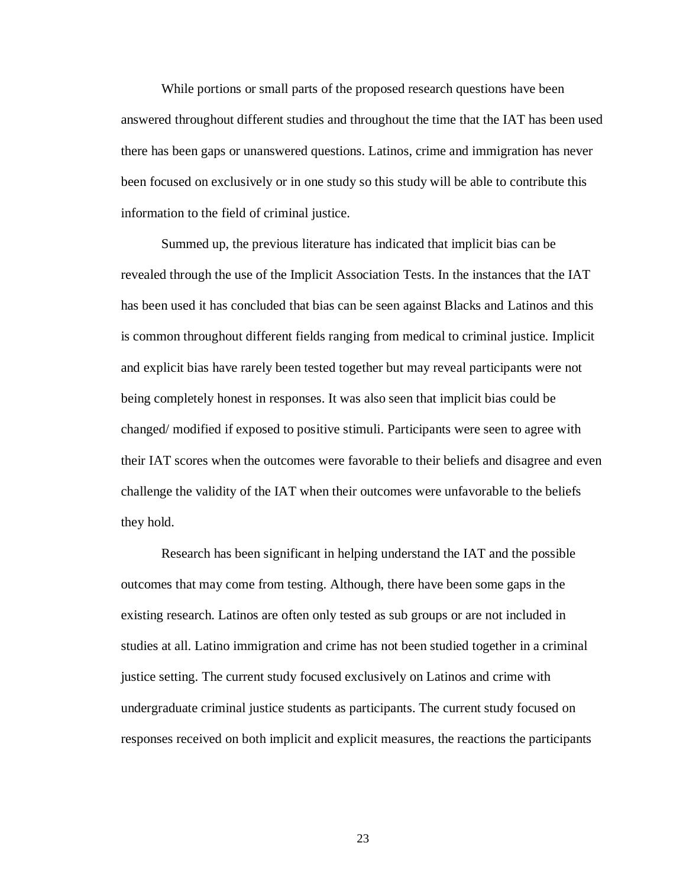While portions or small parts of the proposed research questions have been answered throughout different studies and throughout the time that the IAT has been used there has been gaps or unanswered questions. Latinos, crime and immigration has never been focused on exclusively or in one study so this study will be able to contribute this information to the field of criminal justice.

Summed up, the previous literature has indicated that implicit bias can be revealed through the use of the Implicit Association Tests. In the instances that the IAT has been used it has concluded that bias can be seen against Blacks and Latinos and this is common throughout different fields ranging from medical to criminal justice. Implicit and explicit bias have rarely been tested together but may reveal participants were not being completely honest in responses. It was also seen that implicit bias could be changed/ modified if exposed to positive stimuli. Participants were seen to agree with their IAT scores when the outcomes were favorable to their beliefs and disagree and even challenge the validity of the IAT when their outcomes were unfavorable to the beliefs they hold.

Research has been significant in helping understand the IAT and the possible outcomes that may come from testing. Although, there have been some gaps in the existing research. Latinos are often only tested as sub groups or are not included in studies at all. Latino immigration and crime has not been studied together in a criminal justice setting. The current study focused exclusively on Latinos and crime with undergraduate criminal justice students as participants. The current study focused on responses received on both implicit and explicit measures, the reactions the participants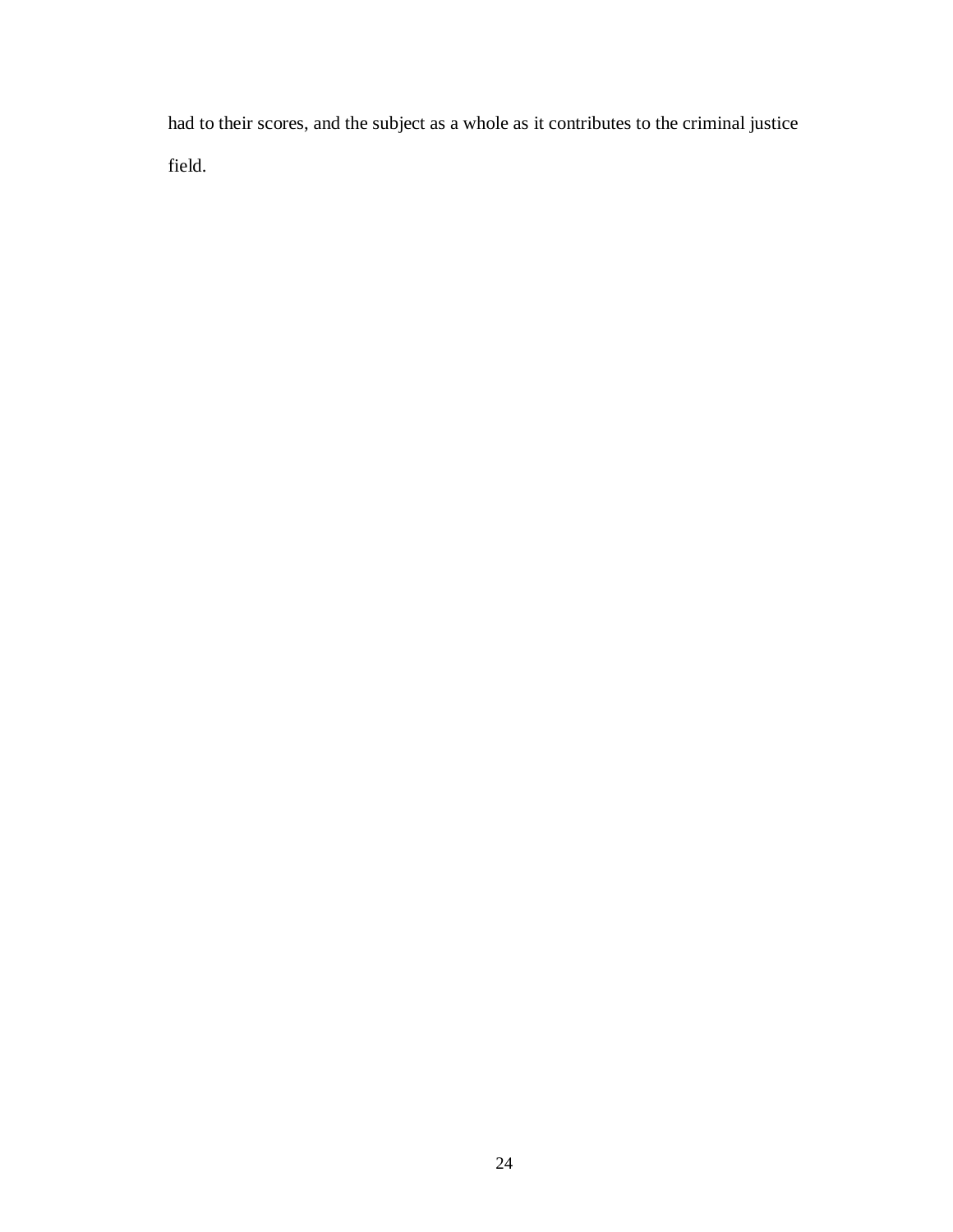had to their scores, and the subject as a whole as it contributes to the criminal justice field.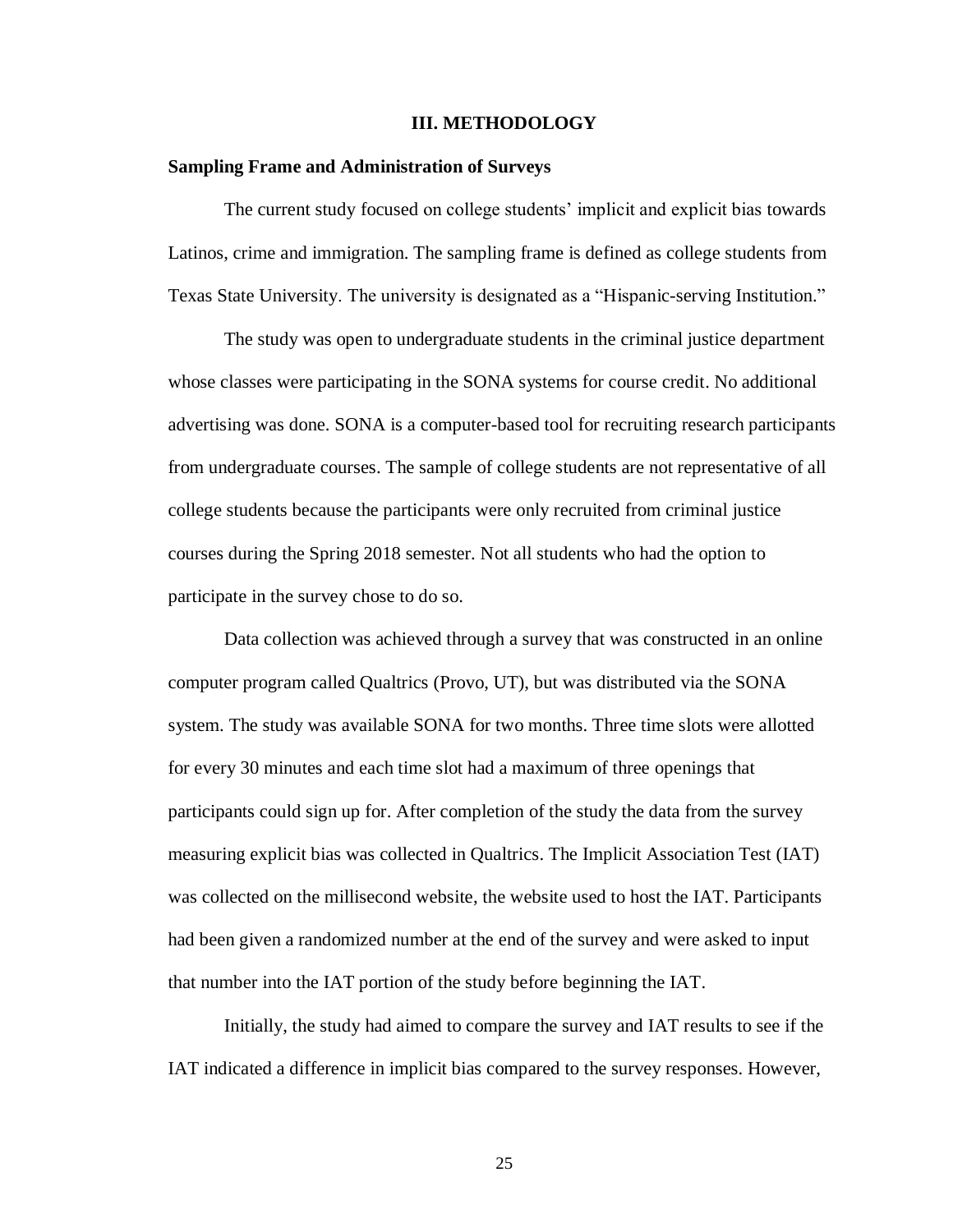# III. METHODOLOGY

## Sampling Frame and Administration of Surveys

The current study focused on college students' implicit and explicit bias towards Latinos, crime and immigration. The sampling frame is defined as college students from Texas State University. The university is designated as a "Hispanic-serving Institution."

The study was open to undergraduate students in the criminal justice department whose classes were participating in the SONA systems for course credit. No additional advertising was done. SONA is a computer-based tool for recruiting research participants from undergraduate courses. The sample of college students are not representative of all college students because the participants were only recruited from criminal justice courses during the Spring 2018 semester. Not all students who had the option to participate in the survey chose to do so.

Data collection was achieved through a survey that was constructed in an online computer program called Qualtrics (Provo, UT), but was distributed via the SONA system. The study was available SONA for two months. Three time slots were allotted for every 30 minutes and each time slot had a maximum of three openings that participants could sign up for. After completion of the study the data from the survey measuring explicit bias was collected in Qualtrics. The Implicit Association Test (IAT) was collected on the millisecond website, the website used to host the IAT. Participants had been given a randomized number at the end of the survey and were asked to input that number into the IAT portion of the study before beginning the IAT.

Initially, the study had aimed to compare the survey and IAT results to see if the IAT indicated a difference in implicit bias compared to the survey responses. However,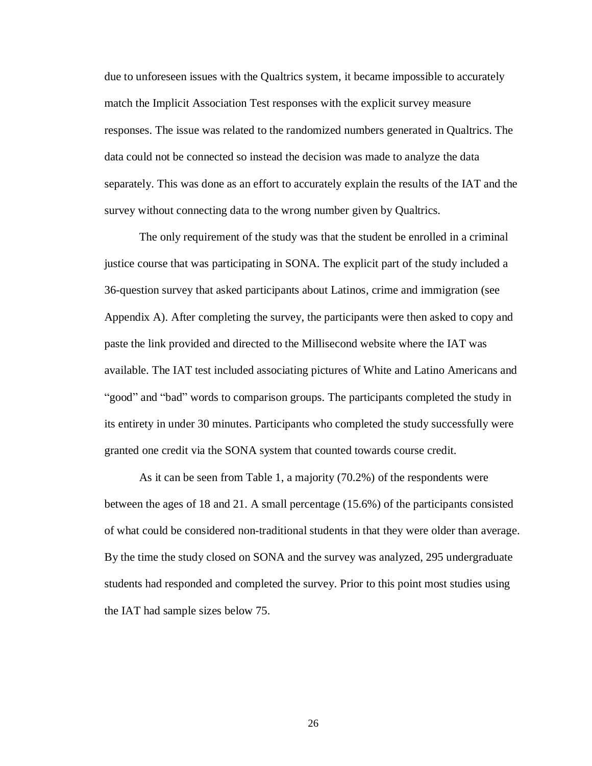due to unforeseen issues with the Qualtrics system, it became impossible to accurately match the Implicit Association Test responses with the explicit survey measure responses. The issue was related to the randomized numbers generated in Qualtrics. The data could not be connected so instead the decision was made to analyze the data separately. This was done as an effort to accurately explain the results of the IAT and the survey without connecting data to the wrong number given by Qualtrics.

The only requirement of the study was that the student be enrolled in a criminal justice course that was participating in SONA. The explicit part of the study included a 36-question survey that asked participants about Latinos, crime and immigration (see Appendix A). After completing the survey, the participants were then asked to copy and paste the link provided and directed to the Millisecond website where the IAT was available. The IAT test included associating pictures of White and Latino Americans and "good" and "bad" words to comparison groups. The participants completed the study in its entirety in under 30 minutes. Participants who completed the study successfully were granted one credit via the SONA system that counted towards course credit.

As it can be seen from Table 1, a majority (70.2%) of the respondents were between the ages of 18 and 21. A small percentage (15.6%) of the participants consisted of what could be considered non-traditional students in that they were older than average. By the time the study closed on SONA and the survey was analyzed, 295 undergraduate students had responded and completed the survey. Prior to this point most studies using the IAT had sample sizes below 75.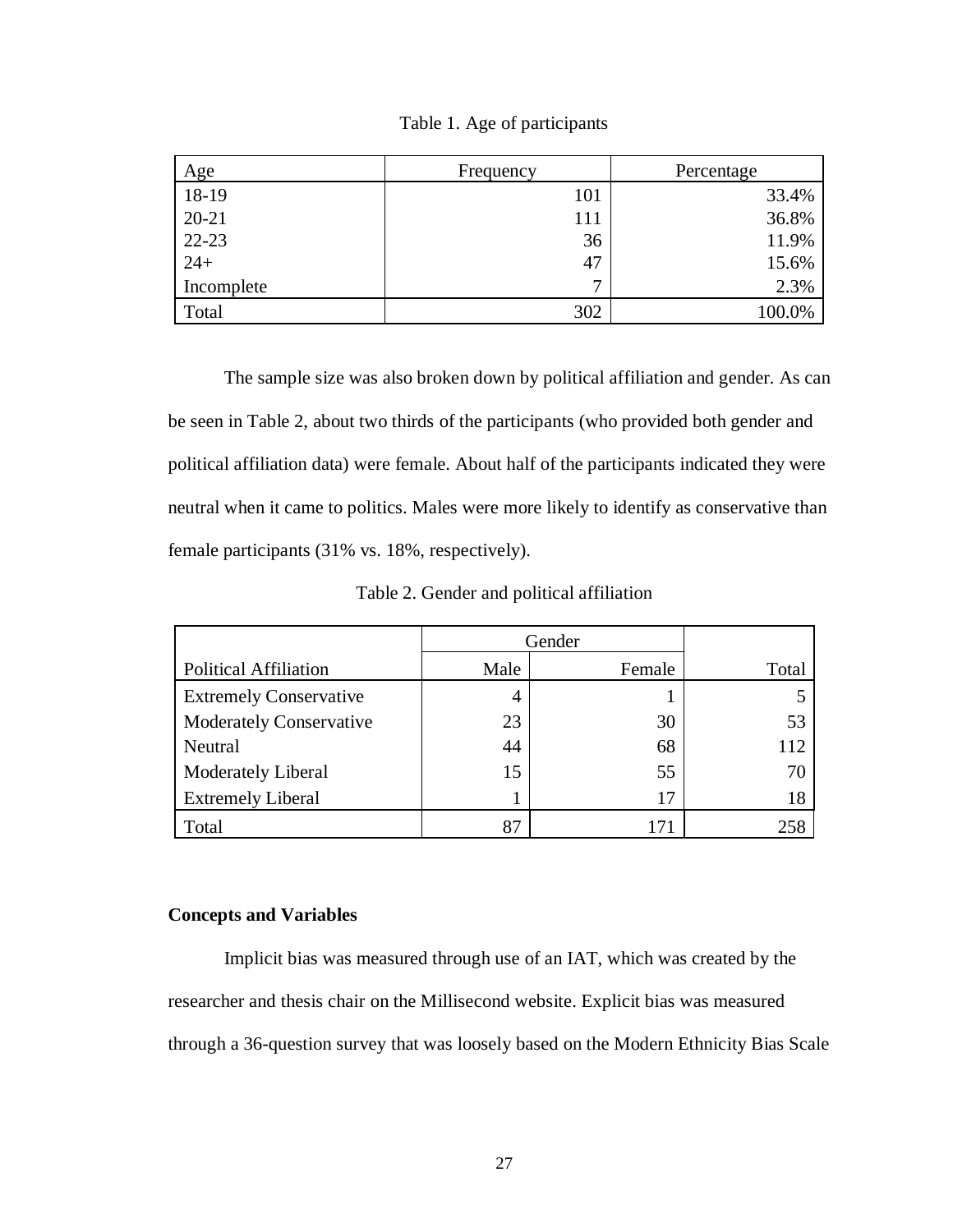Table 1. Age of participants

| Age | Frequency | Percentage |
|---|---|---|
| 18-19 | 101 | 33.4% |
| 20-21 | 111 | 36.8% |
| 22-23 | 36 | 11.9% |
| 24+ | 47 | 15.6% |
| Incomplete | 7 | 2.3% |
| Total | 302 | 100.0% |

The sample size was also broken down by political affiliation and gender. As can be seen in Table 2, about two thirds of the participants (who provided both gender and political affiliation data) were female. About half of the participants indicated they were neutral when it came to politics. Males were more likely to identify as conservative than female participants (31% vs. 18%, respectively).

Table 2. Gender and political affiliation

| | Gender | | |
|---|---|---|---|
| Political Affiliation | Male | Female | Total |
| Extremely Conservative | 4 | 1 | 5 |
| Moderately Conservative | 23 | 30 | 53 |
| Neutral | 44 | 68 | 112 |
| Moderately Liberal | 15 | 55 | 70 |
| Extremely Liberal | 1 | 17 | 18 |
| Total | 87 | 171 | 258 |

**Concepts and Variables**

Implicit bias was measured through use of an IAT, which was created by the researcher and thesis chair on the Millisecond website. Explicit bias was measured through a 36-question survey that was loosely based on the Modern Ethnicity Bias Scale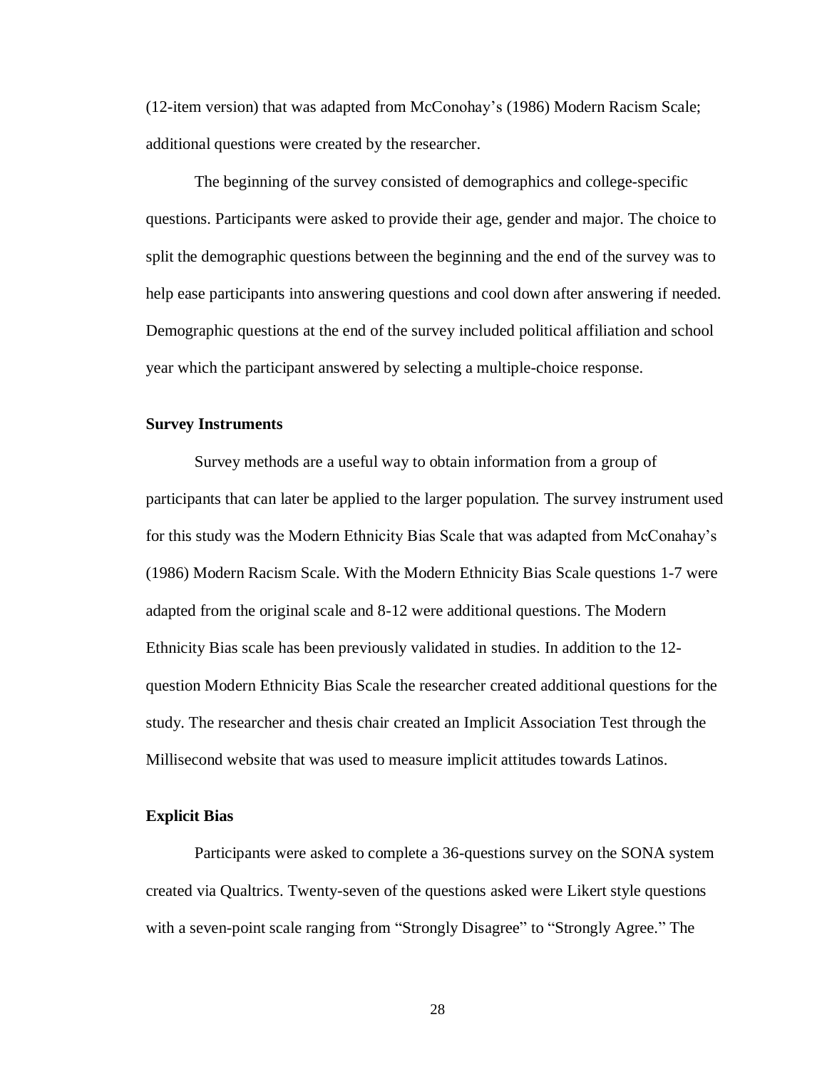(12-item version) that was adapted from McConohay's (1986) Modern Racism Scale; additional questions were created by the researcher.

The beginning of the survey consisted of demographics and college-specific questions. Participants were asked to provide their age, gender and major. The choice to split the demographic questions between the beginning and the end of the survey was to help ease participants into answering questions and cool down after answering if needed. Demographic questions at the end of the survey included political affiliation and school year which the participant answered by selecting a multiple-choice response.

### Survey Instruments

Survey methods are a useful way to obtain information from a group of participants that can later be applied to the larger population. The survey instrument used for this study was the Modern Ethnicity Bias Scale that was adapted from McConahay's (1986) Modern Racism Scale. With the Modern Ethnicity Bias Scale questions 1-7 were adapted from the original scale and 8-12 were additional questions. The Modern Ethnicity Bias scale has been previously validated in studies. In addition to the 12-question Modern Ethnicity Bias Scale the researcher created additional questions for the study. The researcher and thesis chair created an Implicit Association Test through the Millisecond website that was used to measure implicit attitudes towards Latinos.

### Explicit Bias

Participants were asked to complete a 36-questions survey on the SONA system created via Qualtrics. Twenty-seven of the questions asked were Likert style questions with a seven-point scale ranging from "Strongly Disagree" to "Strongly Agree." The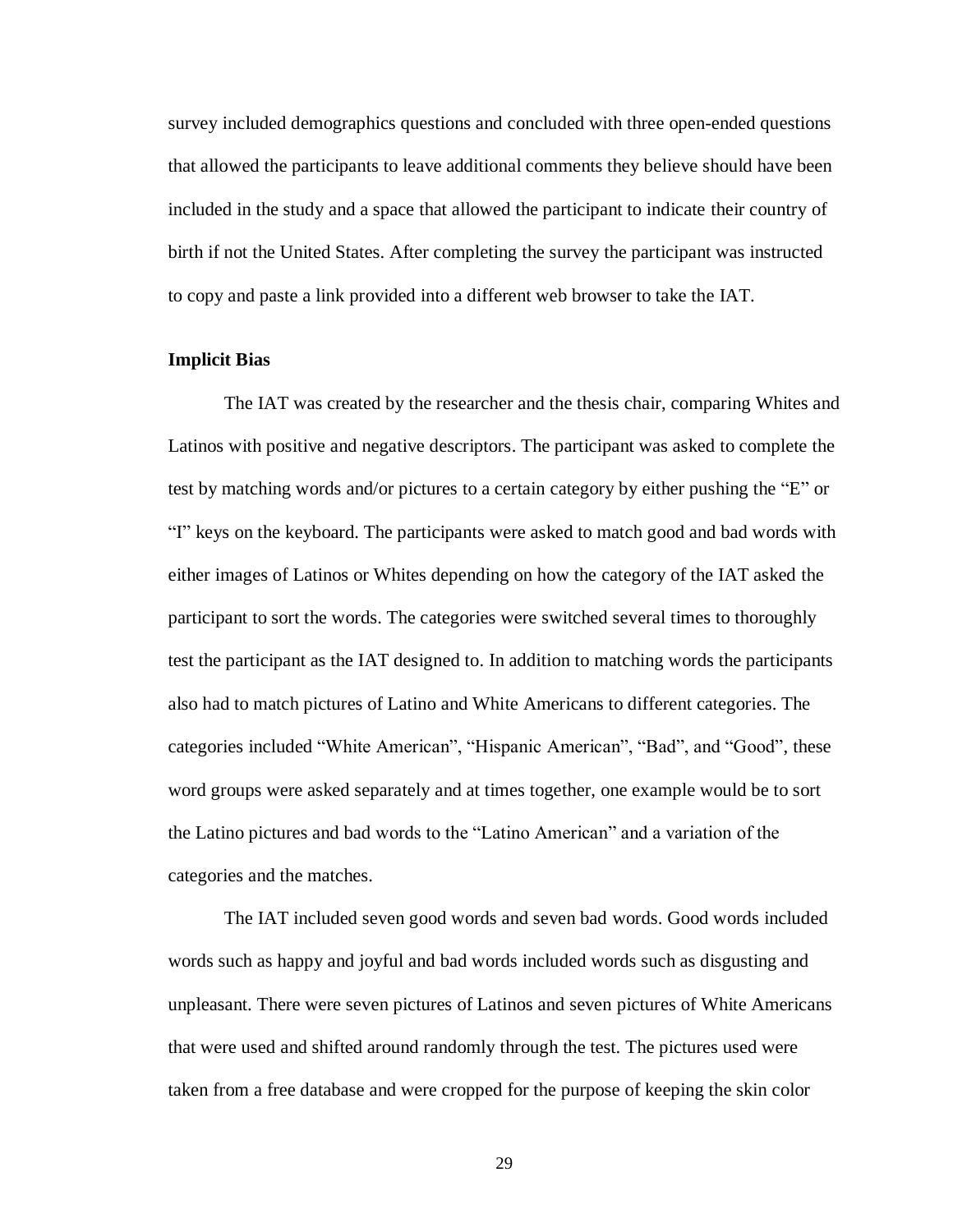survey included demographics questions and concluded with three open-ended questions that allowed the participants to leave additional comments they believe should have been included in the study and a space that allowed the participant to indicate their country of birth if not the United States. After completing the survey the participant was instructed to copy and paste a link provided into a different web browser to take the IAT.

### Implicit Bias

The IAT was created by the researcher and the thesis chair, comparing Whites and Latinos with positive and negative descriptors. The participant was asked to complete the test by matching words and/or pictures to a certain category by either pushing the "E" or "I" keys on the keyboard. The participants were asked to match good and bad words with either images of Latinos or Whites depending on how the category of the IAT asked the participant to sort the words. The categories were switched several times to thoroughly test the participant as the IAT designed to. In addition to matching words the participants also had to match pictures of Latino and White Americans to different categories. The categories included "White American", "Hispanic American", "Bad", and "Good", these word groups were asked separately and at times together, one example would be to sort the Latino pictures and bad words to the "Latino American" and a variation of the categories and the matches.

The IAT included seven good words and seven bad words. Good words included words such as happy and joyful and bad words included words such as disgusting and unpleasant. There were seven pictures of Latinos and seven pictures of White Americans that were used and shifted around randomly through the test. The pictures used were taken from a free database and were cropped for the purpose of keeping the skin color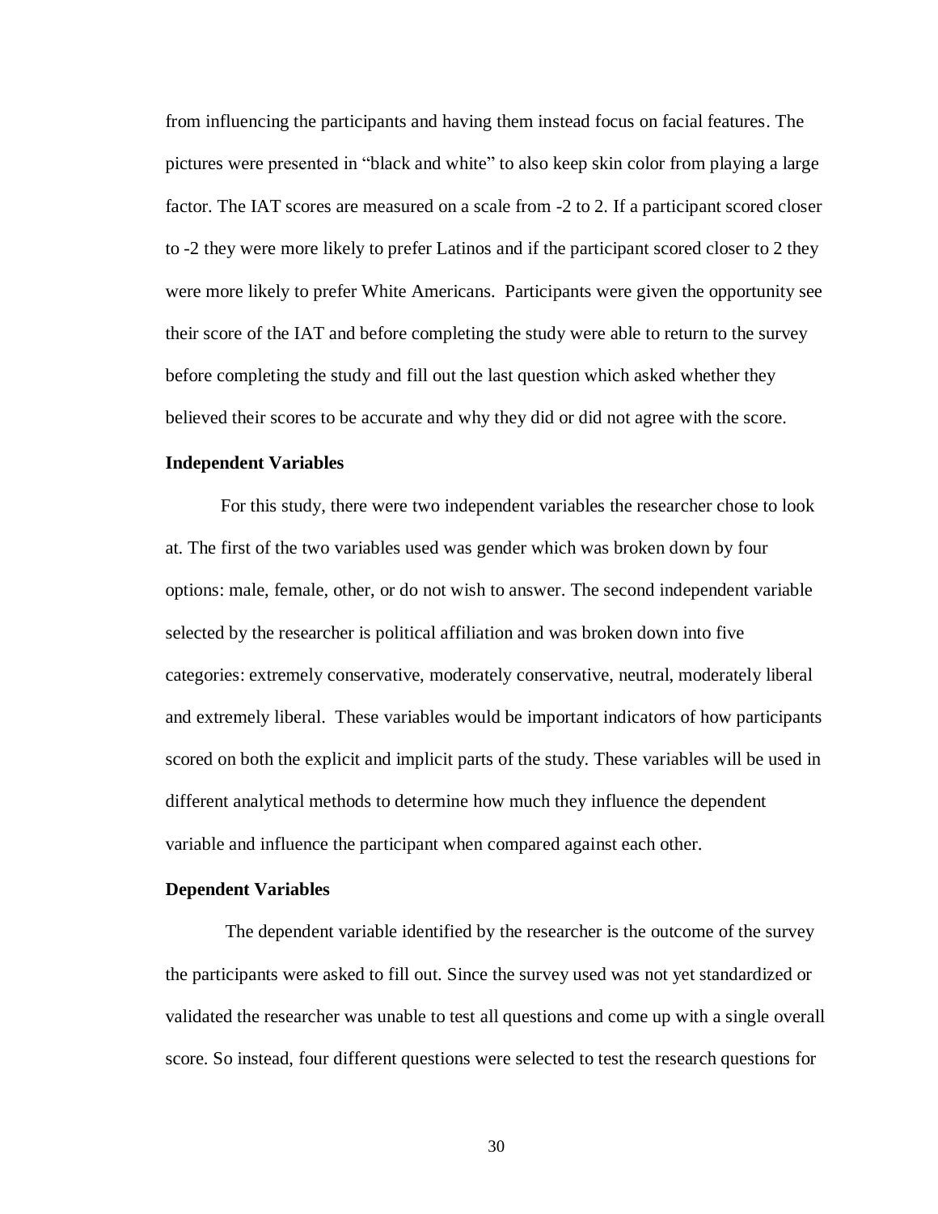from influencing the participants and having them instead focus on facial features. The pictures were presented in "black and white" to also keep skin color from playing a large factor. The IAT scores are measured on a scale from -2 to 2. If a participant scored closer to -2 they were more likely to prefer Latinos and if the participant scored closer to 2 they were more likely to prefer White Americans. Participants were given the opportunity see their score of the IAT and before completing the study were able to return to the survey before completing the study and fill out the last question which asked whether they believed their scores to be accurate and why they did or did not agree with the score.

### Independent Variables

For this study, there were two independent variables the researcher chose to look at. The first of the two variables used was gender which was broken down by four options: male, female, other, or do not wish to answer. The second independent variable selected by the researcher is political affiliation and was broken down into five categories: extremely conservative, moderately conservative, neutral, moderately liberal and extremely liberal. These variables would be important indicators of how participants scored on both the explicit and implicit parts of the study. These variables will be used in different analytical methods to determine how much they influence the dependent variable and influence the participant when compared against each other.

### Dependent Variables

The dependent variable identified by the researcher is the outcome of the survey the participants were asked to fill out. Since the survey used was not yet standardized or validated the researcher was unable to test all questions and come up with a single overall score. So instead, four different questions were selected to test the research questions for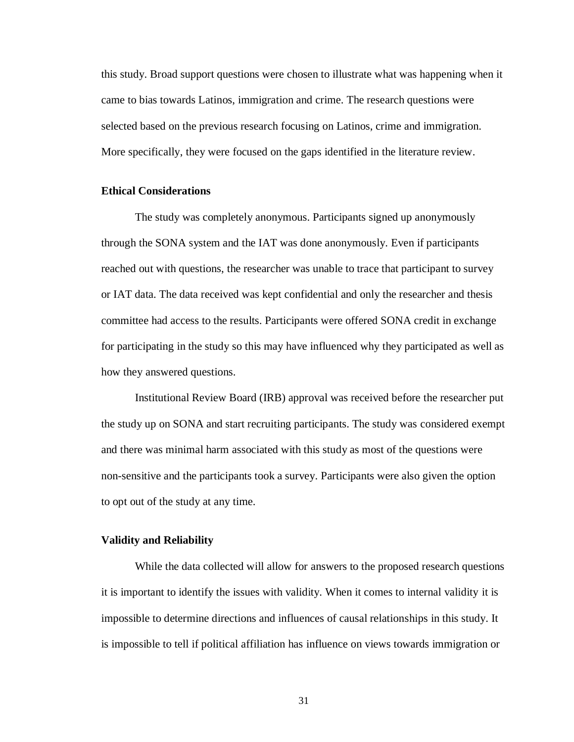this study. Broad support questions were chosen to illustrate what was happening when it came to bias towards Latinos, immigration and crime. The research questions were selected based on the previous research focusing on Latinos, crime and immigration. More specifically, they were focused on the gaps identified in the literature review.

### Ethical Considerations

The study was completely anonymous. Participants signed up anonymously through the SONA system and the IAT was done anonymously. Even if participants reached out with questions, the researcher was unable to trace that participant to survey or IAT data. The data received was kept confidential and only the researcher and thesis committee had access to the results. Participants were offered SONA credit in exchange for participating in the study so this may have influenced why they participated as well as how they answered questions.

Institutional Review Board (IRB) approval was received before the researcher put the study up on SONA and start recruiting participants. The study was considered exempt and there was minimal harm associated with this study as most of the questions were non-sensitive and the participants took a survey. Participants were also given the option to opt out of the study at any time.

### Validity and Reliability

While the data collected will allow for answers to the proposed research questions it is important to identify the issues with validity. When it comes to internal validity it is impossible to determine directions and influences of causal relationships in this study. It is impossible to tell if political affiliation has influence on views towards immigration or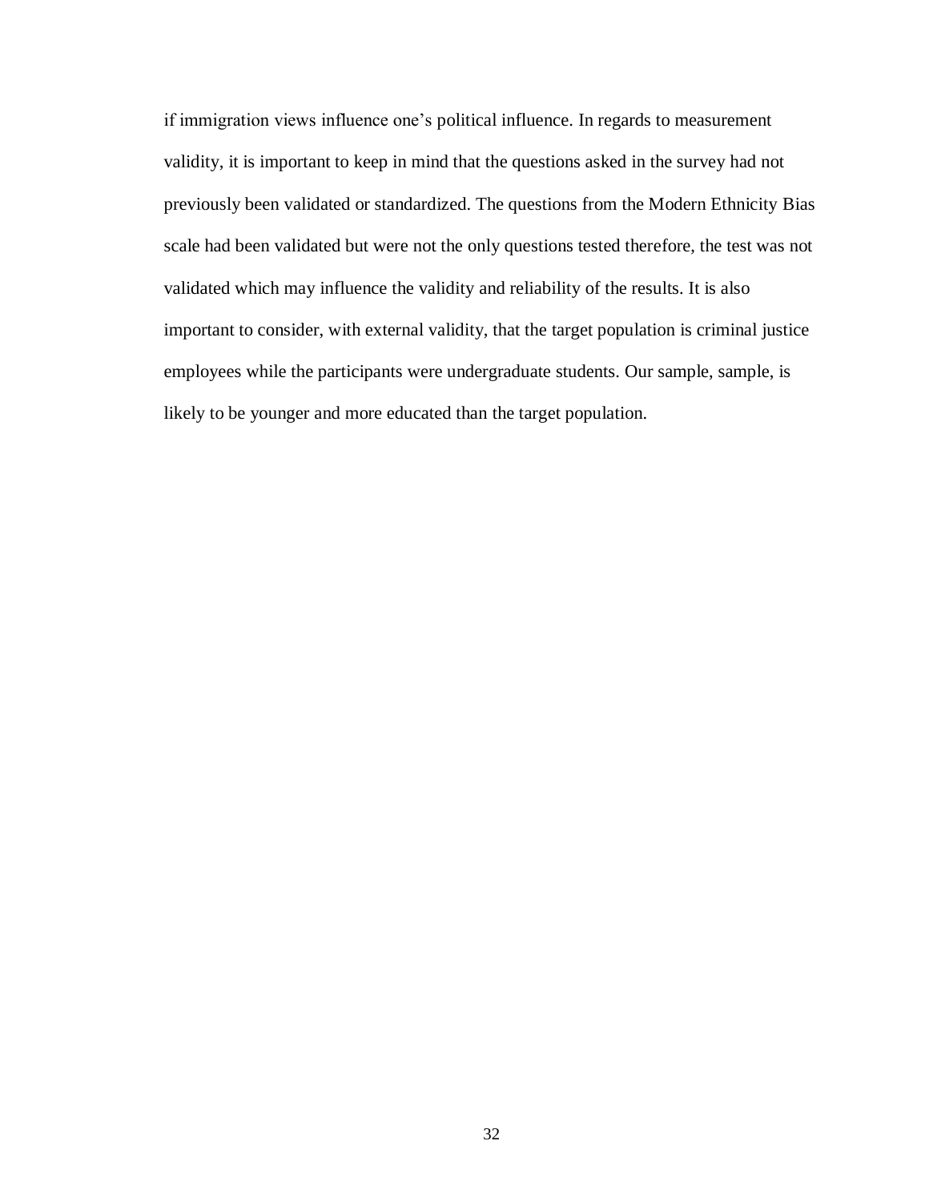if immigration views influence one's political influence. In regards to measurement validity, it is important to keep in mind that the questions asked in the survey had not previously been validated or standardized. The questions from the Modern Ethnicity Bias scale had been validated but were not the only questions tested therefore, the test was not validated which may influence the validity and reliability of the results. It is also important to consider, with external validity, that the target population is criminal justice employees while the participants were undergraduate students. Our sample, sample, is likely to be younger and more educated than the target population.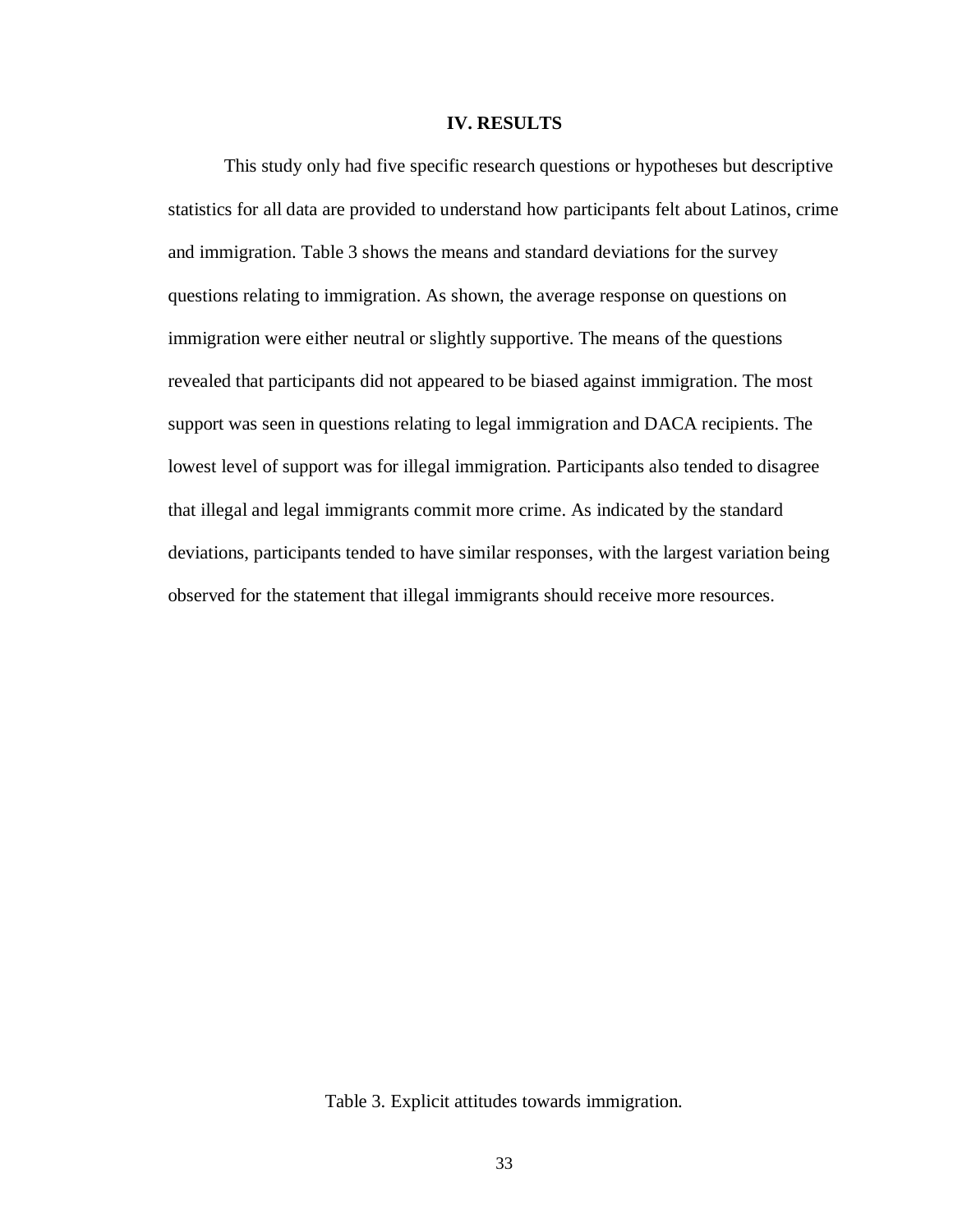# IV. RESULTS

This study only had five specific research questions or hypotheses but descriptive statistics for all data are provided to understand how participants felt about Latinos, crime and immigration. Table 3 shows the means and standard deviations for the survey questions relating to immigration. As shown, the average response on questions on immigration were either neutral or slightly supportive. The means of the questions revealed that participants did not appeared to be biased against immigration. The most support was seen in questions relating to legal immigration and DACA recipients. The lowest level of support was for illegal immigration. Participants also tended to disagree that illegal and legal immigrants commit more crime. As indicated by the standard deviations, participants tended to have similar responses, with the largest variation being observed for the statement that illegal immigrants should receive more resources.

Table 3. Explicit attitudes towards immigration.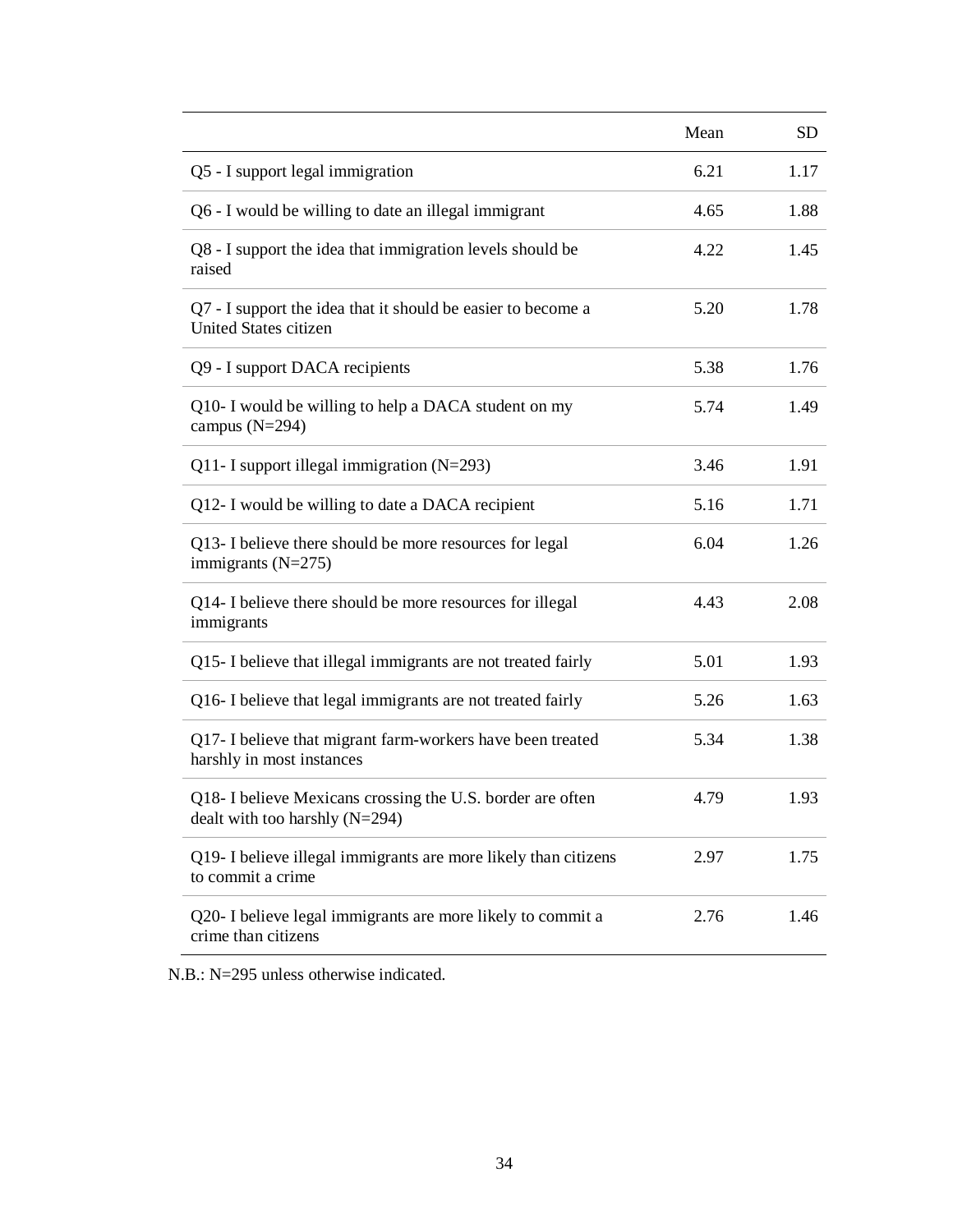| | Mean | SD |
|---|---|---|
| Q5 - I support legal immigration | 6.21 | 1.17 |
| Q6 - I would be willing to date an illegal immigrant | 4.65 | 1.88 |
| Q8 - I support the idea that immigration levels should be raised | 4.22 | 1.45 |
| Q7 - I support the idea that it should be easier to become a United States citizen | 5.20 | 1.78 |
| Q9 - I support DACA recipients | 5.38 | 1.76 |
| Q10- I would be willing to help a DACA student on my campus (N=294) | 5.74 | 1.49 |
| Q11- I support illegal immigration (N=293) | 3.46 | 1.91 |
| Q12- I would be willing to date a DACA recipient | 5.16 | 1.71 |
| Q13- I believe there should be more resources for legal immigrants (N=275) | 6.04 | 1.26 |
| Q14- I believe there should be more resources for illegal immigrants | 4.43 | 2.08 |
| Q15- I believe that illegal immigrants are not treated fairly | 5.01 | 1.93 |
| Q16- I believe that legal immigrants are not treated fairly | 5.26 | 1.63 |
| Q17- I believe that migrant farm-workers have been treated harshly in most instances | 5.34 | 1.38 |
| Q18- I believe Mexicans crossing the U.S. border are often dealt with too harshly (N=294) | 4.79 | 1.93 |
| Q19- I believe illegal immigrants are more likely than citizens to commit a crime | 2.97 | 1.75 |
| Q20- I believe legal immigrants are more likely to commit a crime than citizens | 2.76 | 1.46 |

N.B.: N=295 unless otherwise indicated.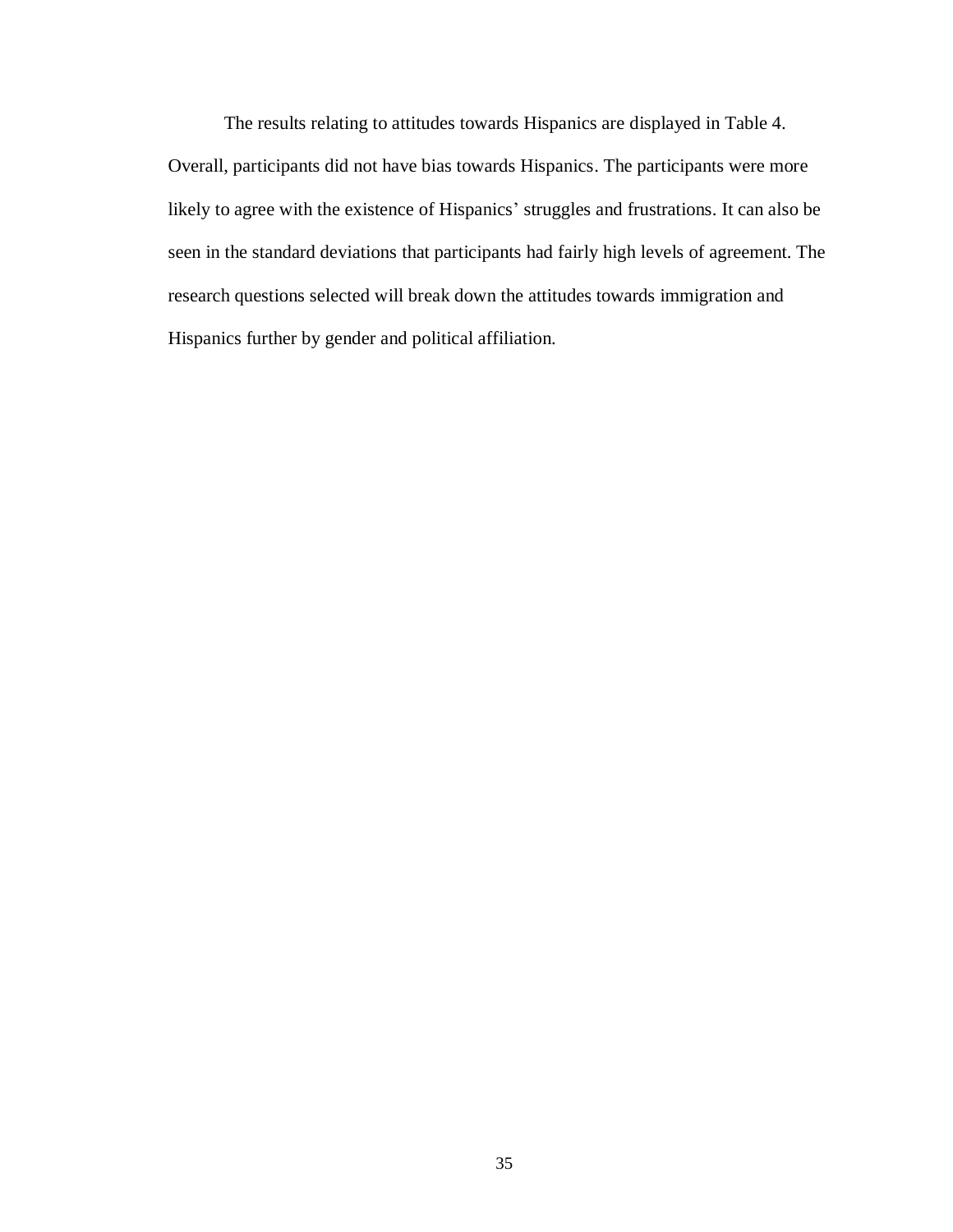The results relating to attitudes towards Hispanics are displayed in Table 4. Overall, participants did not have bias towards Hispanics. The participants were more likely to agree with the existence of Hispanics' struggles and frustrations. It can also be seen in the standard deviations that participants had fairly high levels of agreement. The research questions selected will break down the attitudes towards immigration and Hispanics further by gender and political affiliation.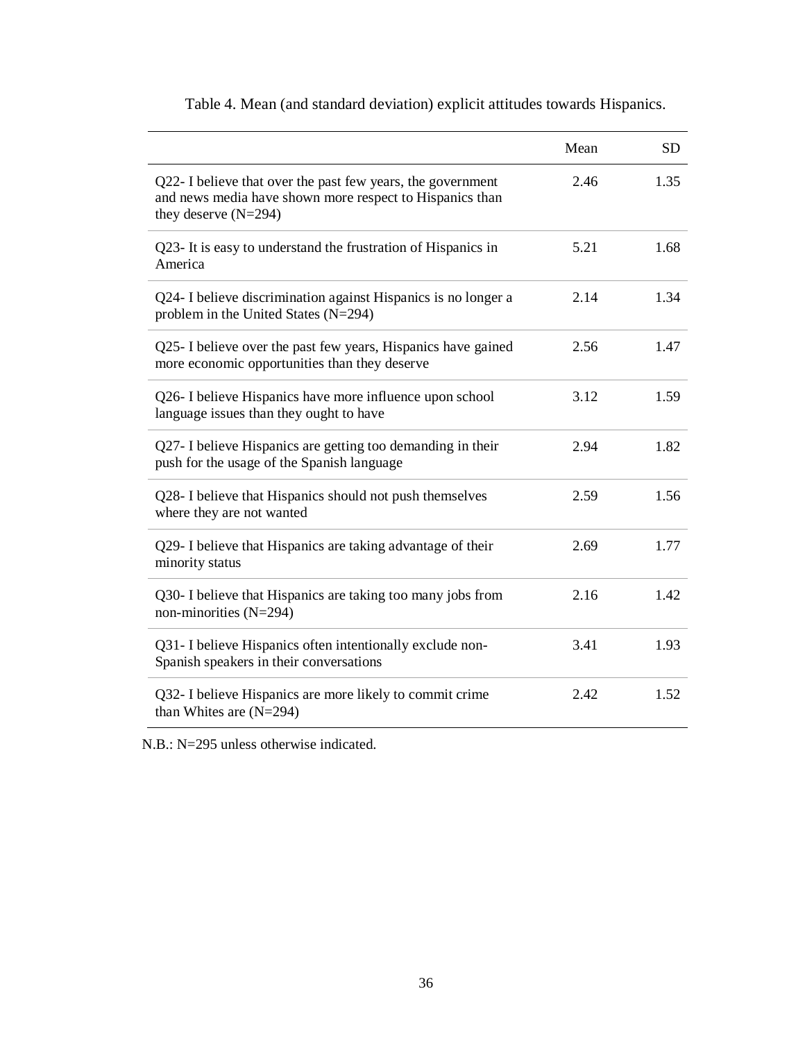Table 4. Mean (and standard deviation) explicit attitudes towards Hispanics.

| | Mean | SD |
|---|---|---|
| Q22- I believe that over the past few years, the government and news media have shown more respect to Hispanics than they deserve (N=294) | 2.46 | 1.35 |
| Q23- It is easy to understand the frustration of Hispanics in America | 5.21 | 1.68 |
| Q24- I believe discrimination against Hispanics is no longer a problem in the United States (N=294) | 2.14 | 1.34 |
| Q25- I believe over the past few years, Hispanics have gained more economic opportunities than they deserve | 2.56 | 1.47 |
| Q26- I believe Hispanics have more influence upon school language issues than they ought to have | 3.12 | 1.59 |
| Q27- I believe Hispanics are getting too demanding in their push for the usage of the Spanish language | 2.94 | 1.82 |
| Q28- I believe that Hispanics should not push themselves where they are not wanted | 2.59 | 1.56 |
| Q29- I believe that Hispanics are taking advantage of their minority status | 2.69 | 1.77 |
| Q30- I believe that Hispanics are taking too many jobs from non-minorities (N=294) | 2.16 | 1.42 |
| Q31- I believe Hispanics often intentionally exclude non-Spanish speakers in their conversations | 3.41 | 1.93 |
| Q32- I believe Hispanics are more likely to commit crime than Whites are (N=294) | 2.42 | 1.52 |

N.B.: N=295 unless otherwise indicated.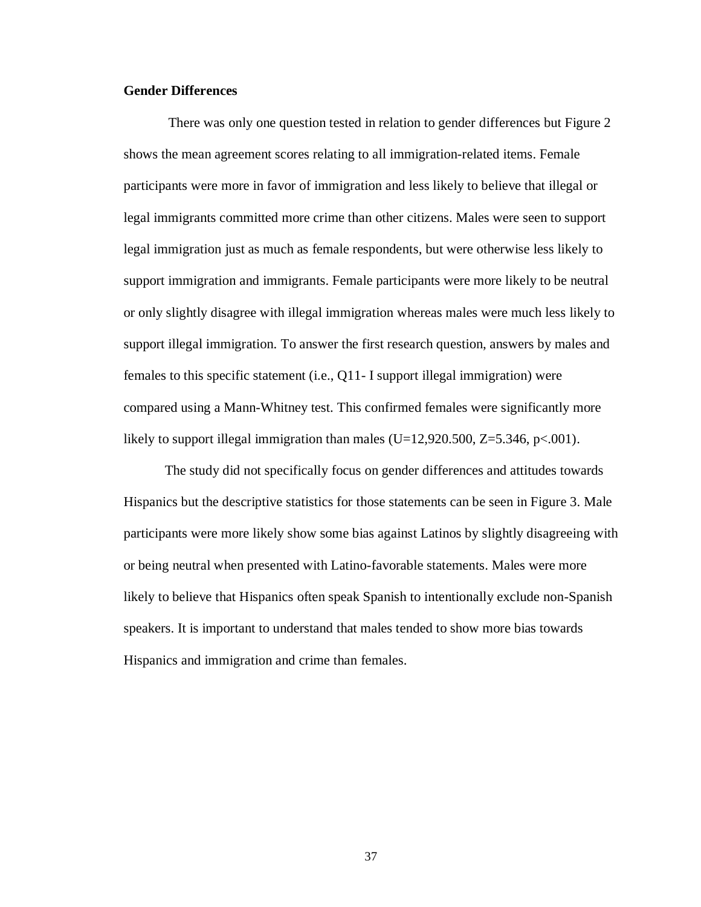**Gender Differences**

There was only one question tested in relation to gender differences but Figure 2 shows the mean agreement scores relating to all immigration-related items. Female participants were more in favor of immigration and less likely to believe that illegal or legal immigrants committed more crime than other citizens. Males were seen to support legal immigration just as much as female respondents, but were otherwise less likely to support immigration and immigrants. Female participants were more likely to be neutral or only slightly disagree with illegal immigration whereas males were much less likely to support illegal immigration. To answer the first research question, answers by males and females to this specific statement (i.e., Q11- I support illegal immigration) were compared using a Mann-Whitney test. This confirmed females were significantly more likely to support illegal immigration than males ($U=12,920.500$, $Z=5.346$, $p<.001$).

The study did not specifically focus on gender differences and attitudes towards Hispanics but the descriptive statistics for those statements can be seen in Figure 3. Male participants were more likely show some bias against Latinos by slightly disagreeing with or being neutral when presented with Latino-favorable statements. Males were more likely to believe that Hispanics often speak Spanish to intentionally exclude non-Spanish speakers. It is important to understand that males tended to show more bias towards Hispanics and immigration and crime than females.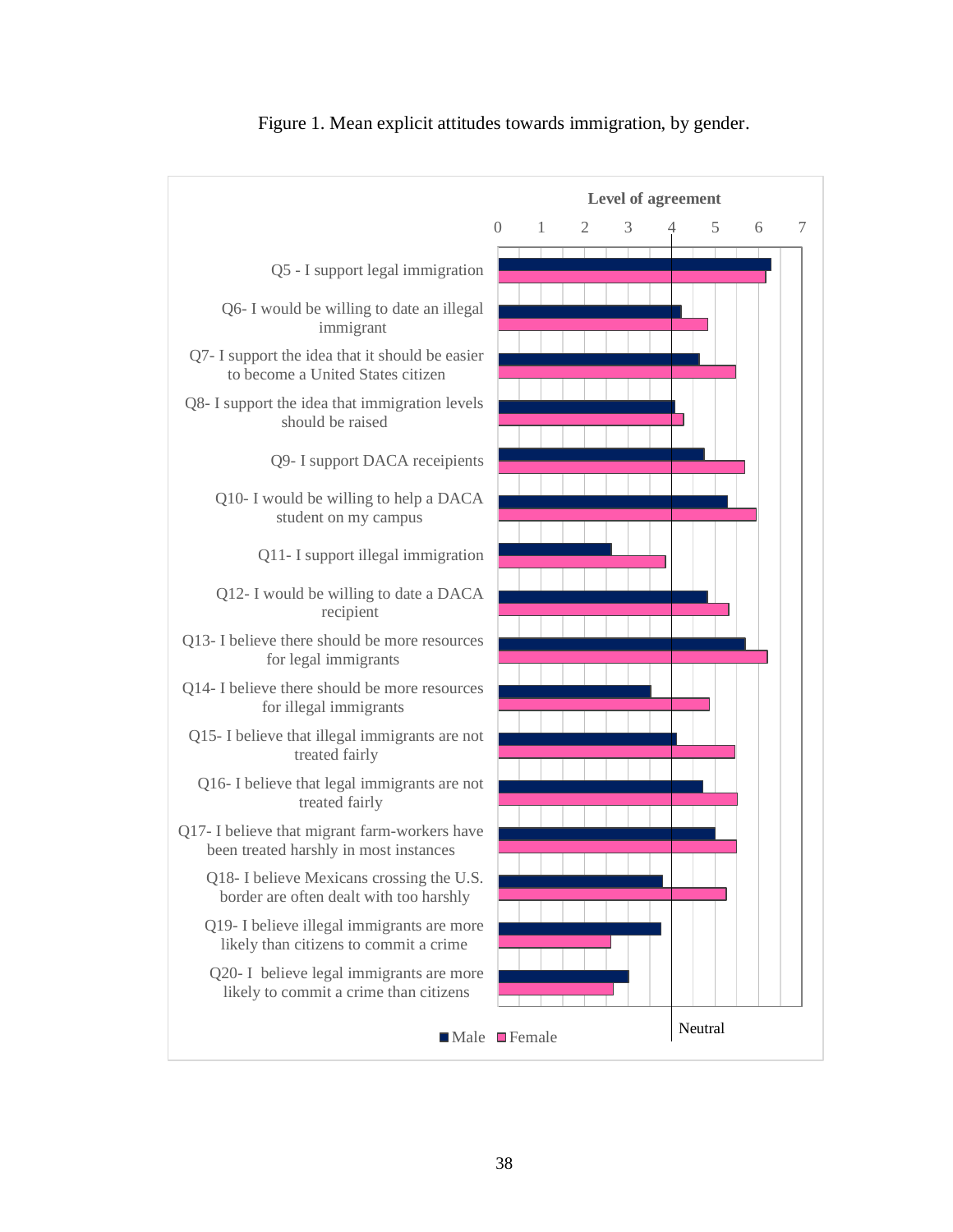Figure 1. Mean explicit attitudes towards immigration, by gender.

Level of agreement

0 1 2 3 4 5 6 7

Q5 - I support legal immigration

Q6- I would be willing to date an illegal immigrant

Q7- I support the idea that it should be easier to become a United States citizen

Q8- I support the idea that immigration levels should be raised

Q9- I support DACA receipients

Q10- I would be willing to help a DACA student on my campus

Q11- I support illegal immigration

Q12- I would be willing to date a DACA recipient

Q13- I believe there should be more resources for legal immigrants

Q14- I believe there should be more resources for illegal immigrants

Q15- I believe that illegal immigrants are not treated fairly

Q16- I believe that legal immigrants are not treated fairly

Q17- I believe that migrant farm-workers have been treated harshly in most instances

Q18- I believe Mexicans crossing the U.S. border are often dealt with too harshly

Q19- I believe illegal immigrants are more likely than citizens to commit a crime

Q20- I believe legal immigrants are more likely to commit a crime than citizens

Male Female

Neutral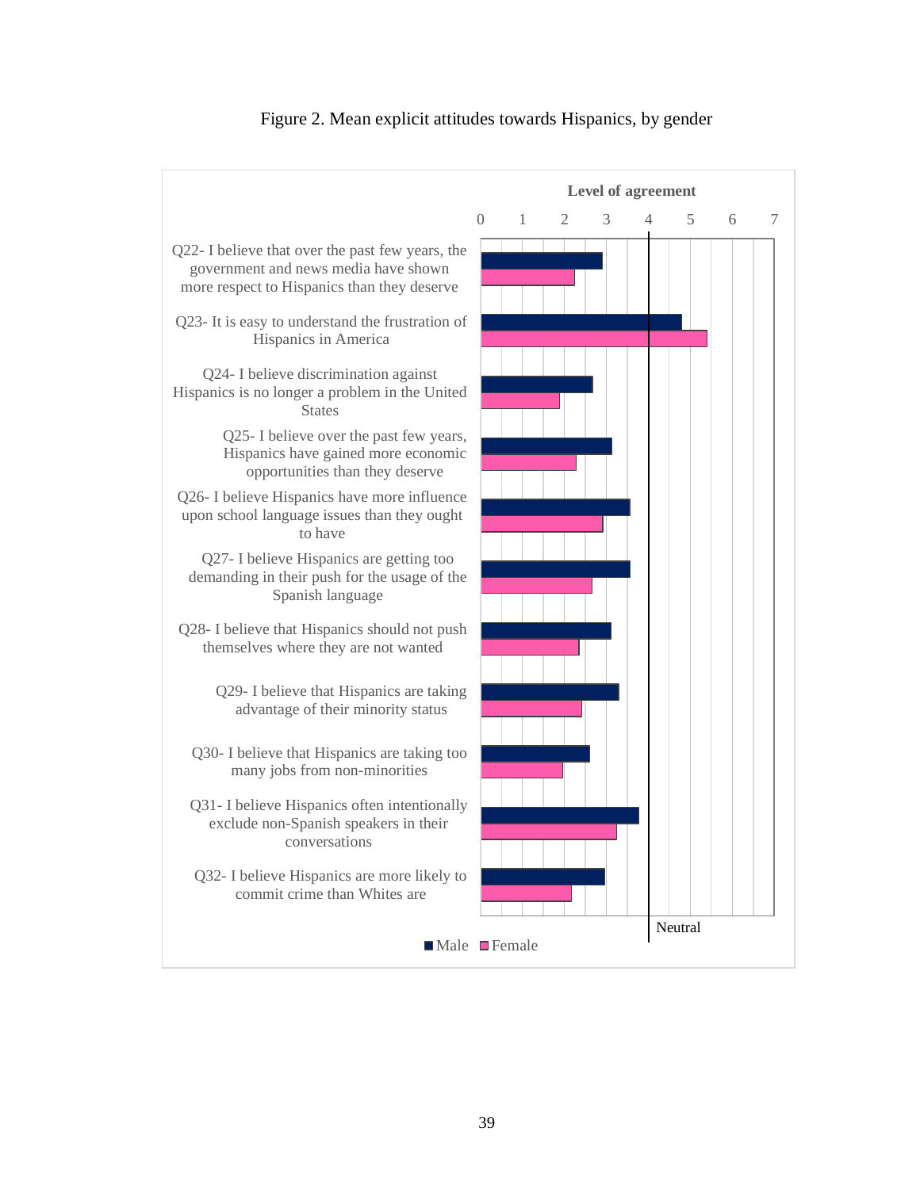Figure 2. Mean explicit attitudes towards Hispanics, by gender

Level of agreement

0 1 2 3 4 5 6 7

Q22- I believe that over the past few years, the government and news media have shown more respect to Hispanics than they deserve

Q23- It is easy to understand the frustration of Hispanics in America

Q24- I believe discrimination against Hispanics is no longer a problem in the United States

Q25- I believe over the past few years, Hispanics have gained more economic opportunities than they deserve

Q26- I believe Hispanics have more influence upon school language issues than they ought to have

Q27- I believe Hispanics are getting too demanding in their push for the usage of the Spanish language

Q28- I believe that Hispanics should not push themselves where they are not wanted

Q29- I believe that Hispanics are taking advantage of their minority status

Q30- I believe that Hispanics are taking too many jobs from non-minorities

Q31- I believe Hispanics often intentionally exclude non-Spanish speakers in their conversations

Q32- I believe Hispanics are more likely to commit crime than Whites are

Neutral

■ Male ■ Female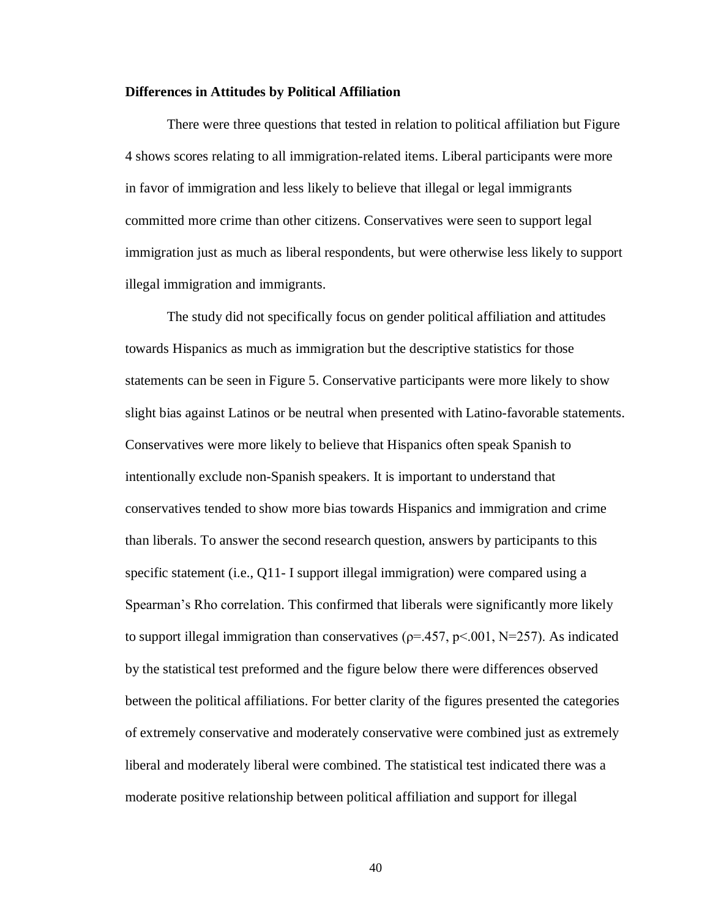**Differences in Attitudes by Political Affiliation**

There were three questions that tested in relation to political affiliation but Figure 4 shows scores relating to all immigration-related items. Liberal participants were more in favor of immigration and less likely to believe that illegal or legal immigrants committed more crime than other citizens. Conservatives were seen to support legal immigration just as much as liberal respondents, but were otherwise less likely to support illegal immigration and immigrants.

The study did not specifically focus on gender political affiliation and attitudes towards Hispanics as much as immigration but the descriptive statistics for those statements can be seen in Figure 5. Conservative participants were more likely to show slight bias against Latinos or be neutral when presented with Latino-favorable statements. Conservatives were more likely to believe that Hispanics often speak Spanish to intentionally exclude non-Spanish speakers. It is important to understand that conservatives tended to show more bias towards Hispanics and immigration and crime than liberals. To answer the second research question, answers by participants to this specific statement (i.e., Q11- I support illegal immigration) were compared using a Spearman's Rho correlation. This confirmed that liberals were significantly more likely to support illegal immigration than conservatives ($\rho = .457$, $p < .001$, $N = 257$). As indicated by the statistical test preformed and the figure below there were differences observed between the political affiliations. For better clarity of the figures presented the categories of extremely conservative and moderately conservative were combined just as extremely liberal and moderately liberal were combined. The statistical test indicated there was a moderate positive relationship between political affiliation and support for illegal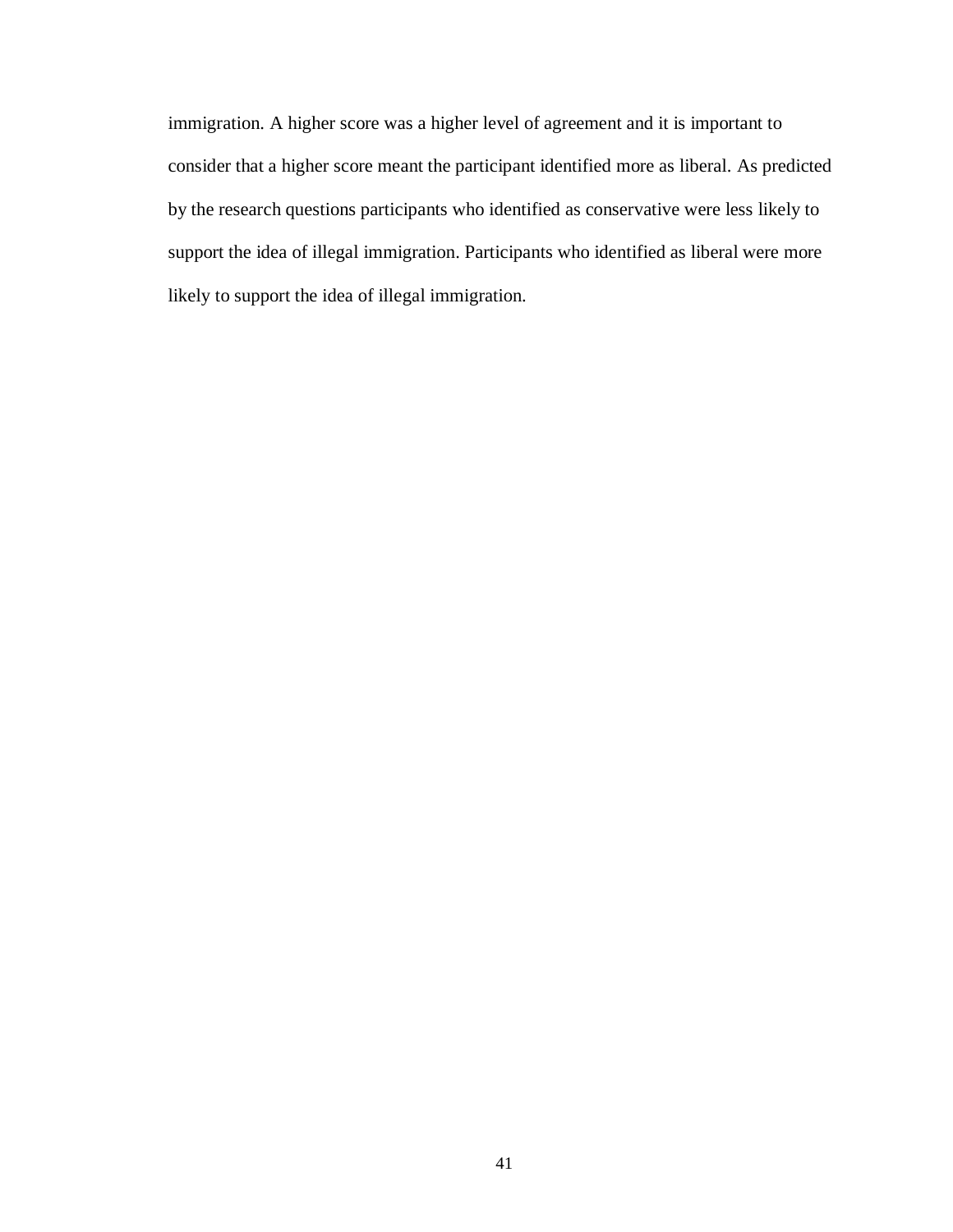immigration. A higher score was a higher level of agreement and it is important to consider that a higher score meant the participant identified more as liberal. As predicted by the research questions participants who identified as conservative were less likely to support the idea of illegal immigration. Participants who identified as liberal were more likely to support the idea of illegal immigration.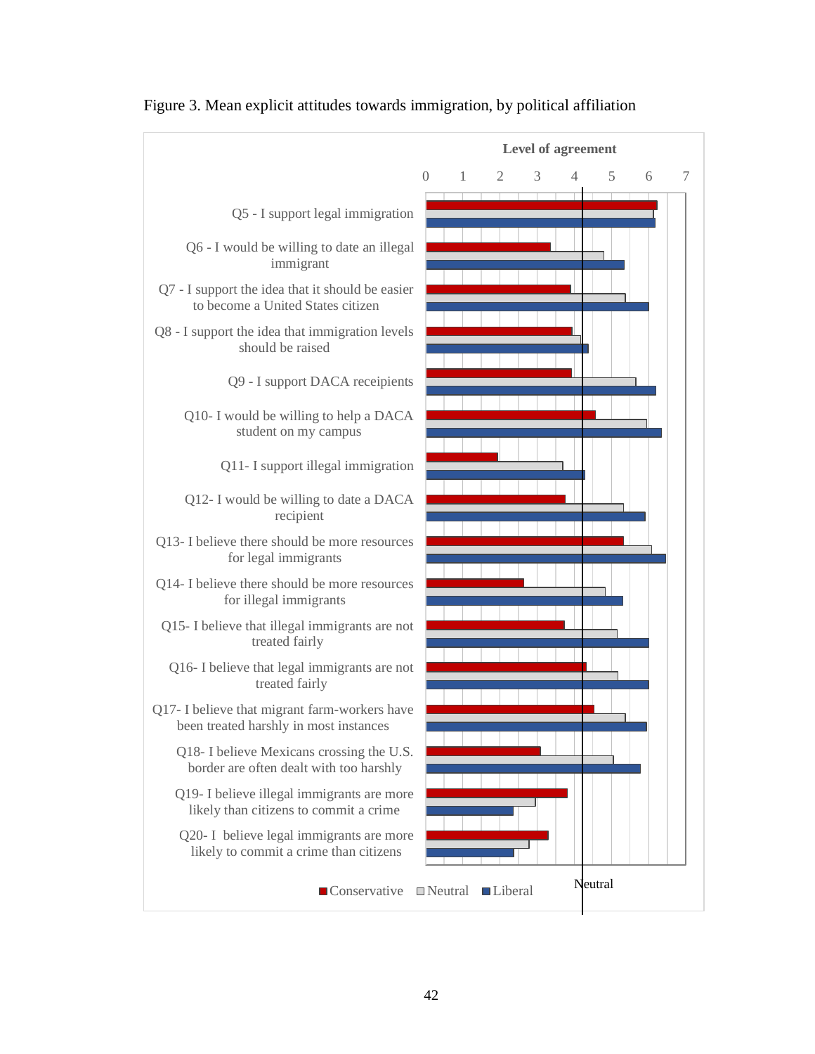Figure 3. Mean explicit attitudes towards immigration, by political affiliation

Level of agreement

0 1 2 3 4 5 6 7

Q5 - I support legal immigration

Q6 - I would be willing to date an illegal immigrant

Q7 - I support the idea that it should be easier to become a United States citizen

Q8 - I support the idea that immigration levels should be raised

Q9 - I support DACA receipients

Q10- I would be willing to help a DACA student on my campus

Q11- I support illegal immigration

Q12- I would be willing to date a DACA recipient

Q13- I believe there should be more resources for legal immigrants

Q14- I believe there should be more resources for illegal immigrants

Q15- I believe that illegal immigrants are not treated fairly

Q16- I believe that legal immigrants are not treated fairly

Q17- I believe that migrant farm-workers have been treated harshly in most instances

Q18- I believe Mexicans crossing the U.S. border are often dealt with too harshly

Q19- I believe illegal immigrants are more likely than citizens to commit a crime

Q20- I believe legal immigrants are more likely to commit a crime than citizens

Neutral

■ Conservative □ Neutral ■ Liberal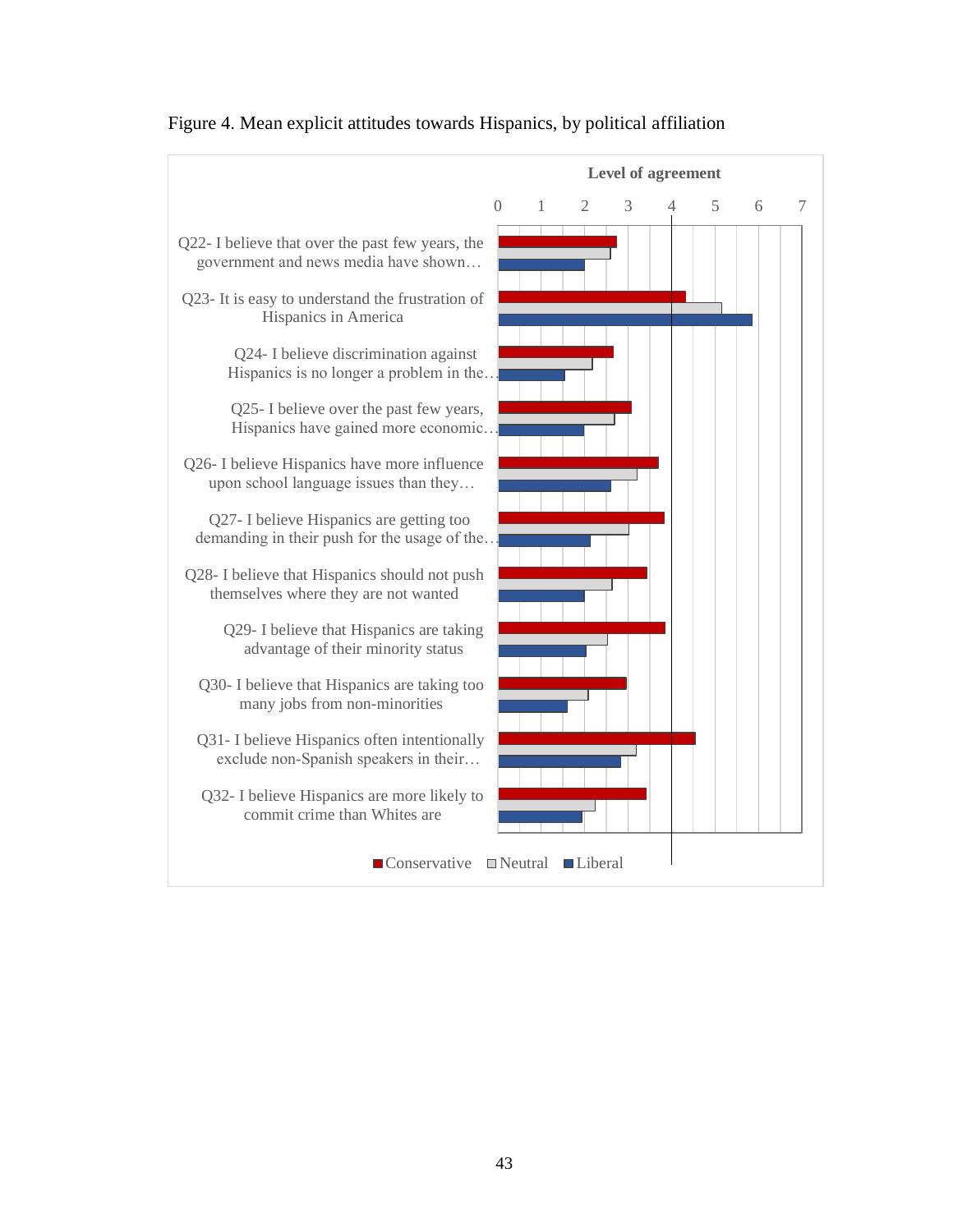Figure 4. Mean explicit attitudes towards Hispanics, by political affiliation

Level of agreement

| Item | Conservative | Neutral | Liberal |
|---|---|---|---|
| Q22- I believe that over the past few years, the government and news media have shown… | 2.7 | 2.6 | 2.0 |
| Q23- It is easy to understand the frustration of Hispanics in America | 4.3 | 5.1 | 5.8 |
| Q24- I believe discrimination against Hispanics is no longer a problem in the… | 2.6 | 2.2 | 1.5 |
| Q25- I believe over the past few years, Hispanics have gained more economic… | 3.0 | 2.7 | 2.0 |
| Q26- I believe Hispanics have more influence upon school language issues than they… | 3.7 | 3.2 | 2.6 |
| Q27- I believe Hispanics are getting too demanding in their push for the usage of the… | 3.8 | 3.0 | 2.1 |
| Q28- I believe that Hispanics should not push themselves where they are not wanted | 3.4 | 2.6 | 2.0 |
| Q29- I believe that Hispanics are taking advantage of their minority status | 3.8 | 2.5 | 2.0 |
| Q30- I believe that Hispanics are taking too many jobs from non-minorities | 2.9 | 2.1 | 1.6 |
| Q31- I believe Hispanics often intentionally exclude non-Spanish speakers in their… | 4.5 | 3.2 | 2.8 |
| Q32- I believe Hispanics are more likely to commit crime than Whites are | 3.4 | 2.2 | 1.9 |

*Values are approximate readings from the bar chart (scale 0–7).*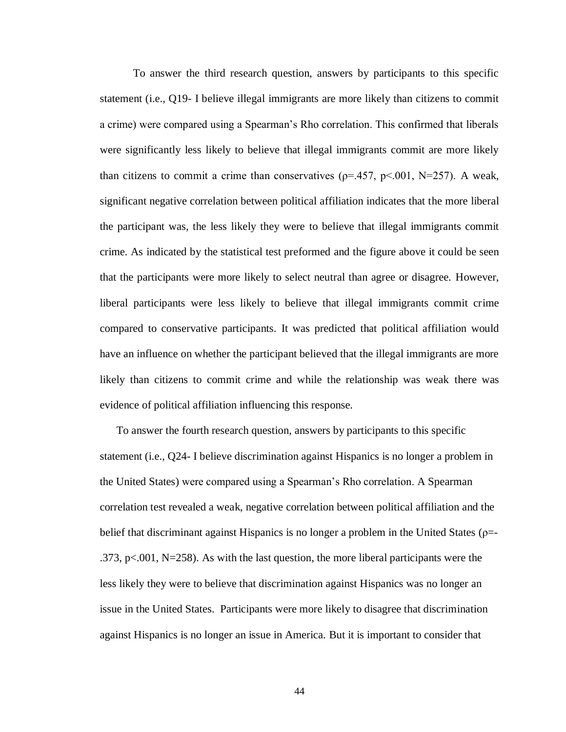To answer the third research question, answers by participants to this specific statement (i.e., Q19- I believe illegal immigrants are more likely than citizens to commit a crime) were compared using a Spearman's Rho correlation. This confirmed that liberals were significantly less likely to believe that illegal immigrants commit are more likely than citizens to commit a crime than conservatives ($\rho$=.457, $p$<.001, N=257). A weak, significant negative correlation between political affiliation indicates that the more liberal the participant was, the less likely they were to believe that illegal immigrants commit crime. As indicated by the statistical test preformed and the figure above it could be seen that the participants were more likely to select neutral than agree or disagree. However, liberal participants were less likely to believe that illegal immigrants commit crime compared to conservative participants. It was predicted that political affiliation would have an influence on whether the participant believed that the illegal immigrants are more likely than citizens to commit crime and while the relationship was weak there was evidence of political affiliation influencing this response.

To answer the fourth research question, answers by participants to this specific statement (i.e., Q24- I believe discrimination against Hispanics is no longer a problem in the United States) were compared using a Spearman's Rho correlation. A Spearman correlation test revealed a weak, negative correlation between political affiliation and the belief that discriminant against Hispanics is no longer a problem in the United States ($\rho$=-.373, $p$<.001, N=258). As with the last question, the more liberal participants were the less likely they were to believe that discrimination against Hispanics was no longer an issue in the United States. Participants were more likely to disagree that discrimination against Hispanics is no longer an issue in America. But it is important to consider that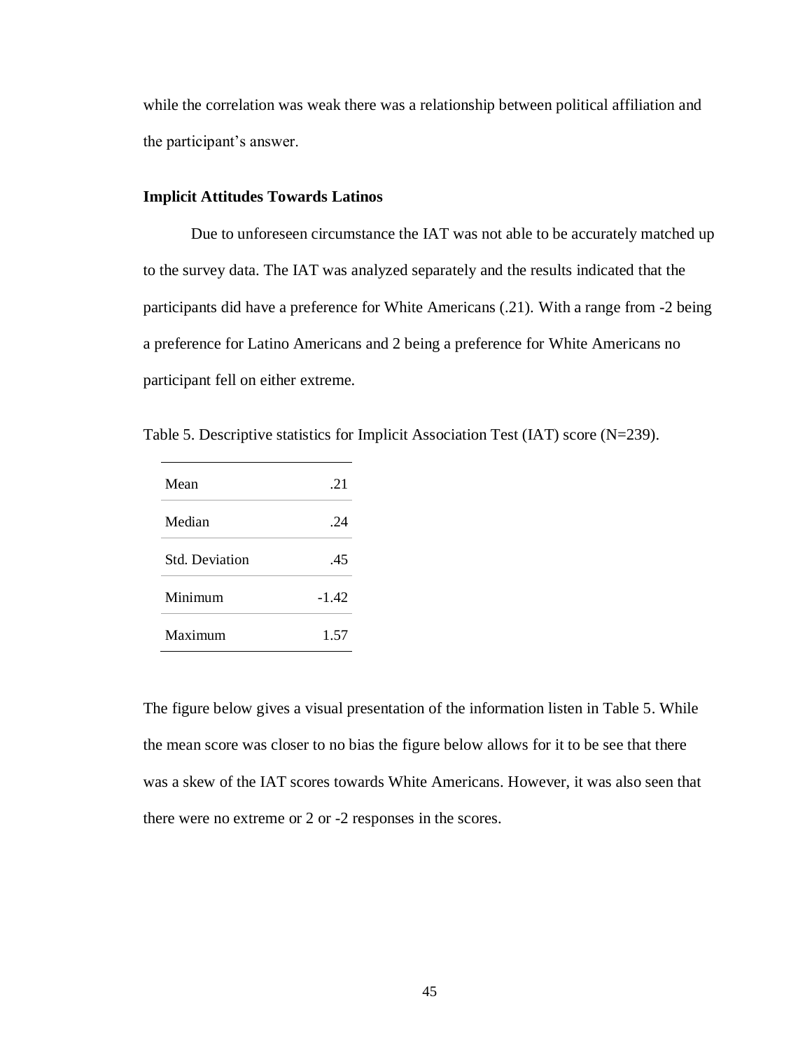while the correlation was weak there was a relationship between political affiliation and the participant's answer.

### Implicit Attitudes Towards Latinos

Due to unforeseen circumstance the IAT was not able to be accurately matched up to the survey data. The IAT was analyzed separately and the results indicated that the participants did have a preference for White Americans (.21). With a range from -2 being a preference for Latino Americans and 2 being a preference for White Americans no participant fell on either extreme.

Table 5. Descriptive statistics for Implicit Association Test (IAT) score (N=239).

| | |
|---|---|
| Mean | .21 |
| Median | .24 |
| Std. Deviation | .45 |
| Minimum | -1.42 |
| Maximum | 1.57 |

The figure below gives a visual presentation of the information listen in Table 5. While the mean score was closer to no bias the figure below allows for it to be see that there was a skew of the IAT scores towards White Americans. However, it was also seen that there were no extreme or 2 or -2 responses in the scores.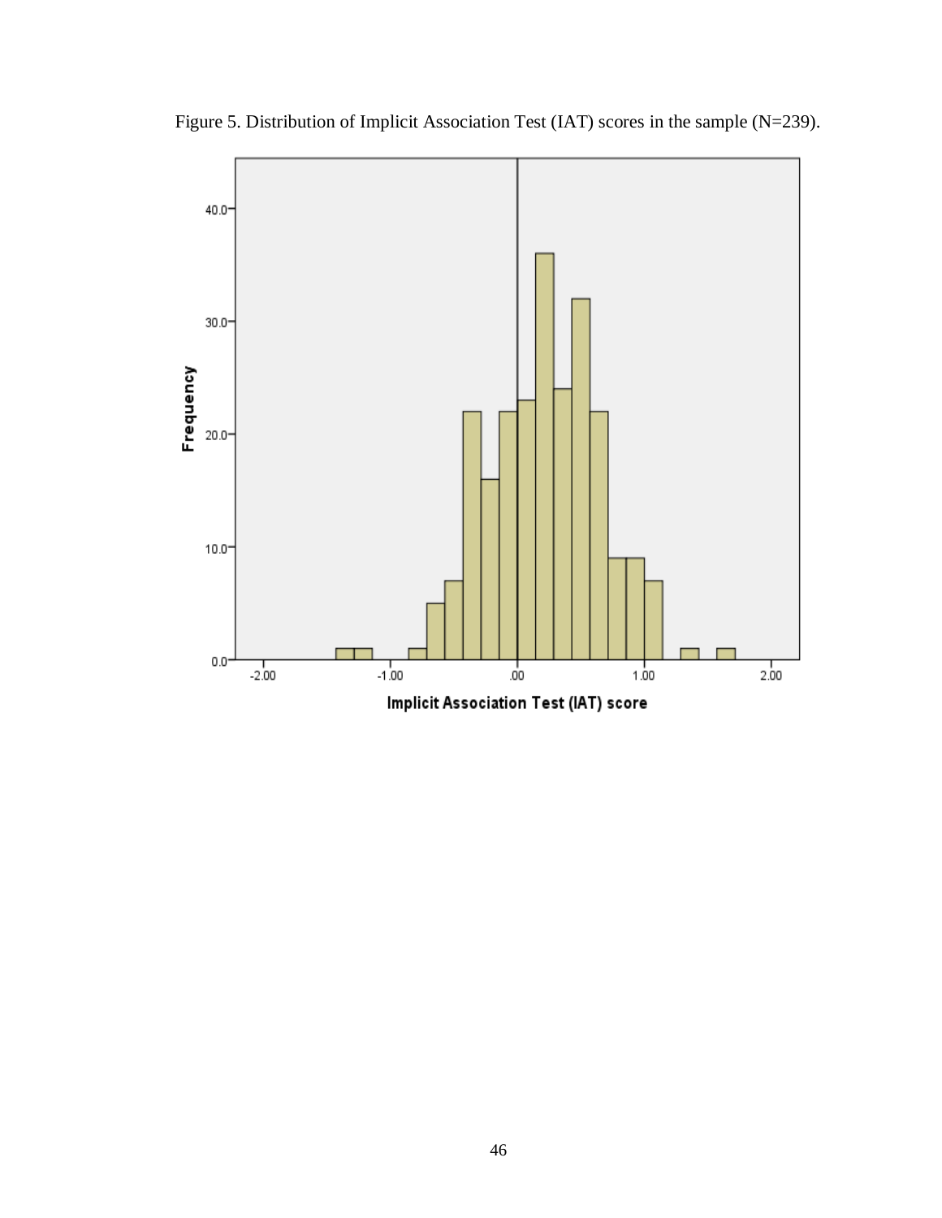Figure 5. Distribution of Implicit Association Test (IAT) scores in the sample (N=239).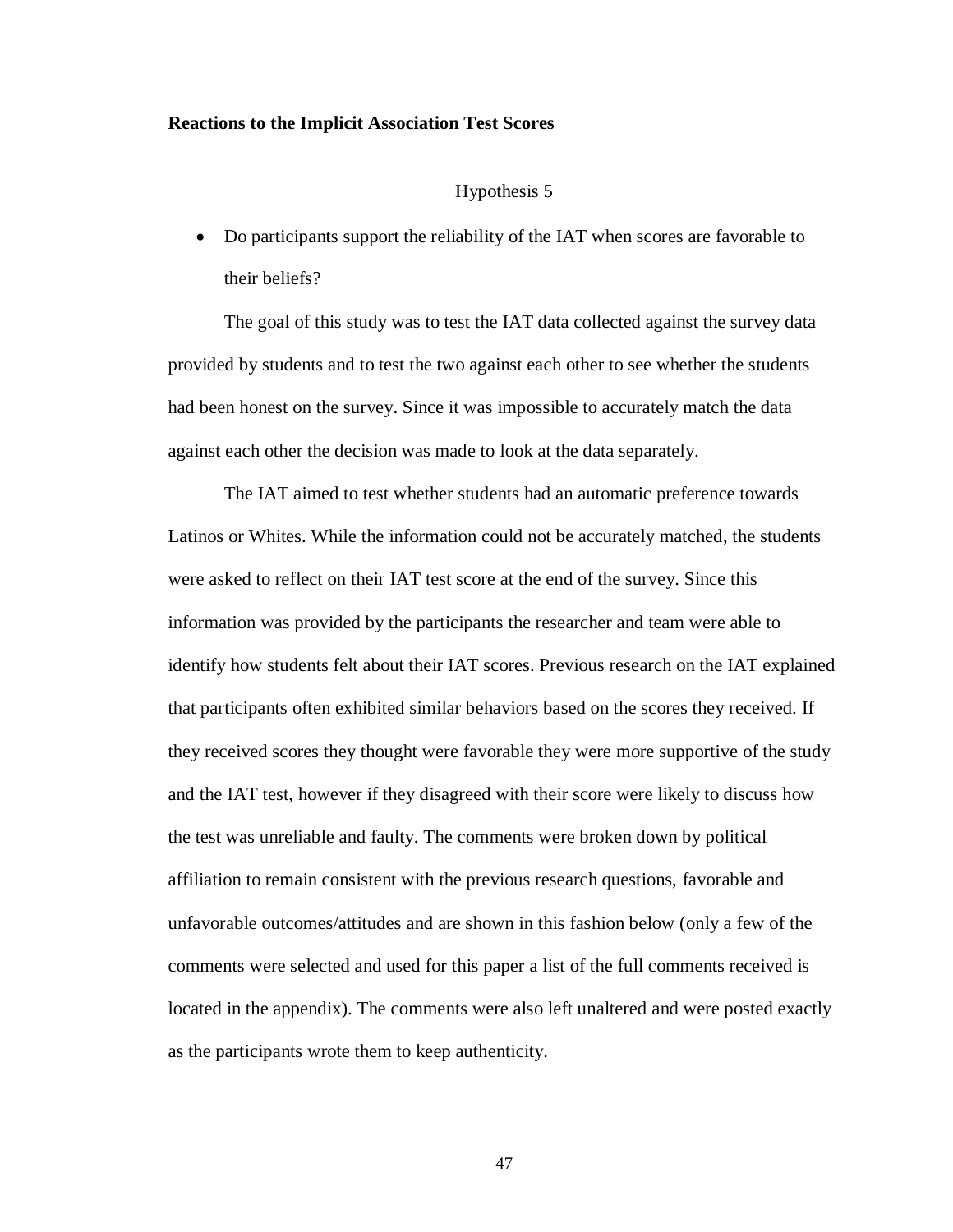**Reactions to the Implicit Association Test Scores**

Hypothesis 5

- Do participants support the reliability of the IAT when scores are favorable to their beliefs?

The goal of this study was to test the IAT data collected against the survey data provided by students and to test the two against each other to see whether the students had been honest on the survey. Since it was impossible to accurately match the data against each other the decision was made to look at the data separately.

The IAT aimed to test whether students had an automatic preference towards Latinos or Whites. While the information could not be accurately matched, the students were asked to reflect on their IAT test score at the end of the survey. Since this information was provided by the participants the researcher and team were able to identify how students felt about their IAT scores. Previous research on the IAT explained that participants often exhibited similar behaviors based on the scores they received. If they received scores they thought were favorable they were more supportive of the study and the IAT test, however if they disagreed with their score were likely to discuss how the test was unreliable and faulty. The comments were broken down by political affiliation to remain consistent with the previous research questions, favorable and unfavorable outcomes/attitudes and are shown in this fashion below (only a few of the comments were selected and used for this paper a list of the full comments received is located in the appendix). The comments were also left unaltered and were posted exactly as the participants wrote them to keep authenticity.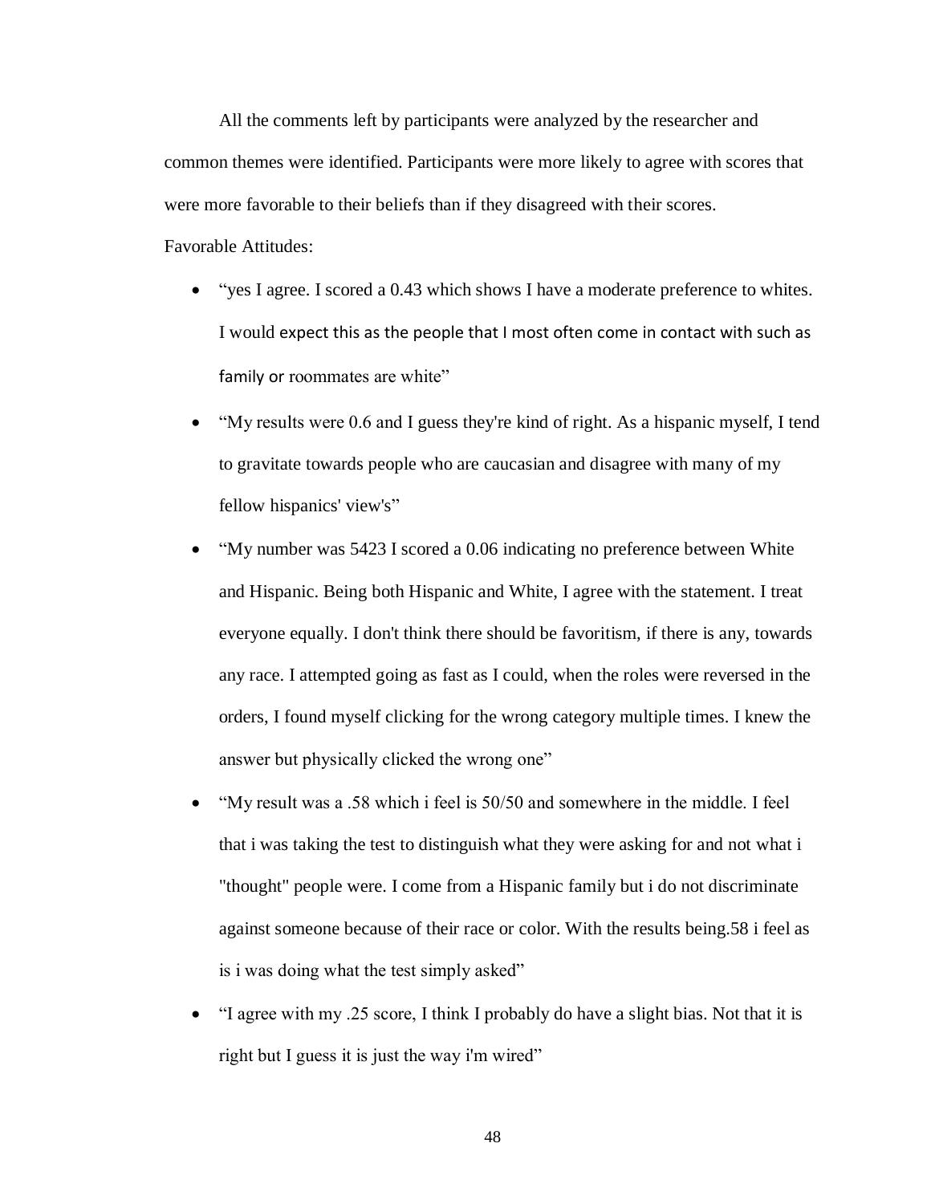All the comments left by participants were analyzed by the researcher and common themes were identified. Participants were more likely to agree with scores that were more favorable to their beliefs than if they disagreed with their scores.

Favorable Attitudes:

- "yes I agree. I scored a 0.43 which shows I have a moderate preference to whites. I would expect this as the people that I most often come in contact with such as family or roommates are white"
- "My results were 0.6 and I guess they're kind of right. As a hispanic myself, I tend to gravitate towards people who are caucasian and disagree with many of my fellow hispanics' view's"
- "My number was 5423 I scored a 0.06 indicating no preference between White and Hispanic. Being both Hispanic and White, I agree with the statement. I treat everyone equally. I don't think there should be favoritism, if there is any, towards any race. I attempted going as fast as I could, when the roles were reversed in the orders, I found myself clicking for the wrong category multiple times. I knew the answer but physically clicked the wrong one"
- "My result was a .58 which i feel is 50/50 and somewhere in the middle. I feel that i was taking the test to distinguish what they were asking for and not what i "thought" people were. I come from a Hispanic family but i do not discriminate against someone because of their race or color. With the results being.58 i feel as is i was doing what the test simply asked"
- "I agree with my .25 score, I think I probably do have a slight bias. Not that it is right but I guess it is just the way i'm wired"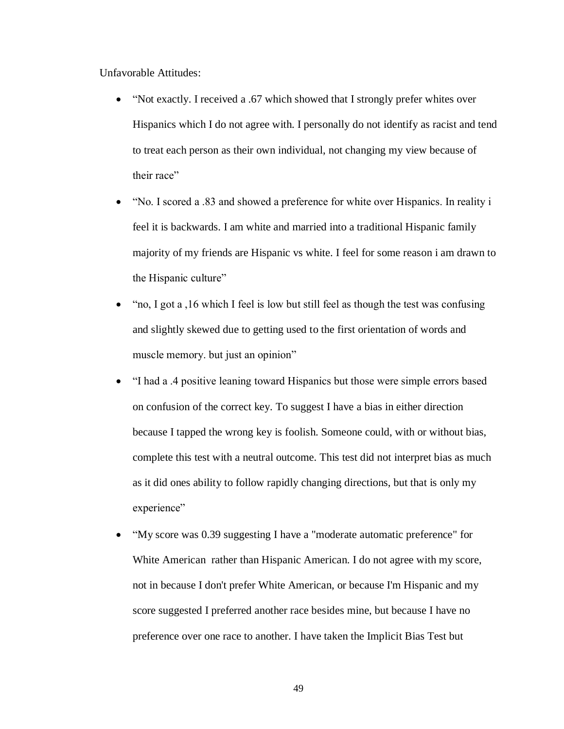Unfavorable Attitudes:

- "Not exactly. I received a .67 which showed that I strongly prefer whites over Hispanics which I do not agree with. I personally do not identify as racist and tend to treat each person as their own individual, not changing my view because of their race"
- "No. I scored a .83 and showed a preference for white over Hispanics. In reality i feel it is backwards. I am white and married into a traditional Hispanic family majority of my friends are Hispanic vs white. I feel for some reason i am drawn to the Hispanic culture"
- "no, I got a ,16 which I feel is low but still feel as though the test was confusing and slightly skewed due to getting used to the first orientation of words and muscle memory. but just an opinion"
- "I had a .4 positive leaning toward Hispanics but those were simple errors based on confusion of the correct key. To suggest I have a bias in either direction because I tapped the wrong key is foolish. Someone could, with or without bias, complete this test with a neutral outcome. This test did not interpret bias as much as it did ones ability to follow rapidly changing directions, but that is only my experience"
- "My score was 0.39 suggesting I have a "moderate automatic preference" for White American rather than Hispanic American. I do not agree with my score, not in because I don't prefer White American, or because I'm Hispanic and my score suggested I preferred another race besides mine, but because I have no preference over one race to another. I have taken the Implicit Bias Test but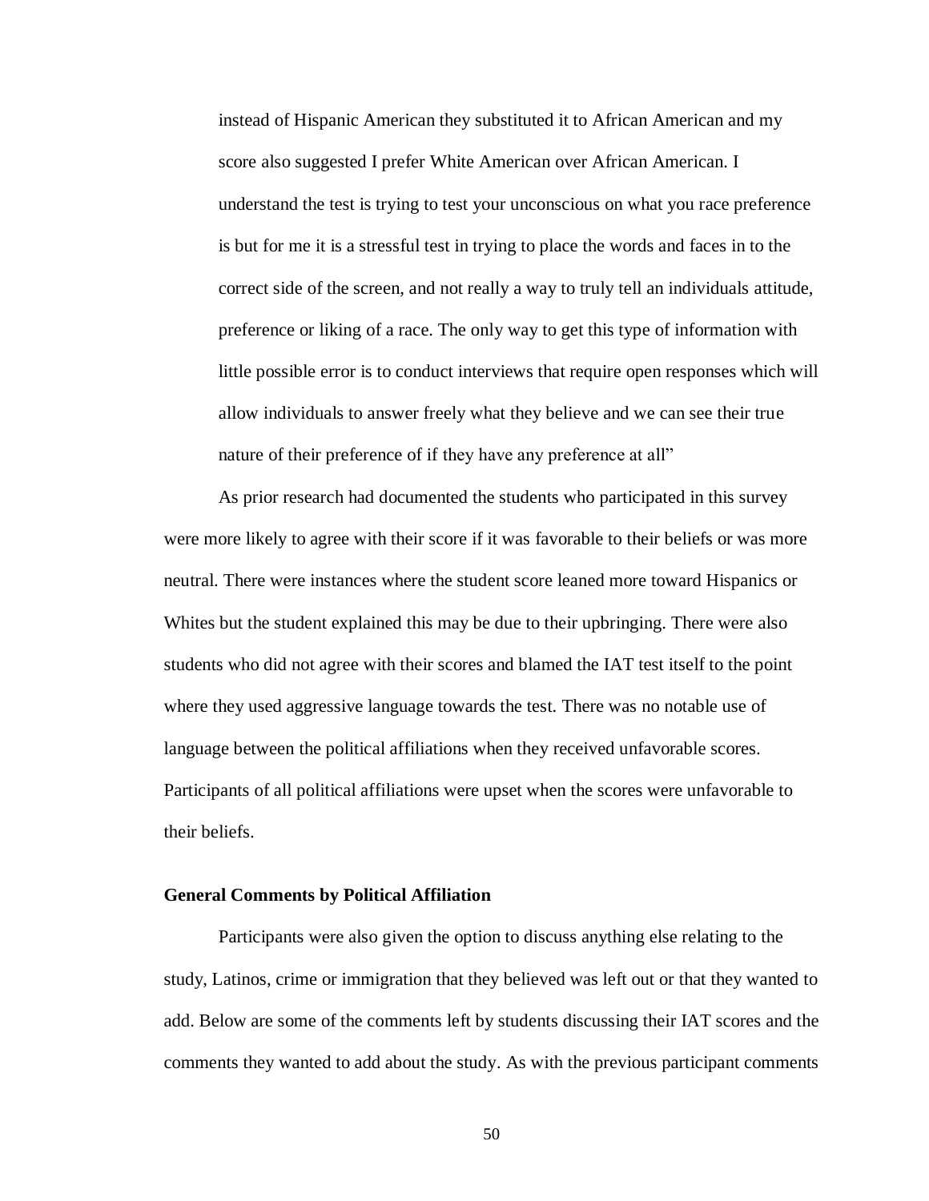> instead of Hispanic American they substituted it to African American and my score also suggested I prefer White American over African American. I understand the test is trying to test your unconscious on what you race preference is but for me it is a stressful test in trying to place the words and faces in to the correct side of the screen, and not really a way to truly tell an individuals attitude, preference or liking of a race. The only way to get this type of information with little possible error is to conduct interviews that require open responses which will allow individuals to answer freely what they believe and we can see their true nature of their preference of if they have any preference at all"

As prior research had documented the students who participated in this survey were more likely to agree with their score if it was favorable to their beliefs or was more neutral. There were instances where the student score leaned more toward Hispanics or Whites but the student explained this may be due to their upbringing. There were also students who did not agree with their scores and blamed the IAT test itself to the point where they used aggressive language towards the test. There was no notable use of language between the political affiliations when they received unfavorable scores. Participants of all political affiliations were upset when the scores were unfavorable to their beliefs.

**General Comments by Political Affiliation**

Participants were also given the option to discuss anything else relating to the study, Latinos, crime or immigration that they believed was left out or that they wanted to add. Below are some of the comments left by students discussing their IAT scores and the comments they wanted to add about the study. As with the previous participant comments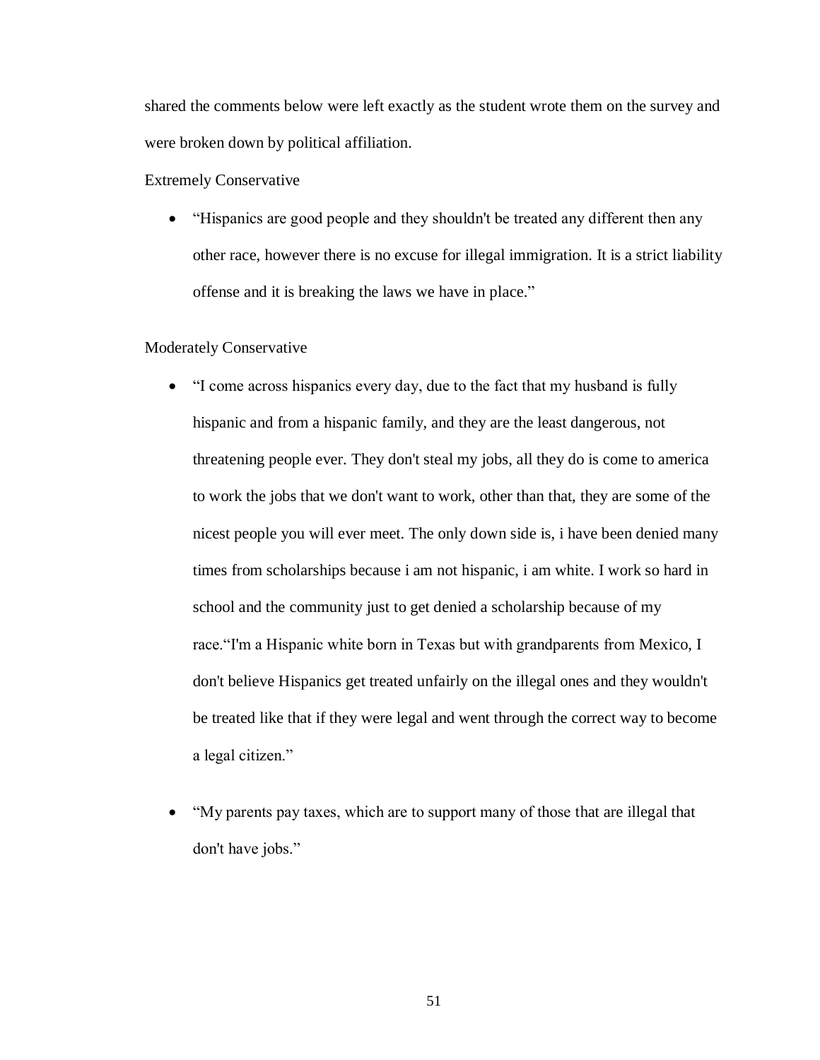shared the comments below were left exactly as the student wrote them on the survey and were broken down by political affiliation.

Extremely Conservative

- “Hispanics are good people and they shouldn't be treated any different then any other race, however there is no excuse for illegal immigration. It is a strict liability offense and it is breaking the laws we have in place.”

Moderately Conservative

- “I come across hispanics every day, due to the fact that my husband is fully hispanic and from a hispanic family, and they are the least dangerous, not threatening people ever. They don't steal my jobs, all they do is come to america to work the jobs that we don't want to work, other than that, they are some of the nicest people you will ever meet. The only down side is, i have been denied many times from scholarships because i am not hispanic, i am white. I work so hard in school and the community just to get denied a scholarship because of my race.“I'm a Hispanic white born in Texas but with grandparents from Mexico, I don't believe Hispanics get treated unfairly on the illegal ones and they wouldn't be treated like that if they were legal and went through the correct way to become a legal citizen.”

- “My parents pay taxes, which are to support many of those that are illegal that don't have jobs.”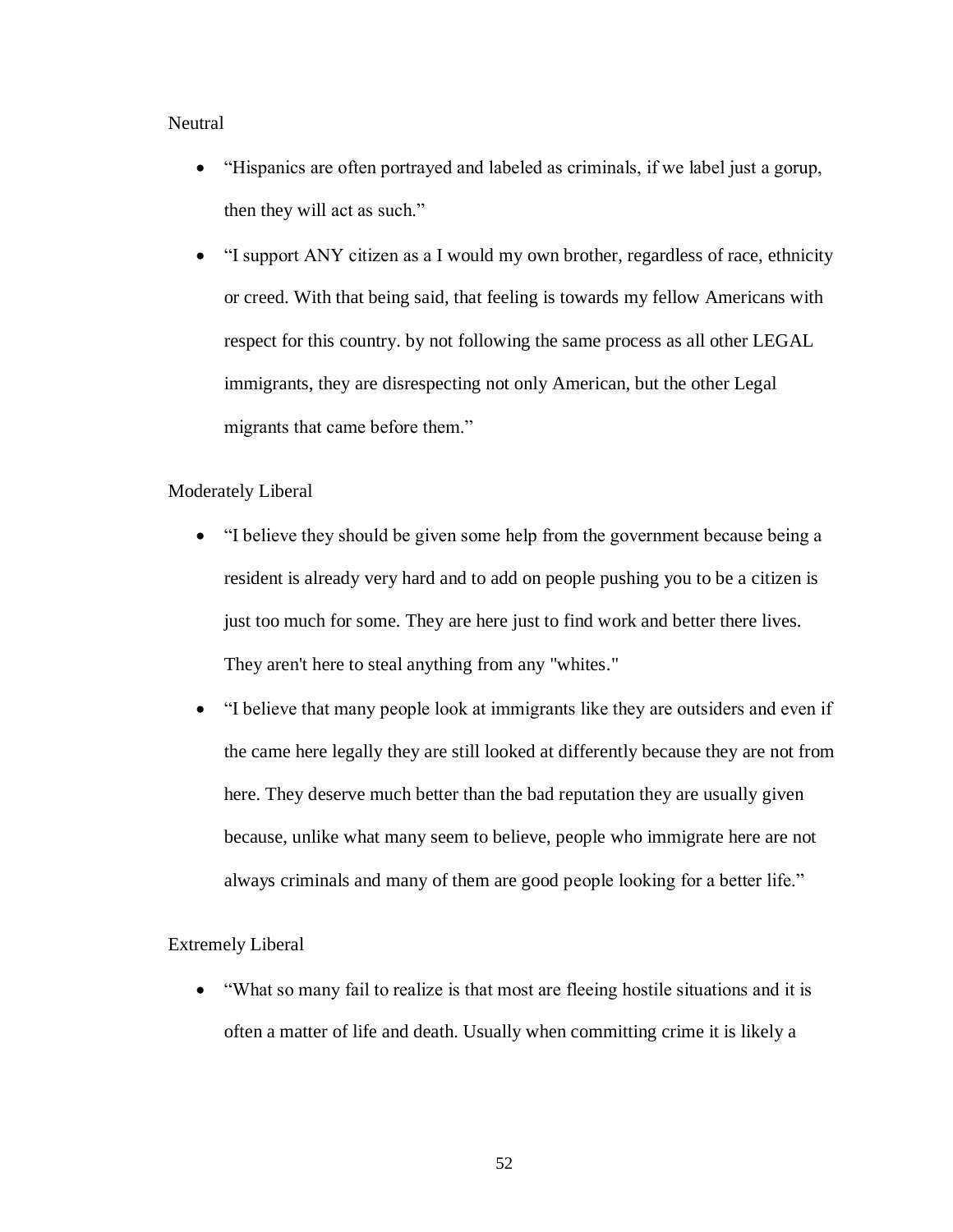Neutral

- "Hispanics are often portrayed and labeled as criminals, if we label just a gorup, then they will act as such."
- "I support ANY citizen as a I would my own brother, regardless of race, ethnicity or creed. With that being said, that feeling is towards my fellow Americans with respect for this country. by not following the same process as all other LEGAL immigrants, they are disrespecting not only American, but the other Legal migrants that came before them."

Moderately Liberal

- "I believe they should be given some help from the government because being a resident is already very hard and to add on people pushing you to be a citizen is just too much for some. They are here just to find work and better there lives. They aren't here to steal anything from any "whites."
- "I believe that many people look at immigrants like they are outsiders and even if the came here legally they are still looked at differently because they are not from here. They deserve much better than the bad reputation they are usually given because, unlike what many seem to believe, people who immigrate here are not always criminals and many of them are good people looking for a better life."

Extremely Liberal

- "What so many fail to realize is that most are fleeing hostile situations and it is often a matter of life and death. Usually when committing crime it is likely a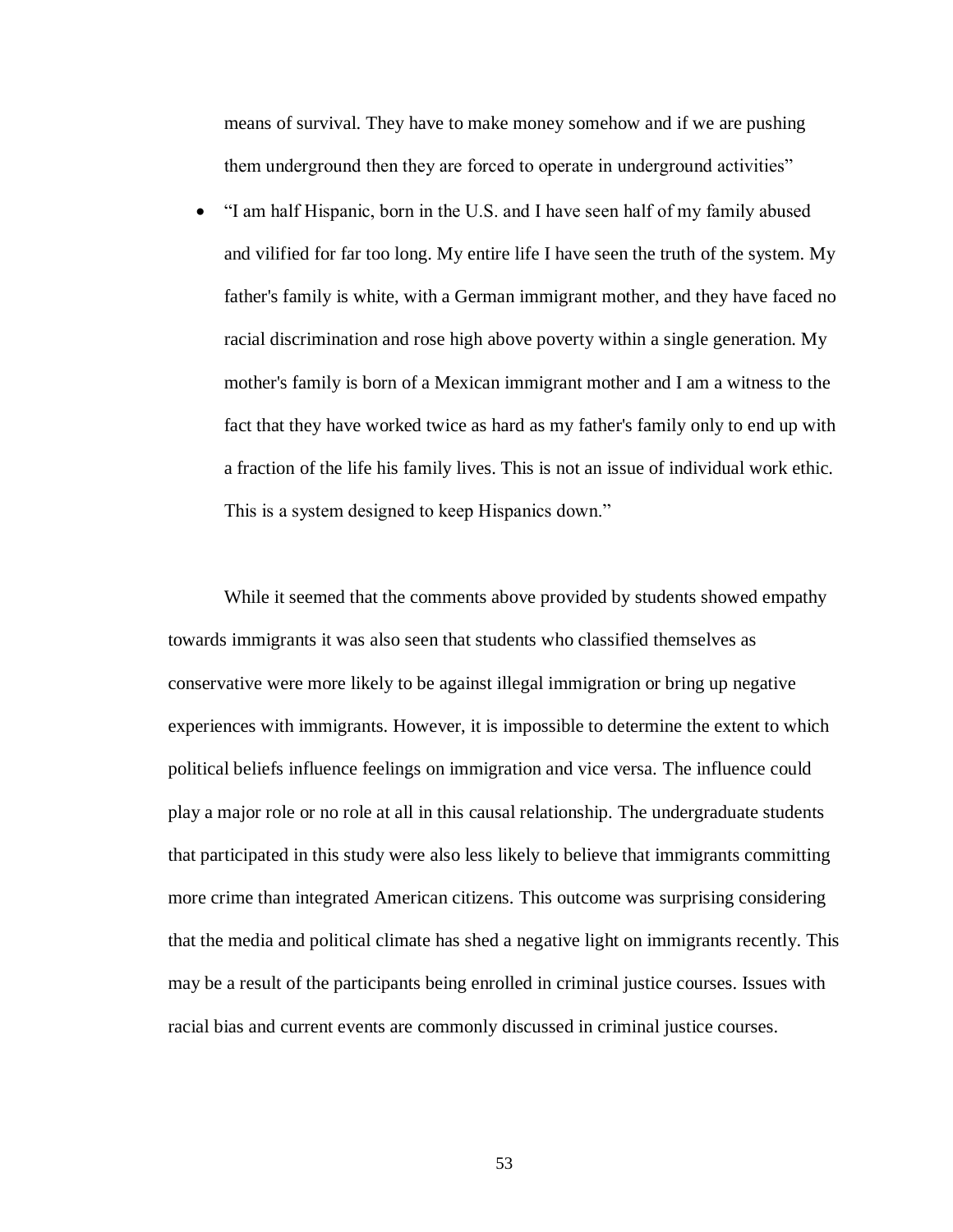means of survival. They have to make money somehow and if we are pushing them underground then they are forced to operate in underground activities"

- "I am half Hispanic, born in the U.S. and I have seen half of my family abused and vilified for far too long. My entire life I have seen the truth of the system. My father's family is white, with a German immigrant mother, and they have faced no racial discrimination and rose high above poverty within a single generation. My mother's family is born of a Mexican immigrant mother and I am a witness to the fact that they have worked twice as hard as my father's family only to end up with a fraction of the life his family lives. This is not an issue of individual work ethic. This is a system designed to keep Hispanics down."

While it seemed that the comments above provided by students showed empathy towards immigrants it was also seen that students who classified themselves as conservative were more likely to be against illegal immigration or bring up negative experiences with immigrants. However, it is impossible to determine the extent to which political beliefs influence feelings on immigration and vice versa. The influence could play a major role or no role at all in this causal relationship. The undergraduate students that participated in this study were also less likely to believe that immigrants committing more crime than integrated American citizens. This outcome was surprising considering that the media and political climate has shed a negative light on immigrants recently. This may be a result of the participants being enrolled in criminal justice courses. Issues with racial bias and current events are commonly discussed in criminal justice courses.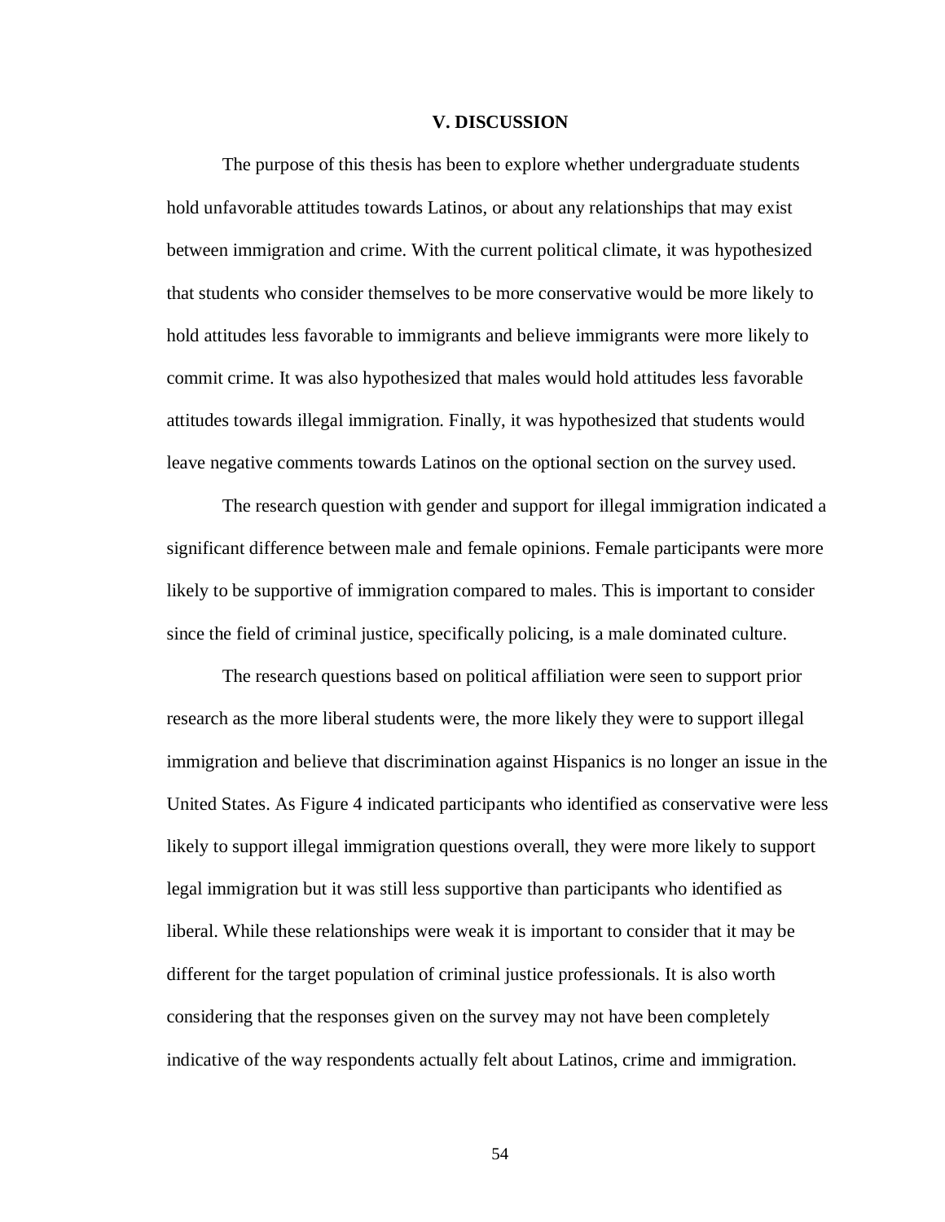# V. DISCUSSION

The purpose of this thesis has been to explore whether undergraduate students hold unfavorable attitudes towards Latinos, or about any relationships that may exist between immigration and crime. With the current political climate, it was hypothesized that students who consider themselves to be more conservative would be more likely to hold attitudes less favorable to immigrants and believe immigrants were more likely to commit crime. It was also hypothesized that males would hold attitudes less favorable attitudes towards illegal immigration. Finally, it was hypothesized that students would leave negative comments towards Latinos on the optional section on the survey used.

The research question with gender and support for illegal immigration indicated a significant difference between male and female opinions. Female participants were more likely to be supportive of immigration compared to males. This is important to consider since the field of criminal justice, specifically policing, is a male dominated culture.

The research questions based on political affiliation were seen to support prior research as the more liberal students were, the more likely they were to support illegal immigration and believe that discrimination against Hispanics is no longer an issue in the United States. As Figure 4 indicated participants who identified as conservative were less likely to support illegal immigration questions overall, they were more likely to support legal immigration but it was still less supportive than participants who identified as liberal. While these relationships were weak it is important to consider that it may be different for the target population of criminal justice professionals. It is also worth considering that the responses given on the survey may not have been completely indicative of the way respondents actually felt about Latinos, crime and immigration.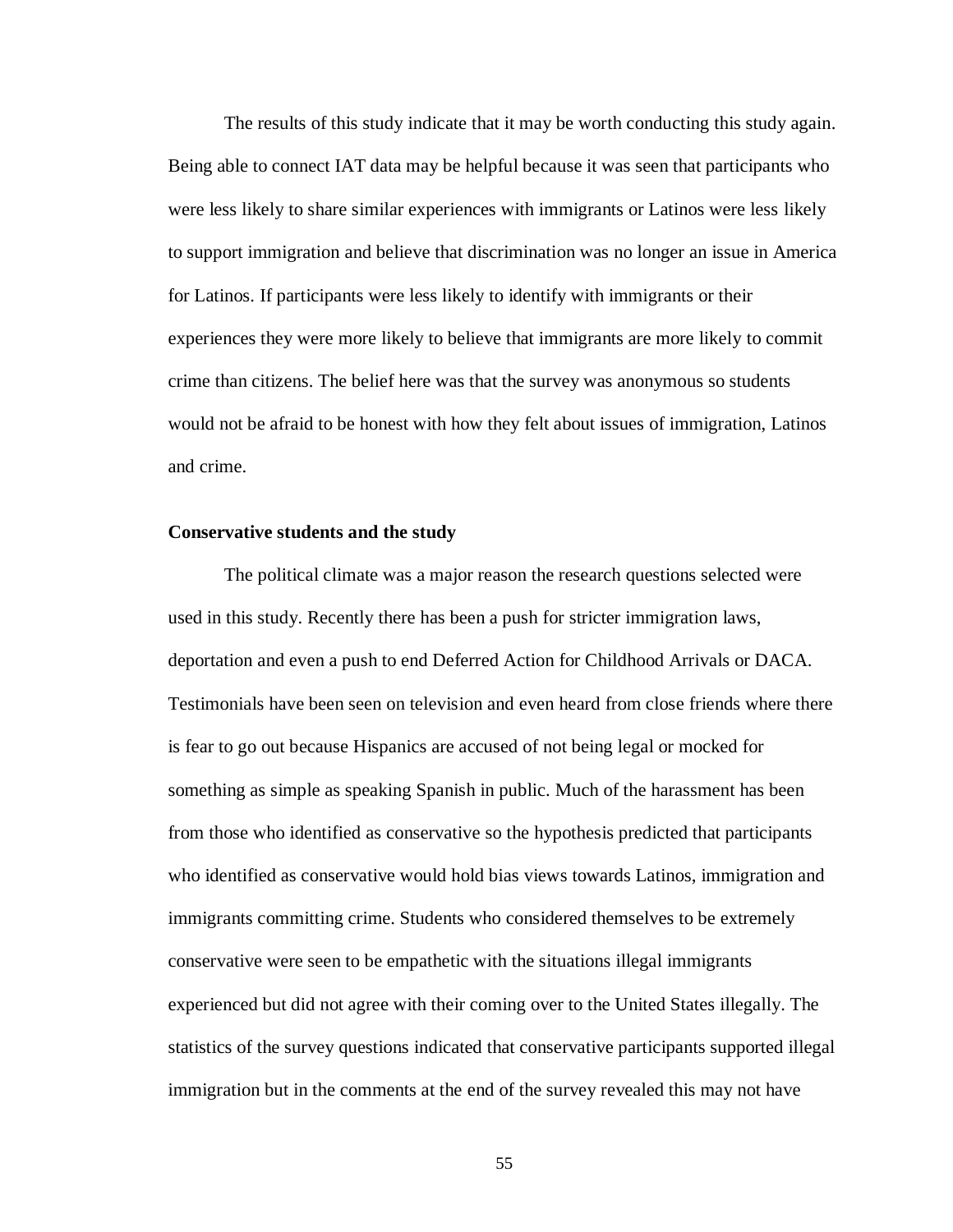The results of this study indicate that it may be worth conducting this study again. Being able to connect IAT data may be helpful because it was seen that participants who were less likely to share similar experiences with immigrants or Latinos were less likely to support immigration and believe that discrimination was no longer an issue in America for Latinos. If participants were less likely to identify with immigrants or their experiences they were more likely to believe that immigrants are more likely to commit crime than citizens. The belief here was that the survey was anonymous so students would not be afraid to be honest with how they felt about issues of immigration, Latinos and crime.

**Conservative students and the study**

The political climate was a major reason the research questions selected were used in this study. Recently there has been a push for stricter immigration laws, deportation and even a push to end Deferred Action for Childhood Arrivals or DACA. Testimonials have been seen on television and even heard from close friends where there is fear to go out because Hispanics are accused of not being legal or mocked for something as simple as speaking Spanish in public. Much of the harassment has been from those who identified as conservative so the hypothesis predicted that participants who identified as conservative would hold bias views towards Latinos, immigration and immigrants committing crime. Students who considered themselves to be extremely conservative were seen to be empathetic with the situations illegal immigrants experienced but did not agree with their coming over to the United States illegally. The statistics of the survey questions indicated that conservative participants supported illegal immigration but in the comments at the end of the survey revealed this may not have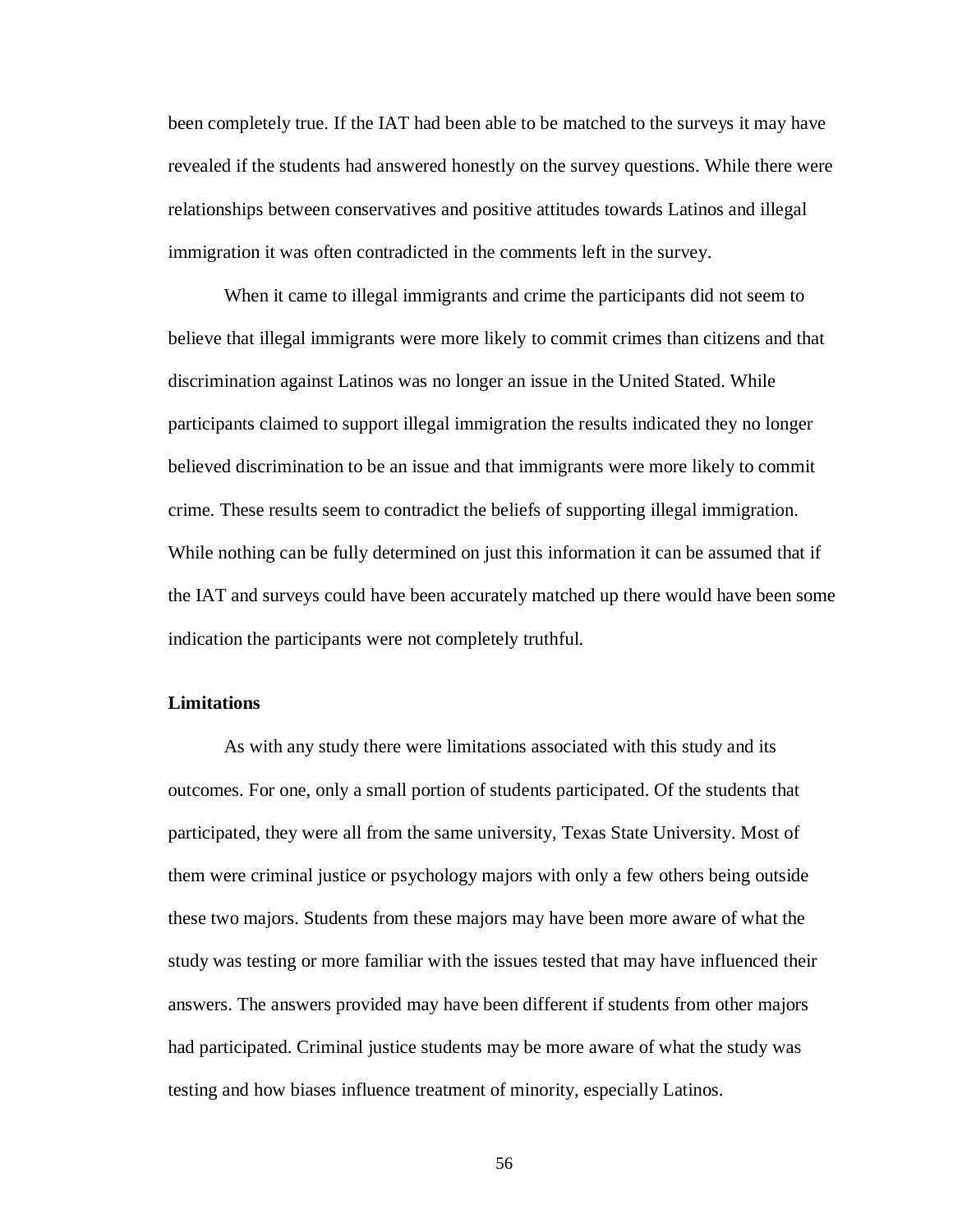been completely true. If the IAT had been able to be matched to the surveys it may have revealed if the students had answered honestly on the survey questions. While there were relationships between conservatives and positive attitudes towards Latinos and illegal immigration it was often contradicted in the comments left in the survey.

When it came to illegal immigrants and crime the participants did not seem to believe that illegal immigrants were more likely to commit crimes than citizens and that discrimination against Latinos was no longer an issue in the United Stated. While participants claimed to support illegal immigration the results indicated they no longer believed discrimination to be an issue and that immigrants were more likely to commit crime. These results seem to contradict the beliefs of supporting illegal immigration. While nothing can be fully determined on just this information it can be assumed that if the IAT and surveys could have been accurately matched up there would have been some indication the participants were not completely truthful.

**Limitations**

As with any study there were limitations associated with this study and its outcomes. For one, only a small portion of students participated. Of the students that participated, they were all from the same university, Texas State University. Most of them were criminal justice or psychology majors with only a few others being outside these two majors. Students from these majors may have been more aware of what the study was testing or more familiar with the issues tested that may have influenced their answers. The answers provided may have been different if students from other majors had participated. Criminal justice students may be more aware of what the study was testing and how biases influence treatment of minority, especially Latinos.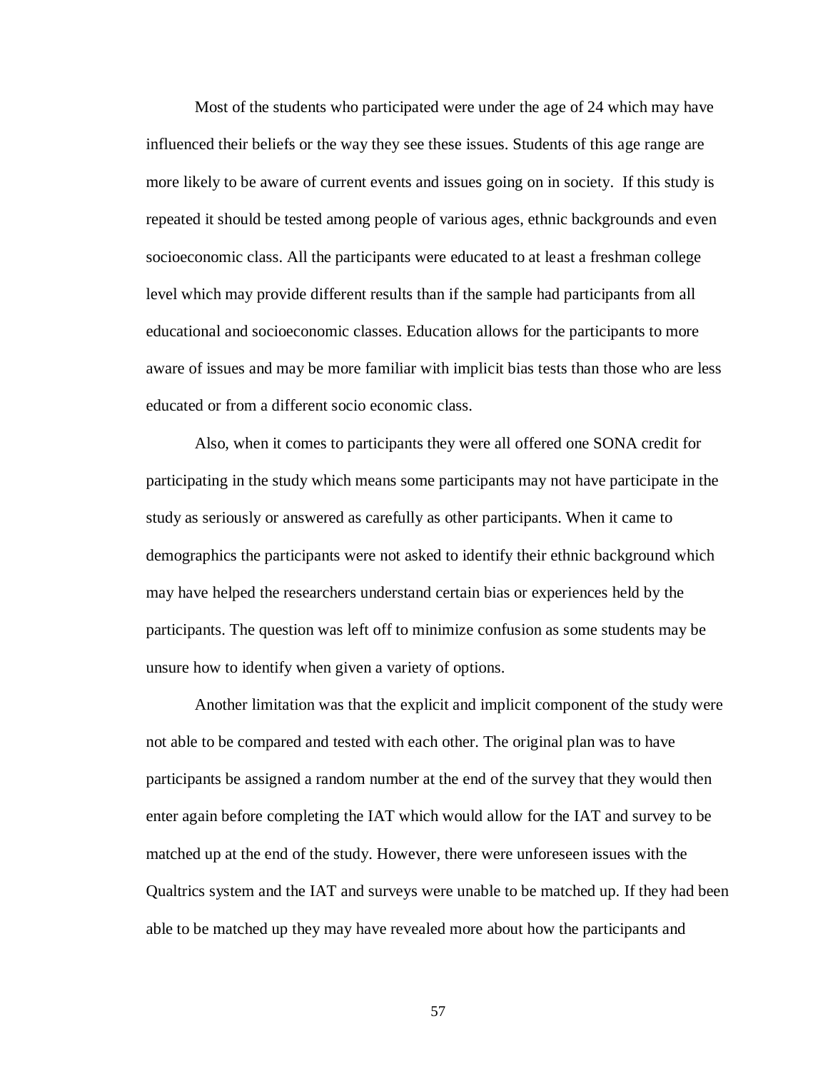Most of the students who participated were under the age of 24 which may have influenced their beliefs or the way they see these issues. Students of this age range are more likely to be aware of current events and issues going on in society. If this study is repeated it should be tested among people of various ages, ethnic backgrounds and even socioeconomic class. All the participants were educated to at least a freshman college level which may provide different results than if the sample had participants from all educational and socioeconomic classes. Education allows for the participants to more aware of issues and may be more familiar with implicit bias tests than those who are less educated or from a different socio economic class.

Also, when it comes to participants they were all offered one SONA credit for participating in the study which means some participants may not have participate in the study as seriously or answered as carefully as other participants. When it came to demographics the participants were not asked to identify their ethnic background which may have helped the researchers understand certain bias or experiences held by the participants. The question was left off to minimize confusion as some students may be unsure how to identify when given a variety of options.

Another limitation was that the explicit and implicit component of the study were not able to be compared and tested with each other. The original plan was to have participants be assigned a random number at the end of the survey that they would then enter again before completing the IAT which would allow for the IAT and survey to be matched up at the end of the study. However, there were unforeseen issues with the Qualtrics system and the IAT and surveys were unable to be matched up. If they had been able to be matched up they may have revealed more about how the participants and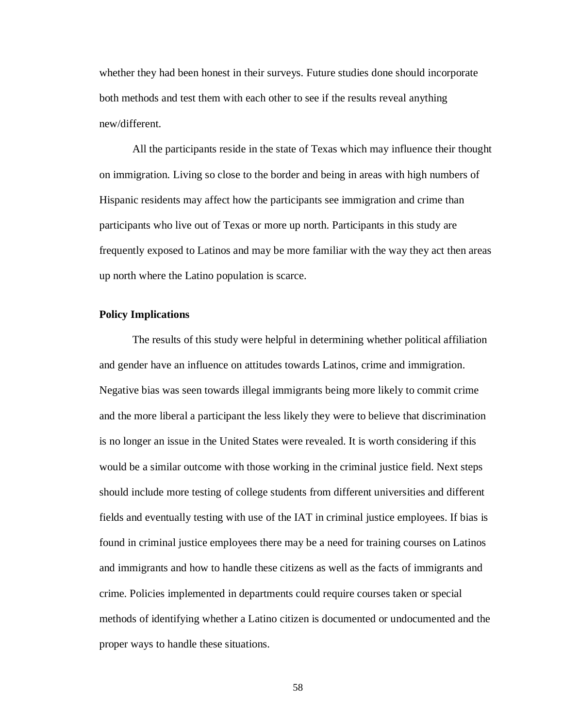whether they had been honest in their surveys. Future studies done should incorporate both methods and test them with each other to see if the results reveal anything new/different.

All the participants reside in the state of Texas which may influence their thought on immigration. Living so close to the border and being in areas with high numbers of Hispanic residents may affect how the participants see immigration and crime than participants who live out of Texas or more up north. Participants in this study are frequently exposed to Latinos and may be more familiar with the way they act then areas up north where the Latino population is scarce.

### Policy Implications

The results of this study were helpful in determining whether political affiliation and gender have an influence on attitudes towards Latinos, crime and immigration. Negative bias was seen towards illegal immigrants being more likely to commit crime and the more liberal a participant the less likely they were to believe that discrimination is no longer an issue in the United States were revealed. It is worth considering if this would be a similar outcome with those working in the criminal justice field. Next steps should include more testing of college students from different universities and different fields and eventually testing with use of the IAT in criminal justice employees. If bias is found in criminal justice employees there may be a need for training courses on Latinos and immigrants and how to handle these citizens as well as the facts of immigrants and crime. Policies implemented in departments could require courses taken or special methods of identifying whether a Latino citizen is documented or undocumented and the proper ways to handle these situations.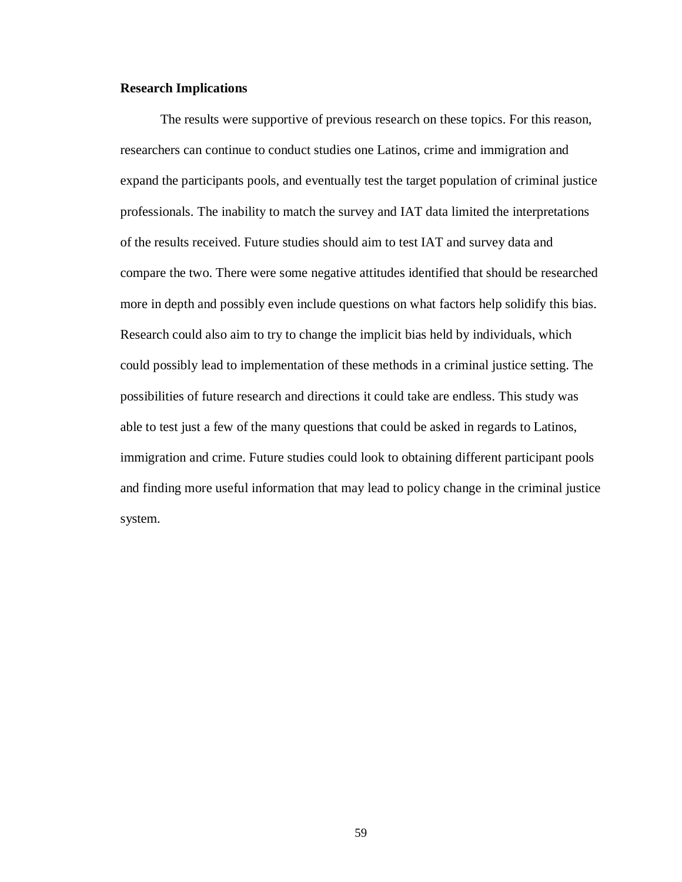**Research Implications**

The results were supportive of previous research on these topics. For this reason, researchers can continue to conduct studies one Latinos, crime and immigration and expand the participants pools, and eventually test the target population of criminal justice professionals. The inability to match the survey and IAT data limited the interpretations of the results received. Future studies should aim to test IAT and survey data and compare the two. There were some negative attitudes identified that should be researched more in depth and possibly even include questions on what factors help solidify this bias. Research could also aim to try to change the implicit bias held by individuals, which could possibly lead to implementation of these methods in a criminal justice setting. The possibilities of future research and directions it could take are endless. This study was able to test just a few of the many questions that could be asked in regards to Latinos, immigration and crime. Future studies could look to obtaining different participant pools and finding more useful information that may lead to policy change in the criminal justice system.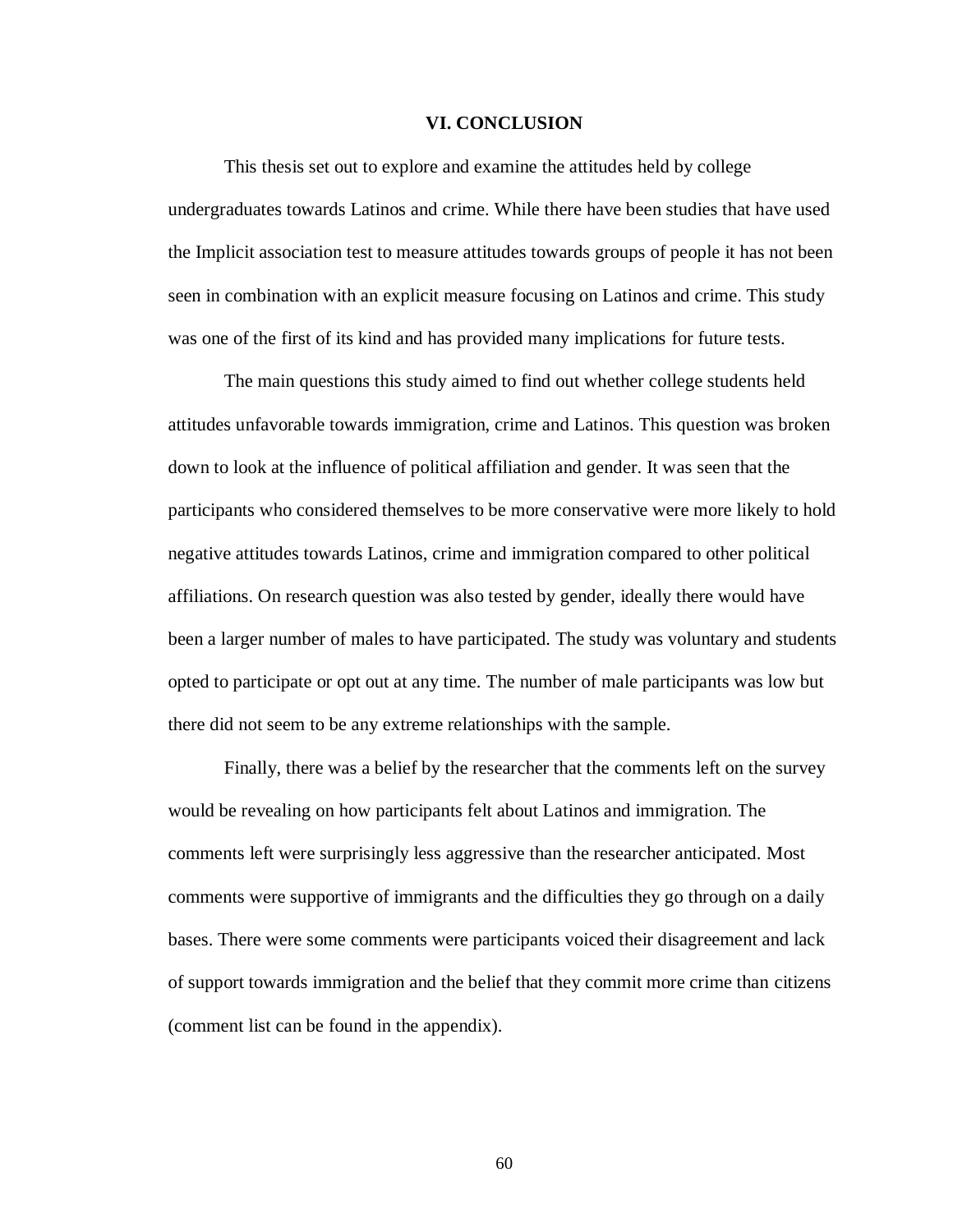# VI. CONCLUSION

This thesis set out to explore and examine the attitudes held by college undergraduates towards Latinos and crime. While there have been studies that have used the Implicit association test to measure attitudes towards groups of people it has not been seen in combination with an explicit measure focusing on Latinos and crime. This study was one of the first of its kind and has provided many implications for future tests.

The main questions this study aimed to find out whether college students held attitudes unfavorable towards immigration, crime and Latinos. This question was broken down to look at the influence of political affiliation and gender. It was seen that the participants who considered themselves to be more conservative were more likely to hold negative attitudes towards Latinos, crime and immigration compared to other political affiliations. On research question was also tested by gender, ideally there would have been a larger number of males to have participated. The study was voluntary and students opted to participate or opt out at any time. The number of male participants was low but there did not seem to be any extreme relationships with the sample.

Finally, there was a belief by the researcher that the comments left on the survey would be revealing on how participants felt about Latinos and immigration. The comments left were surprisingly less aggressive than the researcher anticipated. Most comments were supportive of immigrants and the difficulties they go through on a daily bases. There were some comments were participants voiced their disagreement and lack of support towards immigration and the belief that they commit more crime than citizens (comment list can be found in the appendix).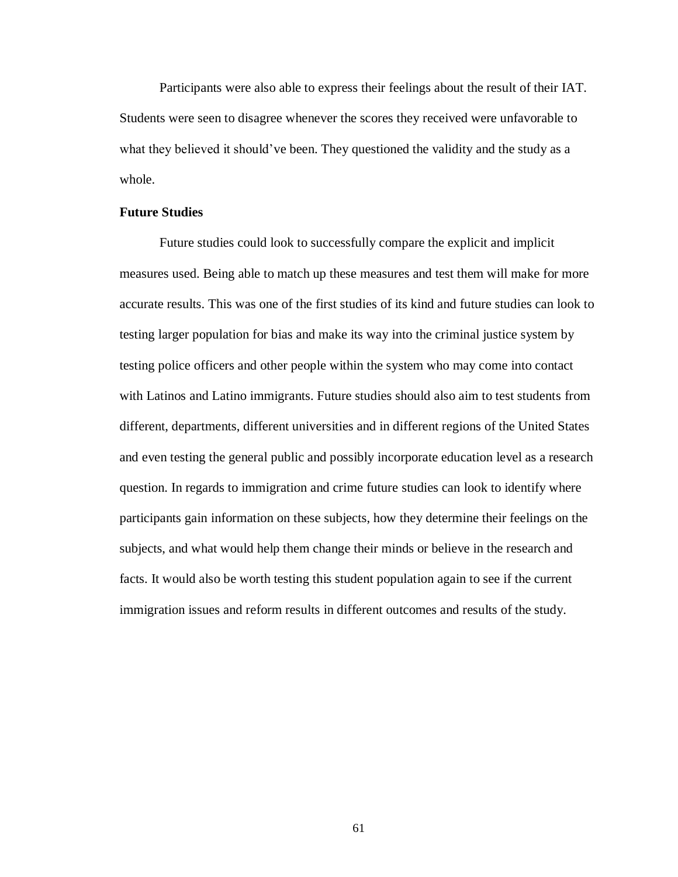Participants were also able to express their feelings about the result of their IAT. Students were seen to disagree whenever the scores they received were unfavorable to what they believed it should've been. They questioned the validity and the study as a whole.

**Future Studies**

Future studies could look to successfully compare the explicit and implicit measures used. Being able to match up these measures and test them will make for more accurate results. This was one of the first studies of its kind and future studies can look to testing larger population for bias and make its way into the criminal justice system by testing police officers and other people within the system who may come into contact with Latinos and Latino immigrants. Future studies should also aim to test students from different, departments, different universities and in different regions of the United States and even testing the general public and possibly incorporate education level as a research question. In regards to immigration and crime future studies can look to identify where participants gain information on these subjects, how they determine their feelings on the subjects, and what would help them change their minds or believe in the research and facts. It would also be worth testing this student population again to see if the current immigration issues and reform results in different outcomes and results of the study.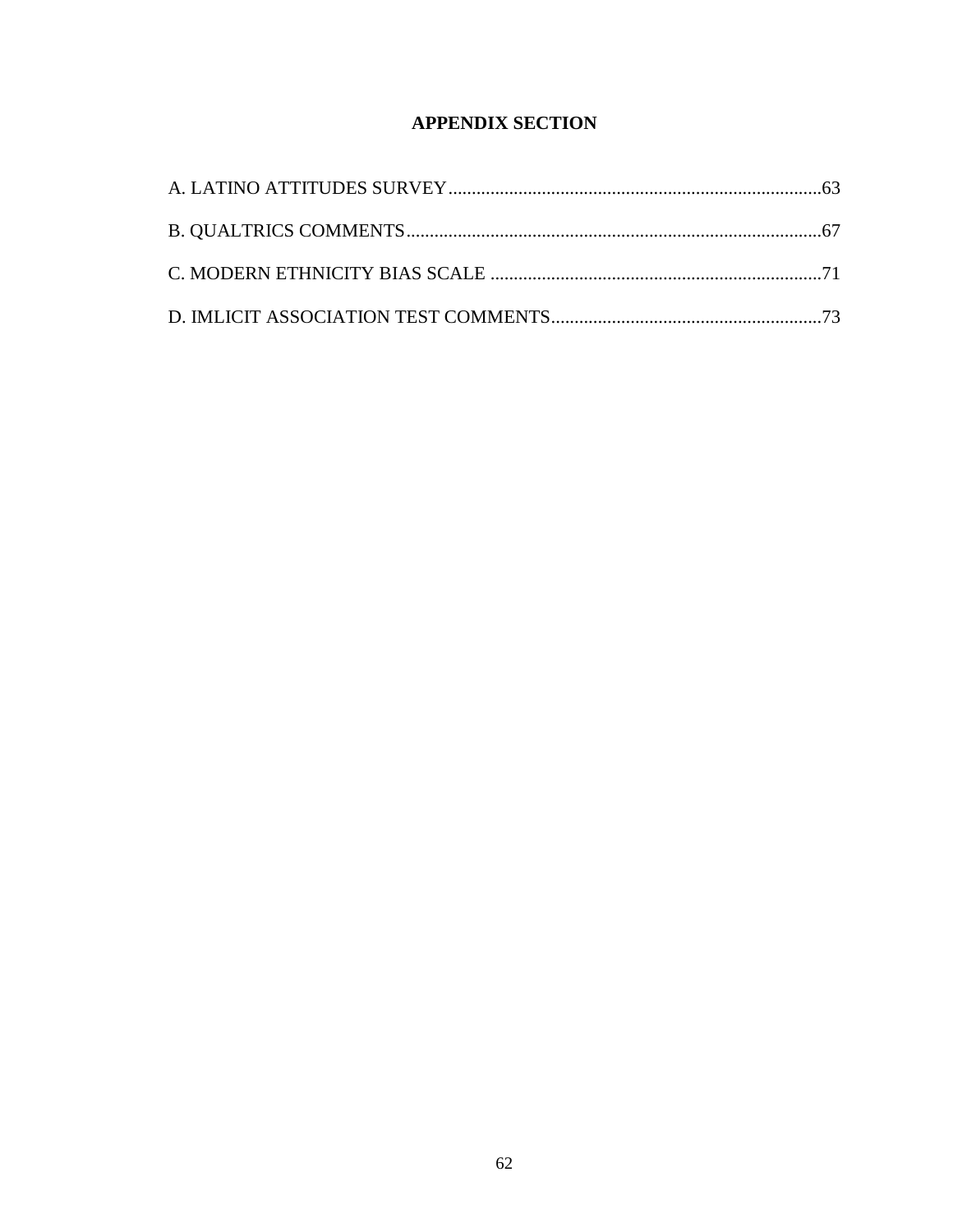# APPENDIX SECTION

A. LATINO ATTITUDES SURVEY ............................................................................... 63

B. QUALTRICS COMMENTS ....................................................................................... 67

C. MODERN ETHNICITY BIAS SCALE ....................................................................... 71

D. IMLICIT ASSOCIATION TEST COMMENTS .......................................................... 73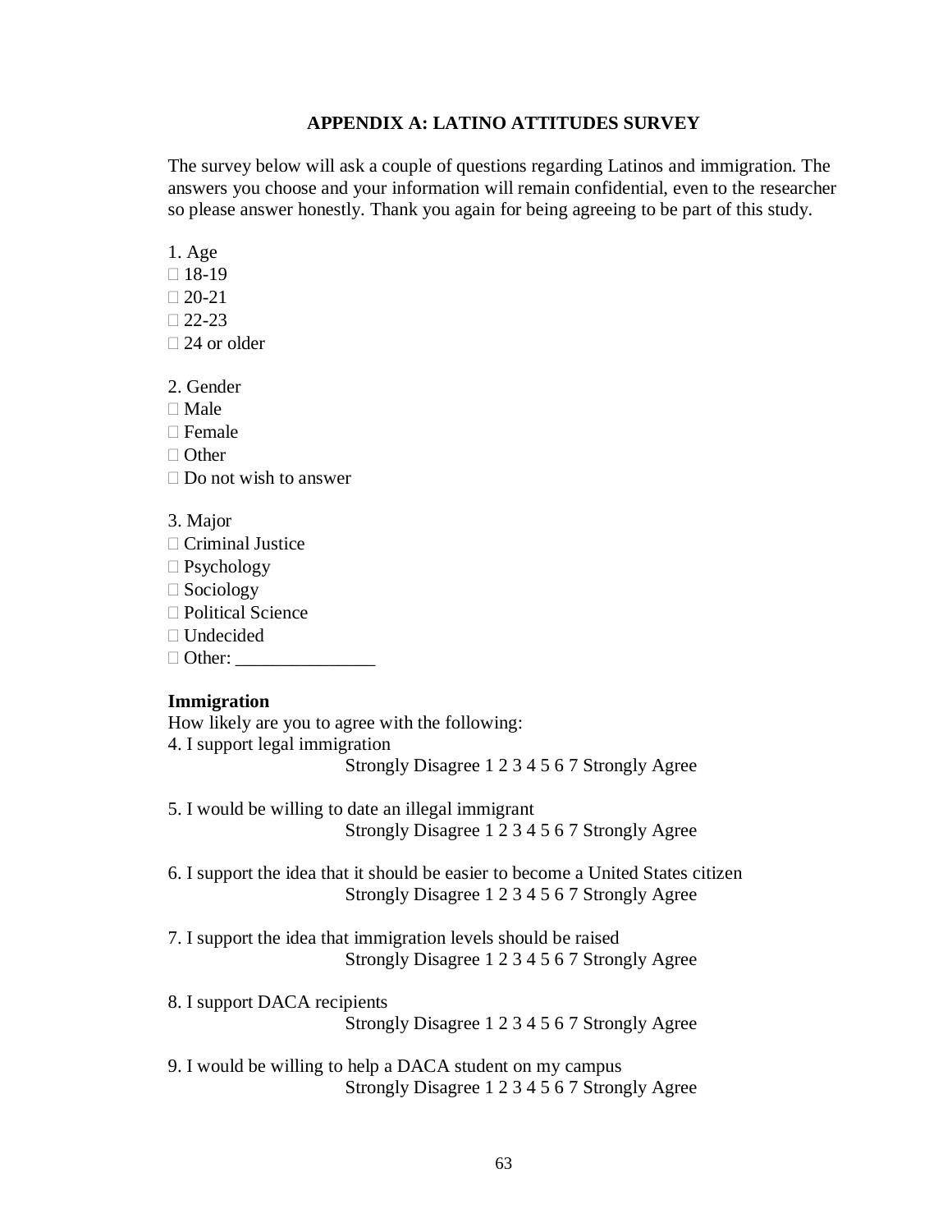## APPENDIX A: LATINO ATTITUDES SURVEY

The survey below will ask a couple of questions regarding Latinos and immigration. The answers you choose and your information will remain confidential, even to the researcher so please answer honestly. Thank you again for being agreeing to be part of this study.

1. Age

☐ 18-19
☐ 20-21
☐ 22-23
☐ 24 or older

2. Gender

☐ Male
☐ Female
☐ Other
☐ Do not wish to answer

3. Major

☐ Criminal Justice
☐ Psychology
☐ Sociology
☐ Political Science
☐ Undecided
☐ Other: _______________

**Immigration**

How likely are you to agree with the following:

4. I support legal immigration

Strongly Disagree 1 2 3 4 5 6 7 Strongly Agree

5. I would be willing to date an illegal immigrant

Strongly Disagree 1 2 3 4 5 6 7 Strongly Agree

6. I support the idea that it should be easier to become a United States citizen

Strongly Disagree 1 2 3 4 5 6 7 Strongly Agree

7. I support the idea that immigration levels should be raised

Strongly Disagree 1 2 3 4 5 6 7 Strongly Agree

8. I support DACA recipients

Strongly Disagree 1 2 3 4 5 6 7 Strongly Agree

9. I would be willing to help a DACA student on my campus

Strongly Disagree 1 2 3 4 5 6 7 Strongly Agree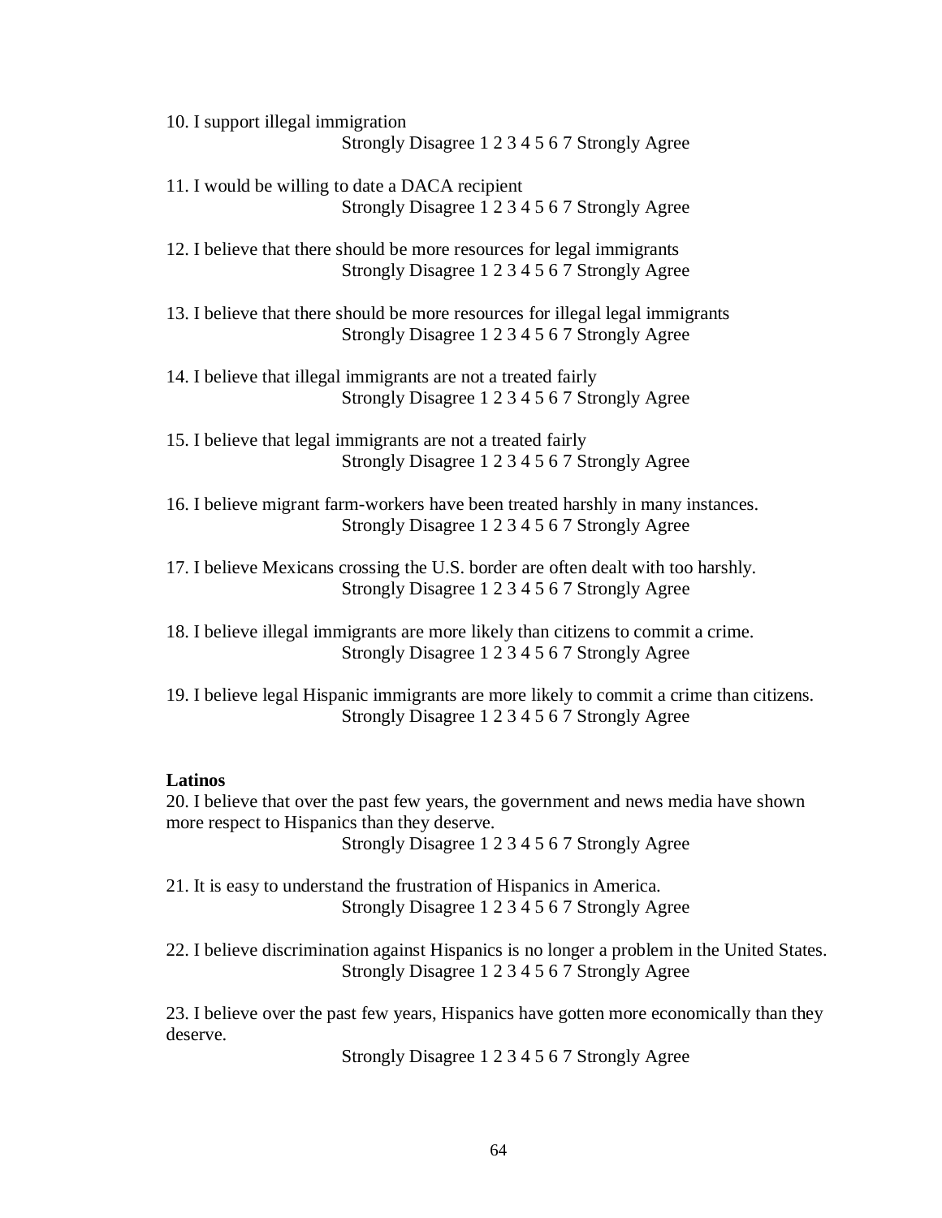10. I support illegal immigration

Strongly Disagree 1 2 3 4 5 6 7 Strongly Agree

11. I would be willing to date a DACA recipient

Strongly Disagree 1 2 3 4 5 6 7 Strongly Agree

12. I believe that there should be more resources for legal immigrants

Strongly Disagree 1 2 3 4 5 6 7 Strongly Agree

13. I believe that there should be more resources for illegal legal immigrants

Strongly Disagree 1 2 3 4 5 6 7 Strongly Agree

14. I believe that illegal immigrants are not a treated fairly

Strongly Disagree 1 2 3 4 5 6 7 Strongly Agree

15. I believe that legal immigrants are not a treated fairly

Strongly Disagree 1 2 3 4 5 6 7 Strongly Agree

16. I believe migrant farm-workers have been treated harshly in many instances.

Strongly Disagree 1 2 3 4 5 6 7 Strongly Agree

17. I believe Mexicans crossing the U.S. border are often dealt with too harshly.

Strongly Disagree 1 2 3 4 5 6 7 Strongly Agree

18. I believe illegal immigrants are more likely than citizens to commit a crime.

Strongly Disagree 1 2 3 4 5 6 7 Strongly Agree

19. I believe legal Hispanic immigrants are more likely to commit a crime than citizens.

Strongly Disagree 1 2 3 4 5 6 7 Strongly Agree

**Latinos**

20. I believe that over the past few years, the government and news media have shown more respect to Hispanics than they deserve.

Strongly Disagree 1 2 3 4 5 6 7 Strongly Agree

21. It is easy to understand the frustration of Hispanics in America.

Strongly Disagree 1 2 3 4 5 6 7 Strongly Agree

22. I believe discrimination against Hispanics is no longer a problem in the United States.

Strongly Disagree 1 2 3 4 5 6 7 Strongly Agree

23. I believe over the past few years, Hispanics have gotten more economically than they deserve.

Strongly Disagree 1 2 3 4 5 6 7 Strongly Agree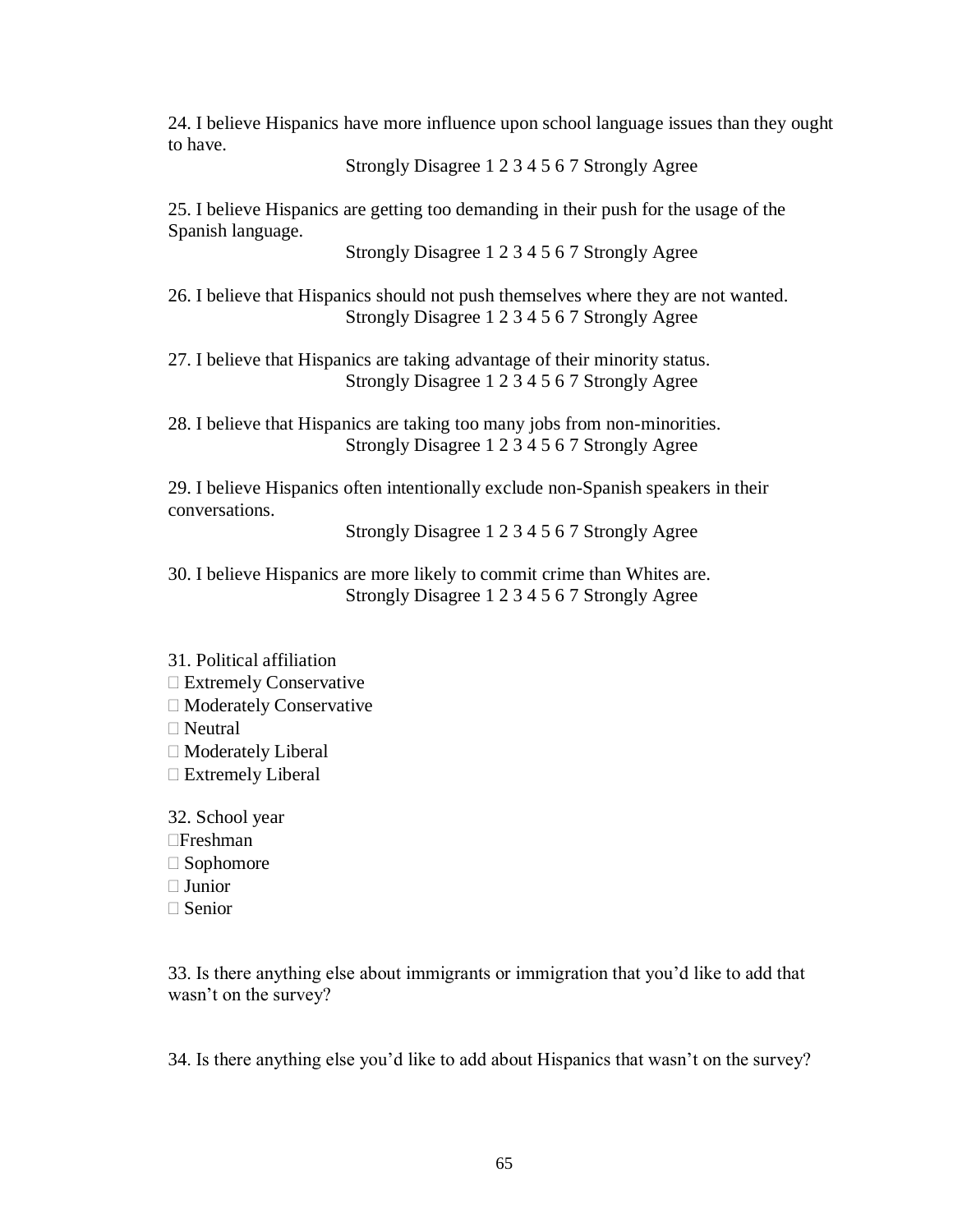24. I believe Hispanics have more influence upon school language issues than they ought to have.

Strongly Disagree 1 2 3 4 5 6 7 Strongly Agree

25. I believe Hispanics are getting too demanding in their push for the usage of the Spanish language.

Strongly Disagree 1 2 3 4 5 6 7 Strongly Agree

26. I believe that Hispanics should not push themselves where they are not wanted.

Strongly Disagree 1 2 3 4 5 6 7 Strongly Agree

27. I believe that Hispanics are taking advantage of their minority status.

Strongly Disagree 1 2 3 4 5 6 7 Strongly Agree

28. I believe that Hispanics are taking too many jobs from non-minorities.

Strongly Disagree 1 2 3 4 5 6 7 Strongly Agree

29. I believe Hispanics often intentionally exclude non-Spanish speakers in their conversations.

Strongly Disagree 1 2 3 4 5 6 7 Strongly Agree

30. I believe Hispanics are more likely to commit crime than Whites are.

Strongly Disagree 1 2 3 4 5 6 7 Strongly Agree

31. Political affiliation

- Extremely Conservative
- Moderately Conservative
- Neutral
- Moderately Liberal
- Extremely Liberal

32. School year

- Freshman
- Sophomore
- Junior
- Senior

33. Is there anything else about immigrants or immigration that you'd like to add that wasn't on the survey?

34. Is there anything else you'd like to add about Hispanics that wasn't on the survey?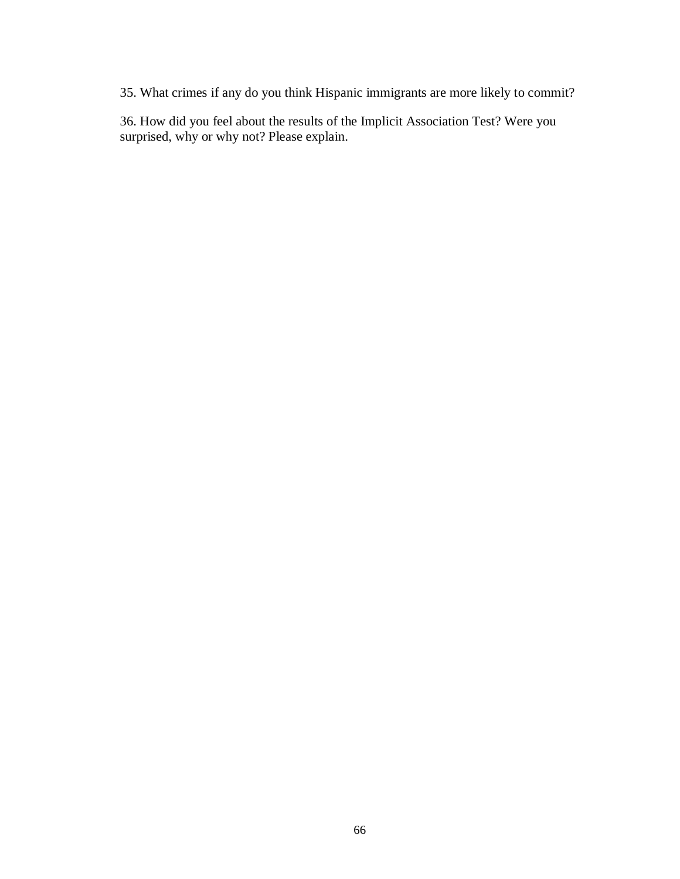35. What crimes if any do you think Hispanic immigrants are more likely to commit?

36. How did you feel about the results of the Implicit Association Test? Were you surprised, why or why not? Please explain.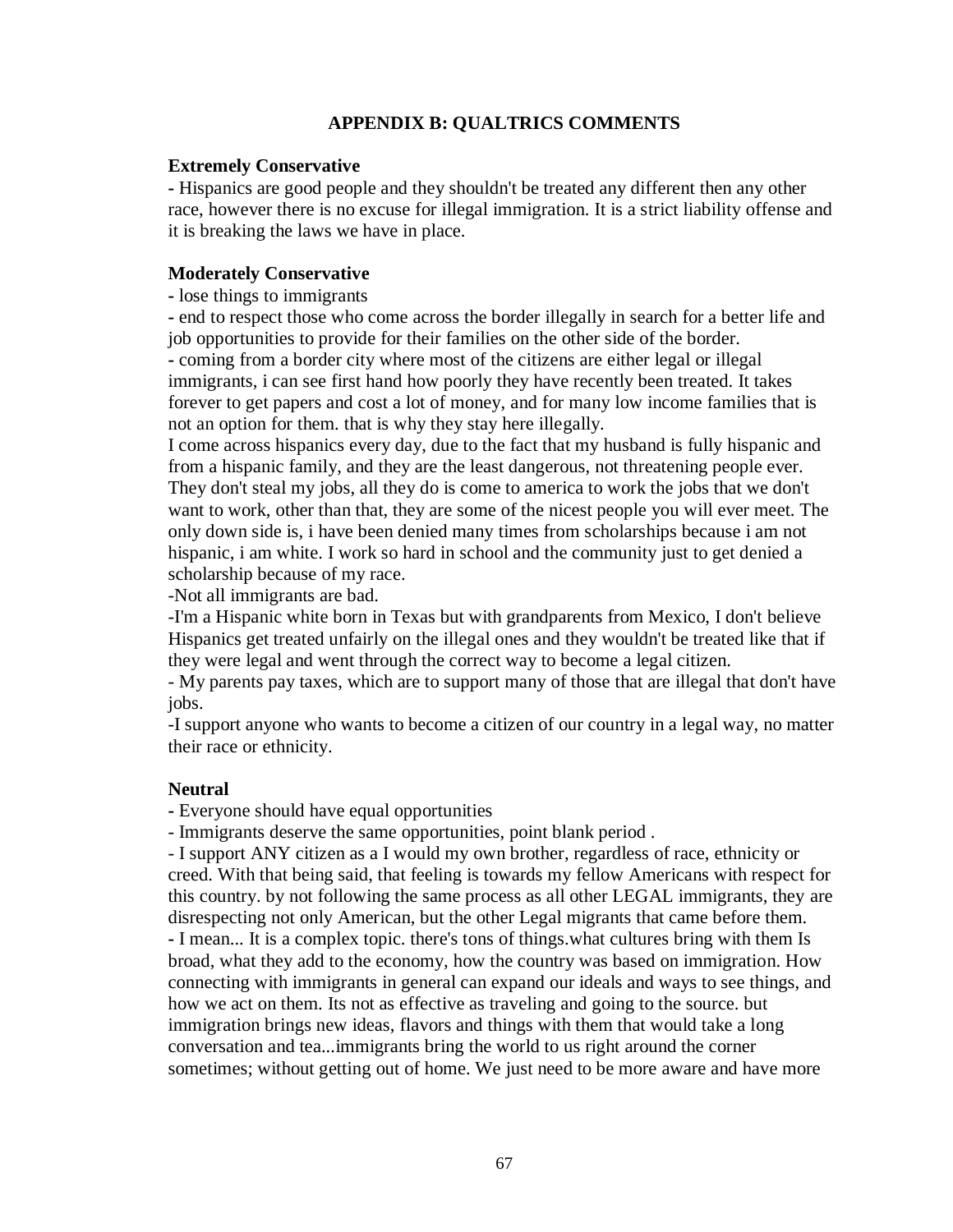## APPENDIX B: QUALTRICS COMMENTS

**Extremely Conservative**

- Hispanics are good people and they shouldn't be treated any different then any other race, however there is no excuse for illegal immigration. It is a strict liability offense and it is breaking the laws we have in place.

**Moderately Conservative**

- lose things to immigrants
- end to respect those who come across the border illegally in search for a better life and job opportunities to provide for their families on the other side of the border.
- coming from a border city where most of the citizens are either legal or illegal immigrants, i can see first hand how poorly they have recently been treated. It takes forever to get papers and cost a lot of money, and for many low income families that is not an option for them. that is why they stay here illegally.

I come across hispanics every day, due to the fact that my husband is fully hispanic and from a hispanic family, and they are the least dangerous, not threatening people ever. They don't steal my jobs, all they do is come to america to work the jobs that we don't want to work, other than that, they are some of the nicest people you will ever meet. The only down side is, i have been denied many times from scholarships because i am not hispanic, i am white. I work so hard in school and the community just to get denied a scholarship because of my race.

-Not all immigrants are bad.

-I'm a Hispanic white born in Texas but with grandparents from Mexico, I don't believe Hispanics get treated unfairly on the illegal ones and they wouldn't be treated like that if they were legal and went through the correct way to become a legal citizen.

- My parents pay taxes, which are to support many of those that are illegal that don't have jobs.

-I support anyone who wants to become a citizen of our country in a legal way, no matter their race or ethnicity.

**Neutral**

- Everyone should have equal opportunities
- Immigrants deserve the same opportunities, point blank period .
- I support ANY citizen as a I would my own brother, regardless of race, ethnicity or creed. With that being said, that feeling is towards my fellow Americans with respect for this country. by not following the same process as all other LEGAL immigrants, they are disrespecting not only American, but the other Legal migrants that came before them.
- I mean... It is a complex topic. there's tons of things.what cultures bring with them Is broad, what they add to the economy, how the country was based on immigration. How connecting with immigrants in general can expand our ideals and ways to see things, and how we act on them. Its not as effective as traveling and going to the source. but immigration brings new ideas, flavors and things with them that would take a long conversation and tea...immigrants bring the world to us right around the corner sometimes; without getting out of home. We just need to be more aware and have more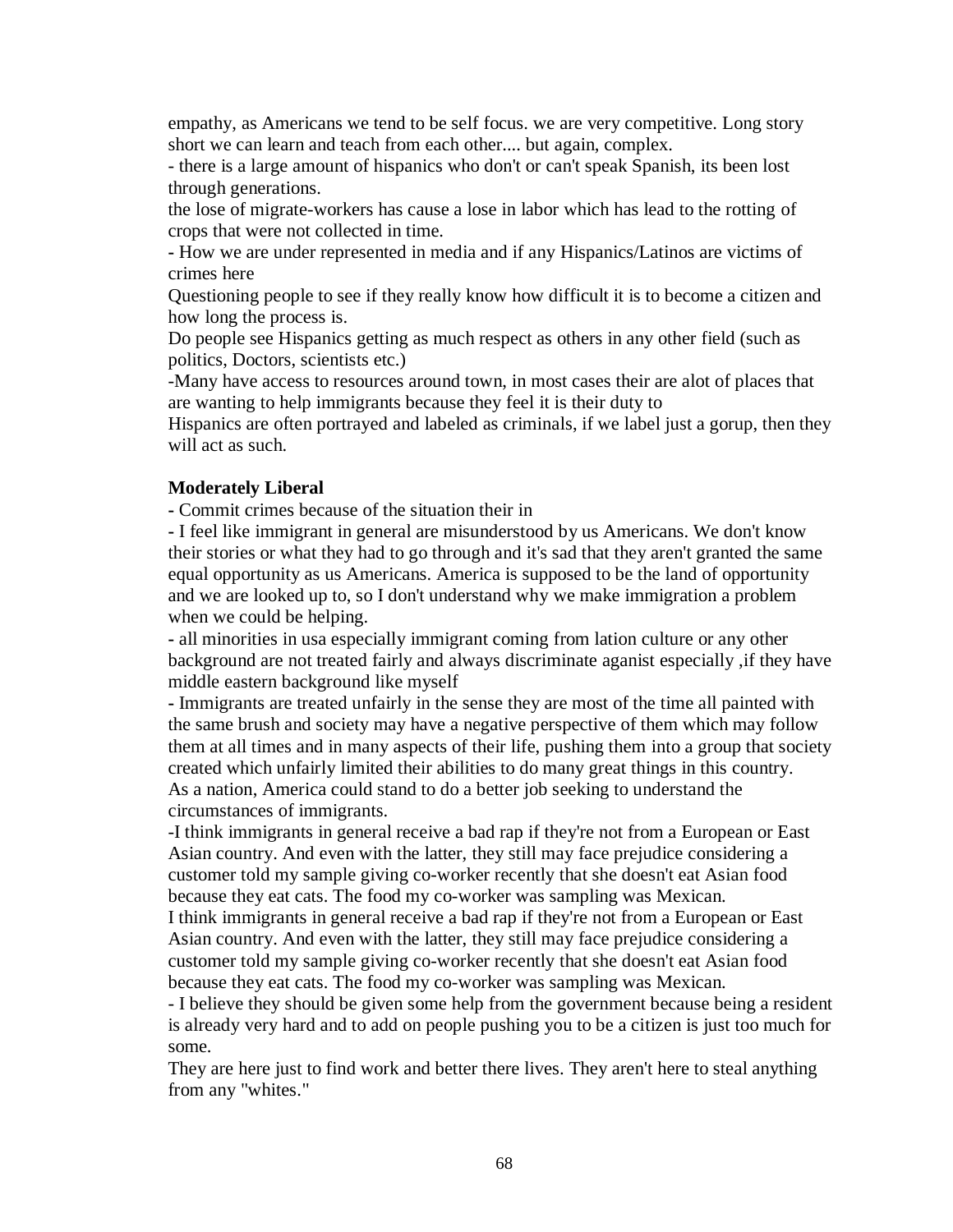empathy, as Americans we tend to be self focus. we are very competitive. Long story short we can learn and teach from each other.... but again, complex.

- there is a large amount of hispanics who don't or can't speak Spanish, its been lost through generations.

the lose of migrate-workers has cause a lose in labor which has lead to the rotting of crops that were not collected in time.

- How we are under represented in media and if any Hispanics/Latinos are victims of crimes here

Questioning people to see if they really know how difficult it is to become a citizen and how long the process is.

Do people see Hispanics getting as much respect as others in any other field (such as politics, Doctors, scientists etc.)

-Many have access to resources around town, in most cases their are alot of places that are wanting to help immigrants because they feel it is their duty to

Hispanics are often portrayed and labeled as criminals, if we label just a gorup, then they will act as such.

**Moderately Liberal**

- Commit crimes because of the situation their in
- I feel like immigrant in general are misunderstood by us Americans. We don't know their stories or what they had to go through and it's sad that they aren't granted the same equal opportunity as us Americans. America is supposed to be the land of opportunity and we are looked up to, so I don't understand why we make immigration a problem when we could be helping.
- all minorities in usa especially immigrant coming from lation culture or any other background are not treated fairly and always discriminate aganist especially ,if they have middle eastern background like myself
- Immigrants are treated unfairly in the sense they are most of the time all painted with the same brush and society may have a negative perspective of them which may follow them at all times and in many aspects of their life, pushing them into a group that society created which unfairly limited their abilities to do many great things in this country.

As a nation, America could stand to do a better job seeking to understand the circumstances of immigrants.

-I think immigrants in general receive a bad rap if they're not from a European or East Asian country. And even with the latter, they still may face prejudice considering a customer told my sample giving co-worker recently that she doesn't eat Asian food because they eat cats. The food my co-worker was sampling was Mexican.

I think immigrants in general receive a bad rap if they're not from a European or East Asian country. And even with the latter, they still may face prejudice considering a customer told my sample giving co-worker recently that she doesn't eat Asian food because they eat cats. The food my co-worker was sampling was Mexican.

- I believe they should be given some help from the government because being a resident is already very hard and to add on people pushing you to be a citizen is just too much for some.

They are here just to find work and better there lives. They aren't here to steal anything from any "whites."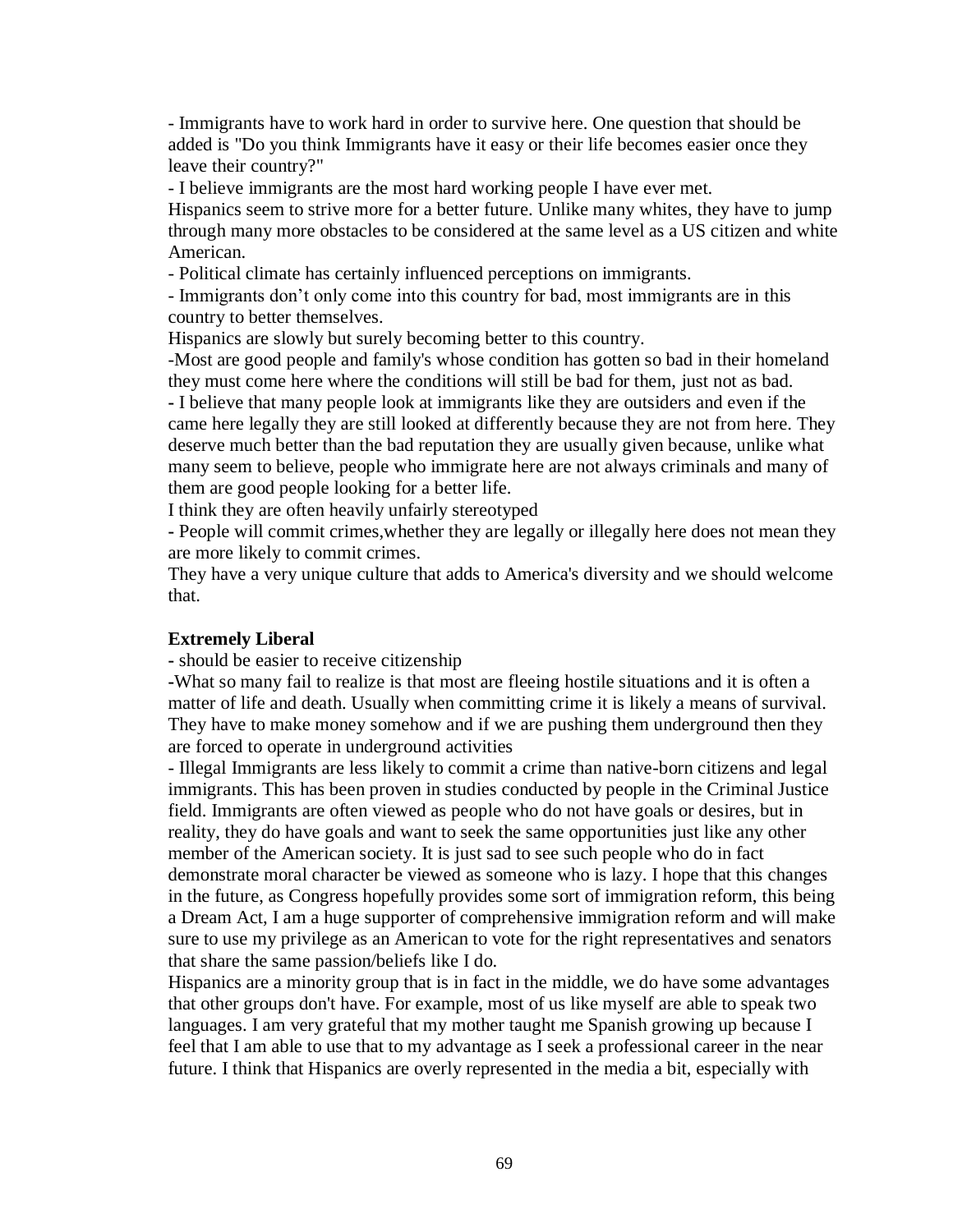- Immigrants have to work hard in order to survive here. One question that should be added is "Do you think Immigrants have it easy or their life becomes easier once they leave their country?"

- I believe immigrants are the most hard working people I have ever met.

Hispanics seem to strive more for a better future. Unlike many whites, they have to jump through many more obstacles to be considered at the same level as a US citizen and white American.

- Political climate has certainly influenced perceptions on immigrants.

- Immigrants don't only come into this country for bad, most immigrants are in this country to better themselves.

Hispanics are slowly but surely becoming better to this country.

-Most are good people and family's whose condition has gotten so bad in their homeland they must come here where the conditions will still be bad for them, just not as bad.

- I believe that many people look at immigrants like they are outsiders and even if the came here legally they are still looked at differently because they are not from here. They deserve much better than the bad reputation they are usually given because, unlike what many seem to believe, people who immigrate here are not always criminals and many of them are good people looking for a better life.

I think they are often heavily unfairly stereotyped

- People will commit crimes,whether they are legally or illegally here does not mean they are more likely to commit crimes.

They have a very unique culture that adds to America's diversity and we should welcome that.

**Extremely Liberal**

- should be easier to receive citizenship

-What so many fail to realize is that most are fleeing hostile situations and it is often a matter of life and death. Usually when committing crime it is likely a means of survival. They have to make money somehow and if we are pushing them underground then they are forced to operate in underground activities

- Illegal Immigrants are less likely to commit a crime than native-born citizens and legal immigrants. This has been proven in studies conducted by people in the Criminal Justice field. Immigrants are often viewed as people who do not have goals or desires, but in reality, they do have goals and want to seek the same opportunities just like any other member of the American society. It is just sad to see such people who do in fact demonstrate moral character be viewed as someone who is lazy. I hope that this changes in the future, as Congress hopefully provides some sort of immigration reform, this being a Dream Act, I am a huge supporter of comprehensive immigration reform and will make sure to use my privilege as an American to vote for the right representatives and senators that share the same passion/beliefs like I do.

Hispanics are a minority group that is in fact in the middle, we do have some advantages that other groups don't have. For example, most of us like myself are able to speak two languages. I am very grateful that my mother taught me Spanish growing up because I feel that I am able to use that to my advantage as I seek a professional career in the near future. I think that Hispanics are overly represented in the media a bit, especially with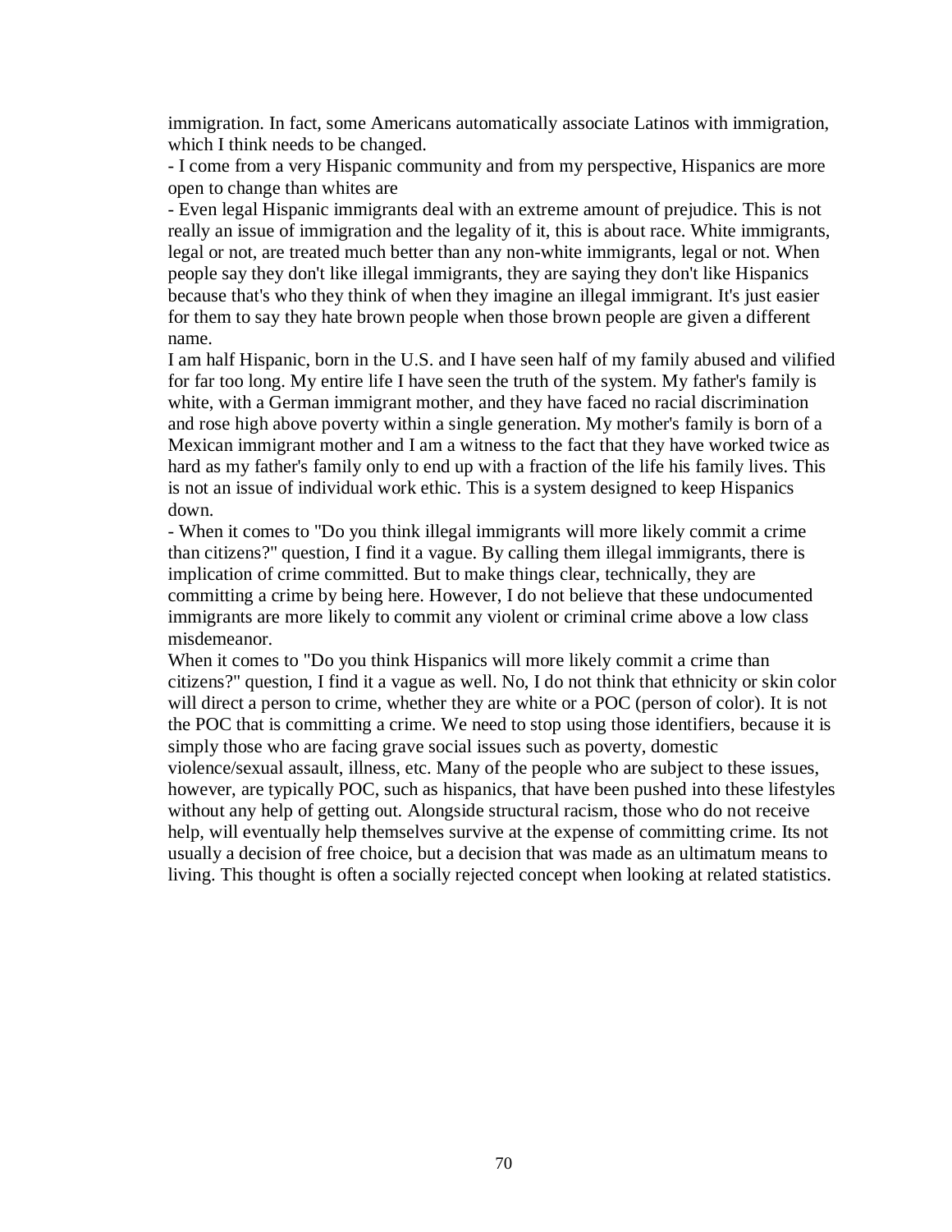immigration. In fact, some Americans automatically associate Latinos with immigration, which I think needs to be changed.

- I come from a very Hispanic community and from my perspective, Hispanics are more open to change than whites are
- Even legal Hispanic immigrants deal with an extreme amount of prejudice. This is not really an issue of immigration and the legality of it, this is about race. White immigrants, legal or not, are treated much better than any non-white immigrants, legal or not. When people say they don't like illegal immigrants, they are saying they don't like Hispanics because that's who they think of when they imagine an illegal immigrant. It's just easier for them to say they hate brown people when those brown people are given a different name.

I am half Hispanic, born in the U.S. and I have seen half of my family abused and vilified for far too long. My entire life I have seen the truth of the system. My father's family is white, with a German immigrant mother, and they have faced no racial discrimination and rose high above poverty within a single generation. My mother's family is born of a Mexican immigrant mother and I am a witness to the fact that they have worked twice as hard as my father's family only to end up with a fraction of the life his family lives. This is not an issue of individual work ethic. This is a system designed to keep Hispanics down.

- When it comes to "Do you think illegal immigrants will more likely commit a crime than citizens?" question, I find it a vague. By calling them illegal immigrants, there is implication of crime committed. But to make things clear, technically, they are committing a crime by being here. However, I do not believe that these undocumented immigrants are more likely to commit any violent or criminal crime above a low class misdemeanor.

When it comes to "Do you think Hispanics will more likely commit a crime than citizens?" question, I find it a vague as well. No, I do not think that ethnicity or skin color will direct a person to crime, whether they are white or a POC (person of color). It is not the POC that is committing a crime. We need to stop using those identifiers, because it is simply those who are facing grave social issues such as poverty, domestic violence/sexual assault, illness, etc. Many of the people who are subject to these issues, however, are typically POC, such as hispanics, that have been pushed into these lifestyles without any help of getting out. Alongside structural racism, those who do not receive help, will eventually help themselves survive at the expense of committing crime. Its not usually a decision of free choice, but a decision that was made as an ultimatum means to living. This thought is often a socially rejected concept when looking at related statistics.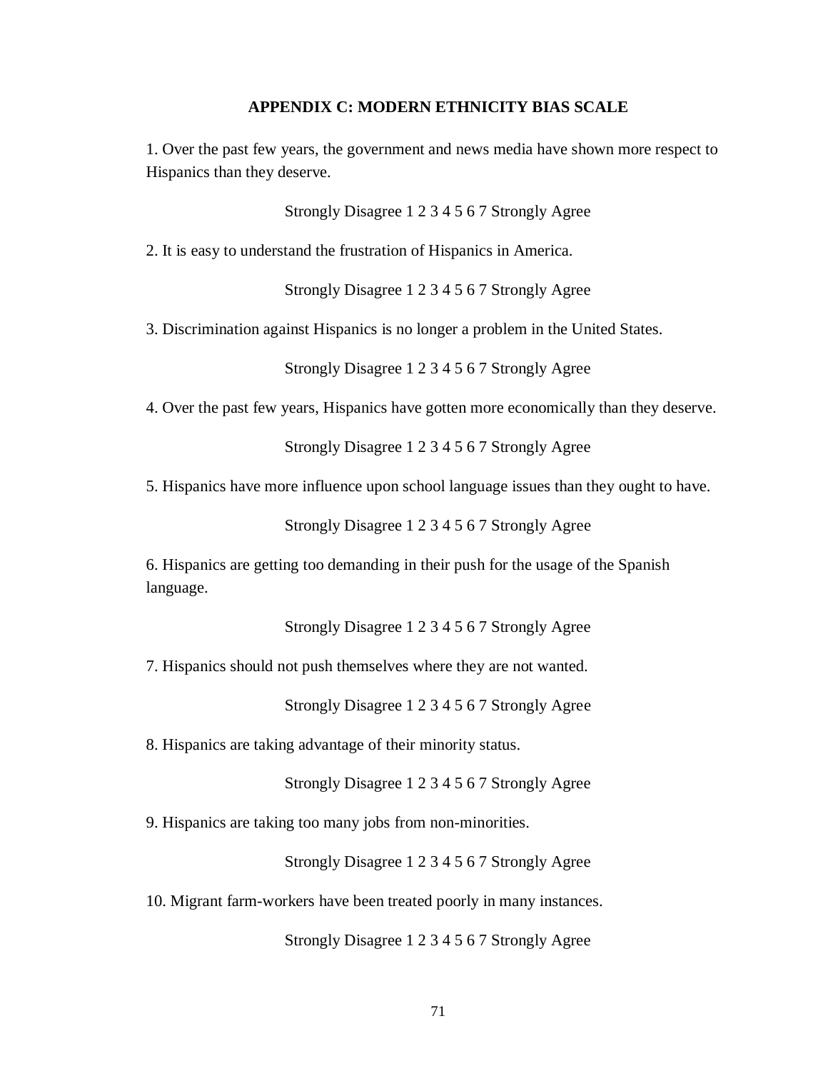## APPENDIX C: MODERN ETHNICITY BIAS SCALE

1. Over the past few years, the government and news media have shown more respect to Hispanics than they deserve.

Strongly Disagree 1 2 3 4 5 6 7 Strongly Agree

2. It is easy to understand the frustration of Hispanics in America.

Strongly Disagree 1 2 3 4 5 6 7 Strongly Agree

3. Discrimination against Hispanics is no longer a problem in the United States.

Strongly Disagree 1 2 3 4 5 6 7 Strongly Agree

4. Over the past few years, Hispanics have gotten more economically than they deserve.

Strongly Disagree 1 2 3 4 5 6 7 Strongly Agree

5. Hispanics have more influence upon school language issues than they ought to have.

Strongly Disagree 1 2 3 4 5 6 7 Strongly Agree

6. Hispanics are getting too demanding in their push for the usage of the Spanish language.

Strongly Disagree 1 2 3 4 5 6 7 Strongly Agree

7. Hispanics should not push themselves where they are not wanted.

Strongly Disagree 1 2 3 4 5 6 7 Strongly Agree

8. Hispanics are taking advantage of their minority status.

Strongly Disagree 1 2 3 4 5 6 7 Strongly Agree

9. Hispanics are taking too many jobs from non-minorities.

Strongly Disagree 1 2 3 4 5 6 7 Strongly Agree

10. Migrant farm-workers have been treated poorly in many instances.

Strongly Disagree 1 2 3 4 5 6 7 Strongly Agree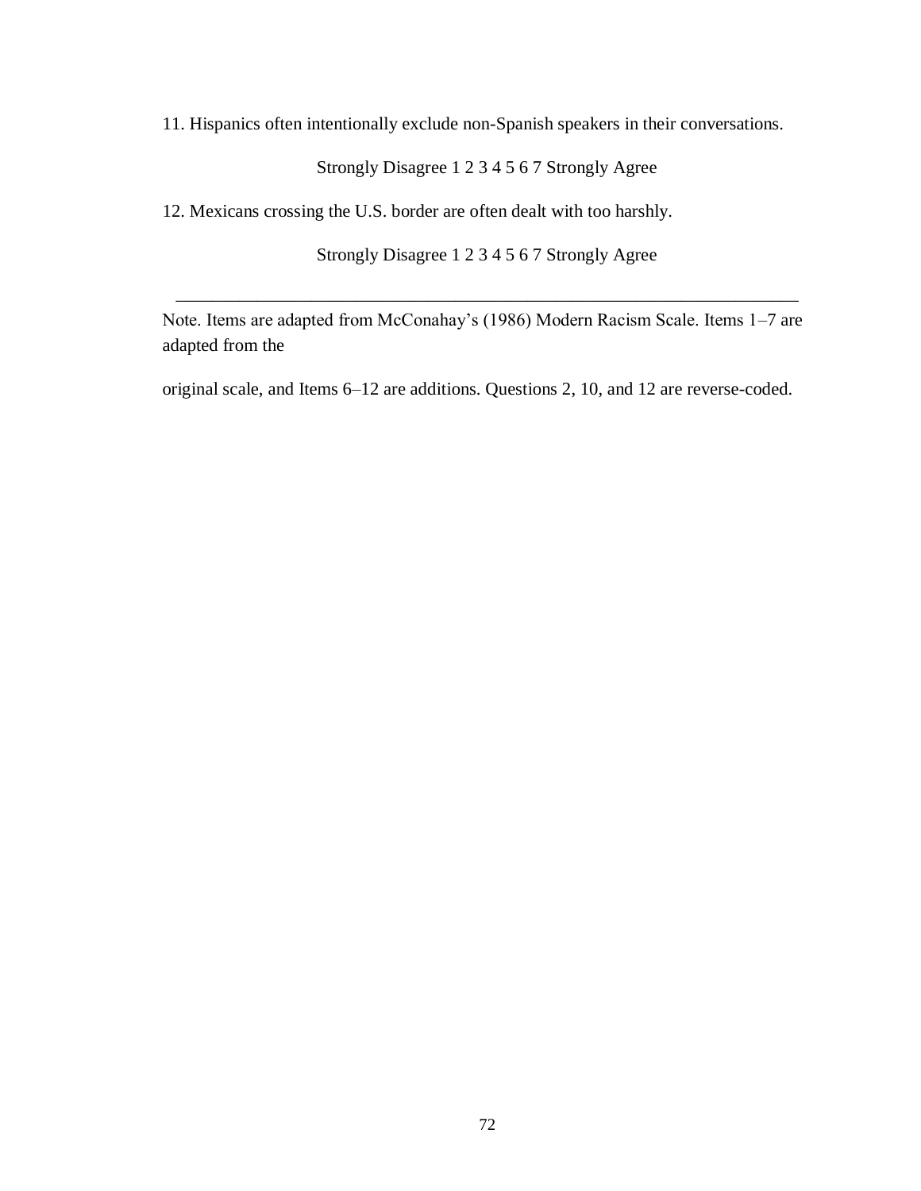11. Hispanics often intentionally exclude non-Spanish speakers in their conversations.

Strongly Disagree 1 2 3 4 5 6 7 Strongly Agree

12. Mexicans crossing the U.S. border are often dealt with too harshly.

Strongly Disagree 1 2 3 4 5 6 7 Strongly Agree

---

Note. Items are adapted from McConahay's (1986) Modern Racism Scale. Items 1–7 are adapted from the

original scale, and Items 6–12 are additions. Questions 2, 10, and 12 are reverse-coded.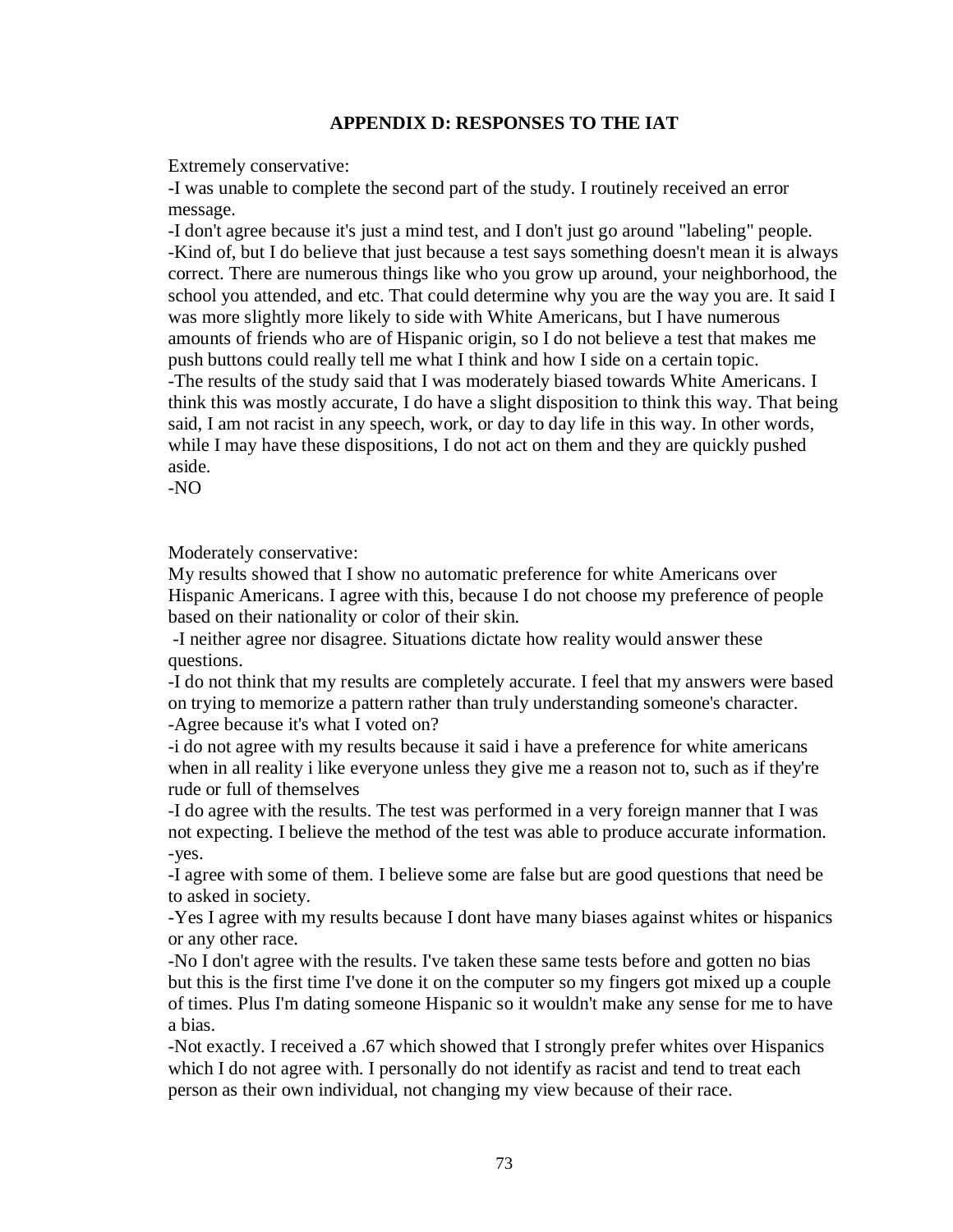## APPENDIX D: RESPONSES TO THE IAT

Extremely conservative:

-I was unable to complete the second part of the study. I routinely received an error message.

-I don't agree because it's just a mind test, and I don't just go around "labeling" people.

-Kind of, but I do believe that just because a test says something doesn't mean it is always correct. There are numerous things like who you grow up around, your neighborhood, the school you attended, and etc. That could determine why you are the way you are. It said I was more slightly more likely to side with White Americans, but I have numerous amounts of friends who are of Hispanic origin, so I do not believe a test that makes me push buttons could really tell me what I think and how I side on a certain topic.

-The results of the study said that I was moderately biased towards White Americans. I think this was mostly accurate, I do have a slight disposition to think this way. That being said, I am not racist in any speech, work, or day to day life in this way. In other words, while I may have these dispositions, I do not act on them and they are quickly pushed aside.

-NO

Moderately conservative:

My results showed that I show no automatic preference for white Americans over Hispanic Americans. I agree with this, because I do not choose my preference of people based on their nationality or color of their skin.

-I neither agree nor disagree. Situations dictate how reality would answer these questions.

-I do not think that my results are completely accurate. I feel that my answers were based on trying to memorize a pattern rather than truly understanding someone's character.

-Agree because it's what I voted on?

-i do not agree with my results because it said i have a preference for white americans when in all reality i like everyone unless they give me a reason not to, such as if they're rude or full of themselves

-I do agree with the results. The test was performed in a very foreign manner that I was not expecting. I believe the method of the test was able to produce accurate information.

-yes.

-I agree with some of them. I believe some are false but are good questions that need be to asked in society.

-Yes I agree with my results because I dont have many biases against whites or hispanics or any other race.

-No I don't agree with the results. I've taken these same tests before and gotten no bias but this is the first time I've done it on the computer so my fingers got mixed up a couple of times. Plus I'm dating someone Hispanic so it wouldn't make any sense for me to have a bias.

-Not exactly. I received a .67 which showed that I strongly prefer whites over Hispanics which I do not agree with. I personally do not identify as racist and tend to treat each person as their own individual, not changing my view because of their race.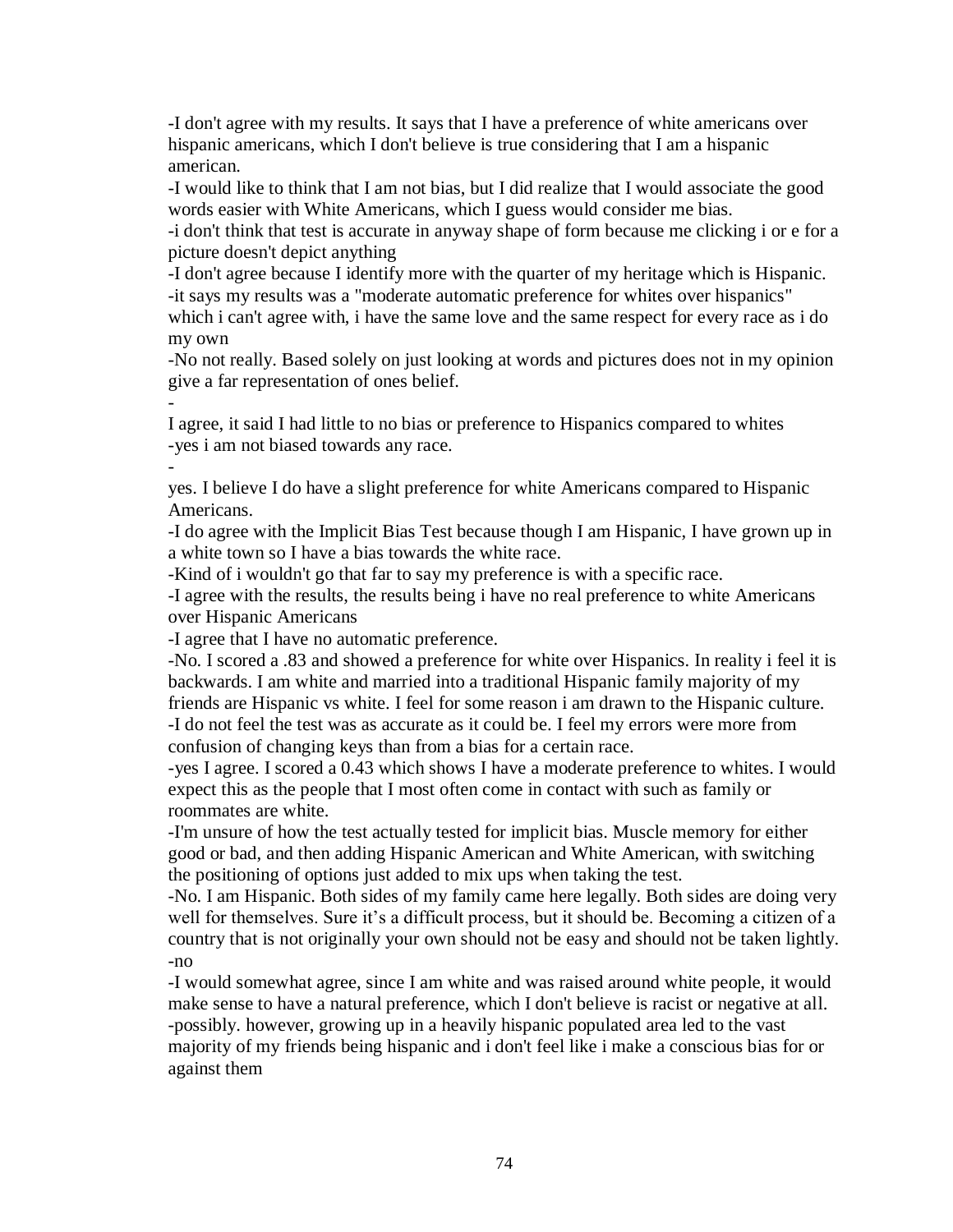-I don't agree with my results. It says that I have a preference of white americans over hispanic americans, which I don't believe is true considering that I am a hispanic american.

-I would like to think that I am not bias, but I did realize that I would associate the good words easier with White Americans, which I guess would consider me bias.

-i don't think that test is accurate in anyway shape of form because me clicking i or e for a picture doesn't depict anything

-I don't agree because I identify more with the quarter of my heritage which is Hispanic.

-it says my results was a "moderate automatic preference for whites over hispanics" which i can't agree with, i have the same love and the same respect for every race as i do my own

-No not really. Based solely on just looking at words and pictures does not in my opinion give a far representation of ones belief.

-

I agree, it said I had little to no bias or preference to Hispanics compared to whites

-yes i am not biased towards any race.

-

yes. I believe I do have a slight preference for white Americans compared to Hispanic Americans.

-I do agree with the Implicit Bias Test because though I am Hispanic, I have grown up in a white town so I have a bias towards the white race.

-Kind of i wouldn't go that far to say my preference is with a specific race.

-I agree with the results, the results being i have no real preference to white Americans over Hispanic Americans

-I agree that I have no automatic preference.

-No. I scored a .83 and showed a preference for white over Hispanics. In reality i feel it is backwards. I am white and married into a traditional Hispanic family majority of my friends are Hispanic vs white. I feel for some reason i am drawn to the Hispanic culture.

-I do not feel the test was as accurate as it could be. I feel my errors were more from confusion of changing keys than from a bias for a certain race.

-yes I agree. I scored a 0.43 which shows I have a moderate preference to whites. I would expect this as the people that I most often come in contact with such as family or roommates are white.

-I'm unsure of how the test actually tested for implicit bias. Muscle memory for either good or bad, and then adding Hispanic American and White American, with switching the positioning of options just added to mix ups when taking the test.

-No. I am Hispanic. Both sides of my family came here legally. Both sides are doing very well for themselves. Sure it's a difficult process, but it should be. Becoming a citizen of a country that is not originally your own should not be easy and should not be taken lightly.

-no

-I would somewhat agree, since I am white and was raised around white people, it would make sense to have a natural preference, which I don't believe is racist or negative at all.

-possibly. however, growing up in a heavily hispanic populated area led to the vast majority of my friends being hispanic and i don't feel like i make a conscious bias for or against them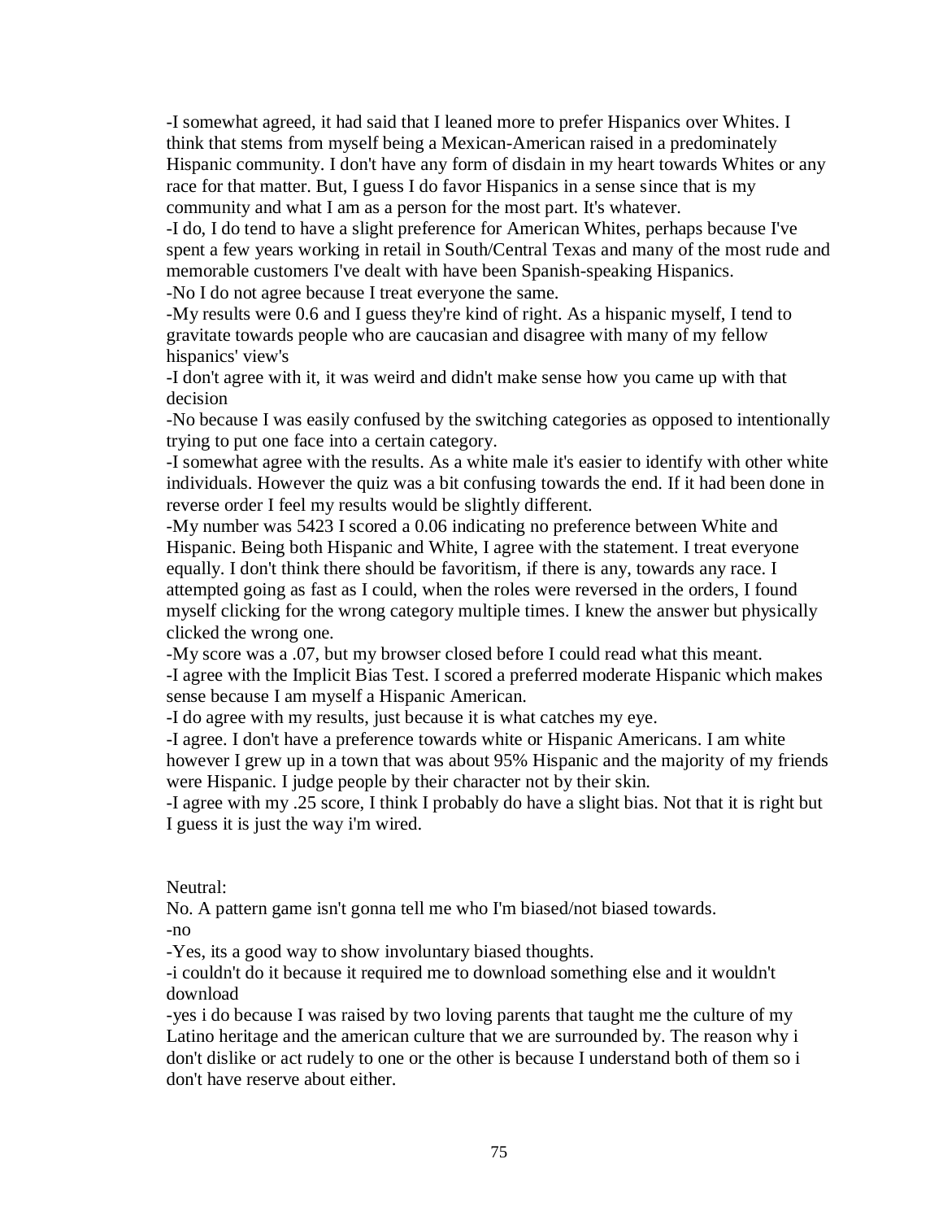-I somewhat agreed, it had said that I leaned more to prefer Hispanics over Whites. I think that stems from myself being a Mexican-American raised in a predominately Hispanic community. I don't have any form of disdain in my heart towards Whites or any race for that matter. But, I guess I do favor Hispanics in a sense since that is my community and what I am as a person for the most part. It's whatever.

-I do, I do tend to have a slight preference for American Whites, perhaps because I've spent a few years working in retail in South/Central Texas and many of the most rude and memorable customers I've dealt with have been Spanish-speaking Hispanics.

-No I do not agree because I treat everyone the same.

-My results were 0.6 and I guess they're kind of right. As a hispanic myself, I tend to gravitate towards people who are caucasian and disagree with many of my fellow hispanics' view's

-I don't agree with it, it was weird and didn't make sense how you came up with that decision

-No because I was easily confused by the switching categories as opposed to intentionally trying to put one face into a certain category.

-I somewhat agree with the results. As a white male it's easier to identify with other white individuals. However the quiz was a bit confusing towards the end. If it had been done in reverse order I feel my results would be slightly different.

-My number was 5423 I scored a 0.06 indicating no preference between White and Hispanic. Being both Hispanic and White, I agree with the statement. I treat everyone equally. I don't think there should be favoritism, if there is any, towards any race. I attempted going as fast as I could, when the roles were reversed in the orders, I found myself clicking for the wrong category multiple times. I knew the answer but physically clicked the wrong one.

-My score was a .07, but my browser closed before I could read what this meant.

-I agree with the Implicit Bias Test. I scored a preferred moderate Hispanic which makes sense because I am myself a Hispanic American.

-I do agree with my results, just because it is what catches my eye.

-I agree. I don't have a preference towards white or Hispanic Americans. I am white however I grew up in a town that was about 95% Hispanic and the majority of my friends were Hispanic. I judge people by their character not by their skin.

-I agree with my .25 score, I think I probably do have a slight bias. Not that it is right but I guess it is just the way i'm wired.

Neutral:

No. A pattern game isn't gonna tell me who I'm biased/not biased towards.

-no

-Yes, its a good way to show involuntary biased thoughts.

-i couldn't do it because it required me to download something else and it wouldn't download

-yes i do because I was raised by two loving parents that taught me the culture of my Latino heritage and the american culture that we are surrounded by. The reason why i don't dislike or act rudely to one or the other is because I understand both of them so i don't have reserve about either.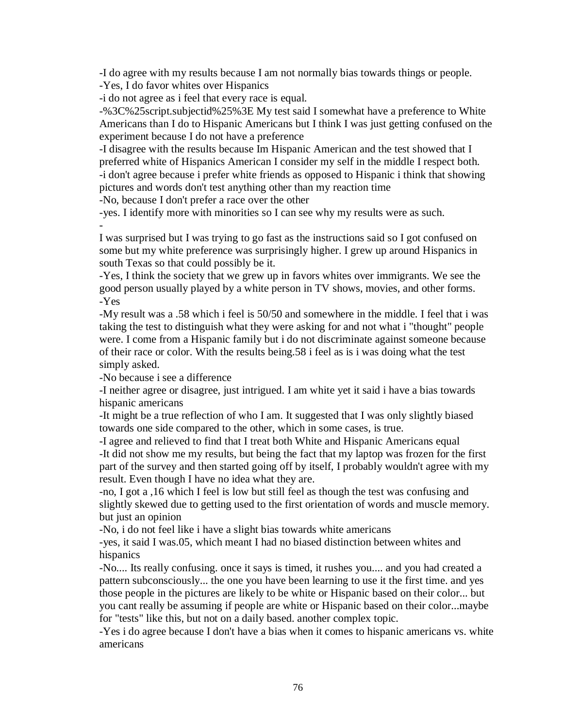-I do agree with my results because I am not normally bias towards things or people.

-Yes, I do favor whites over Hispanics

-i do not agree as i feel that every race is equal.

-%3C%25script.subjectid%25%3E My test said I somewhat have a preference to White Americans than I do to Hispanic Americans but I think I was just getting confused on the experiment because I do not have a preference

-I disagree with the results because Im Hispanic American and the test showed that I preferred white of Hispanics American I consider my self in the middle I respect both.

-i don't agree because i prefer white friends as opposed to Hispanic i think that showing pictures and words don't test anything other than my reaction time

-No, because I don't prefer a race over the other

-yes. I identify more with minorities so I can see why my results were as such.

-

I was surprised but I was trying to go fast as the instructions said so I got confused on some but my white preference was surprisingly higher. I grew up around Hispanics in south Texas so that could possibly be it.

-Yes, I think the society that we grew up in favors whites over immigrants. We see the good person usually played by a white person in TV shows, movies, and other forms.

-Yes

-My result was a .58 which i feel is 50/50 and somewhere in the middle. I feel that i was taking the test to distinguish what they were asking for and not what i "thought" people were. I come from a Hispanic family but i do not discriminate against someone because of their race or color. With the results being.58 i feel as is i was doing what the test simply asked.

-No because i see a difference

-I neither agree or disagree, just intrigued. I am white yet it said i have a bias towards hispanic americans

-It might be a true reflection of who I am. It suggested that I was only slightly biased towards one side compared to the other, which in some cases, is true.

-I agree and relieved to find that I treat both White and Hispanic Americans equal

-It did not show me my results, but being the fact that my laptop was frozen for the first part of the survey and then started going off by itself, I probably wouldn't agree with my result. Even though I have no idea what they are.

-no, I got a ,16 which I feel is low but still feel as though the test was confusing and slightly skewed due to getting used to the first orientation of words and muscle memory. but just an opinion

-No, i do not feel like i have a slight bias towards white americans

-yes, it said I was.05, which meant I had no biased distinction between whites and hispanics

-No.... Its really confusing. once it says is timed, it rushes you.... and you had created a pattern subconsciously... the one you have been learning to use it the first time. and yes those people in the pictures are likely to be white or Hispanic based on their color... but you cant really be assuming if people are white or Hispanic based on their color...maybe for "tests" like this, but not on a daily based. another complex topic.

-Yes i do agree because I don't have a bias when it comes to hispanic americans vs. white americans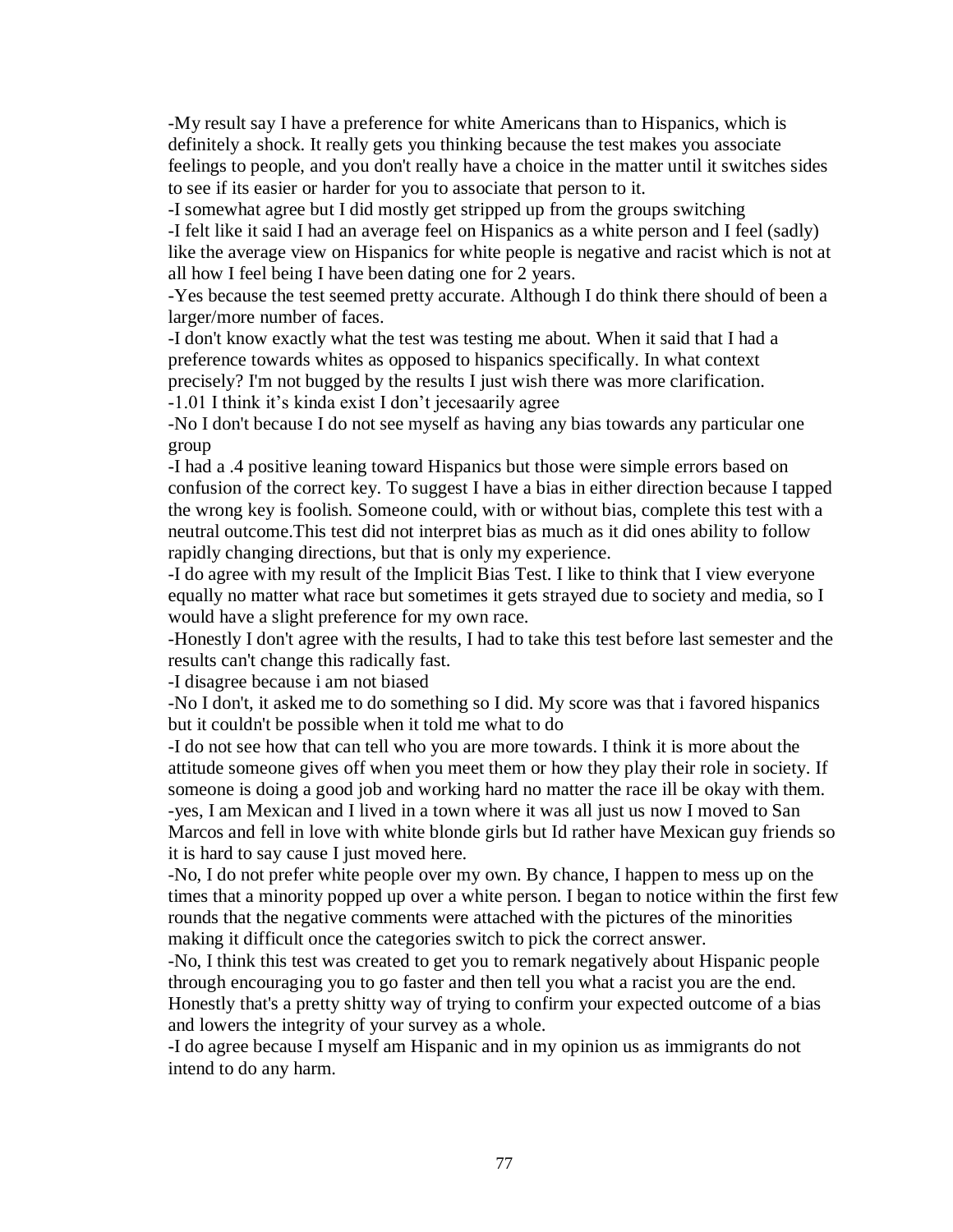-My result say I have a preference for white Americans than to Hispanics, which is definitely a shock. It really gets you thinking because the test makes you associate feelings to people, and you don't really have a choice in the matter until it switches sides to see if its easier or harder for you to associate that person to it.

-I somewhat agree but I did mostly get stripped up from the groups switching

-I felt like it said I had an average feel on Hispanics as a white person and I feel (sadly) like the average view on Hispanics for white people is negative and racist which is not at all how I feel being I have been dating one for 2 years.

-Yes because the test seemed pretty accurate. Although I do think there should of been a larger/more number of faces.

-I don't know exactly what the test was testing me about. When it said that I had a preference towards whites as opposed to hispanics specifically. In what context precisely? I'm not bugged by the results I just wish there was more clarification.

-1.01 I think it's kinda exist I don't jecesaarily agree

-No I don't because I do not see myself as having any bias towards any particular one group

-I had a .4 positive leaning toward Hispanics but those were simple errors based on confusion of the correct key. To suggest I have a bias in either direction because I tapped the wrong key is foolish. Someone could, with or without bias, complete this test with a neutral outcome.This test did not interpret bias as much as it did ones ability to follow rapidly changing directions, but that is only my experience.

-I do agree with my result of the Implicit Bias Test. I like to think that I view everyone equally no matter what race but sometimes it gets strayed due to society and media, so I would have a slight preference for my own race.

-Honestly I don't agree with the results, I had to take this test before last semester and the results can't change this radically fast.

-I disagree because i am not biased

-No I don't, it asked me to do something so I did. My score was that i favored hispanics but it couldn't be possible when it told me what to do

-I do not see how that can tell who you are more towards. I think it is more about the attitude someone gives off when you meet them or how they play their role in society. If someone is doing a good job and working hard no matter the race ill be okay with them.

-yes, I am Mexican and I lived in a town where it was all just us now I moved to San Marcos and fell in love with white blonde girls but Id rather have Mexican guy friends so it is hard to say cause I just moved here.

-No, I do not prefer white people over my own. By chance, I happen to mess up on the times that a minority popped up over a white person. I began to notice within the first few rounds that the negative comments were attached with the pictures of the minorities making it difficult once the categories switch to pick the correct answer.

-No, I think this test was created to get you to remark negatively about Hispanic people through encouraging you to go faster and then tell you what a racist you are the end. Honestly that's a pretty shitty way of trying to confirm your expected outcome of a bias and lowers the integrity of your survey as a whole.

-I do agree because I myself am Hispanic and in my opinion us as immigrants do not intend to do any harm.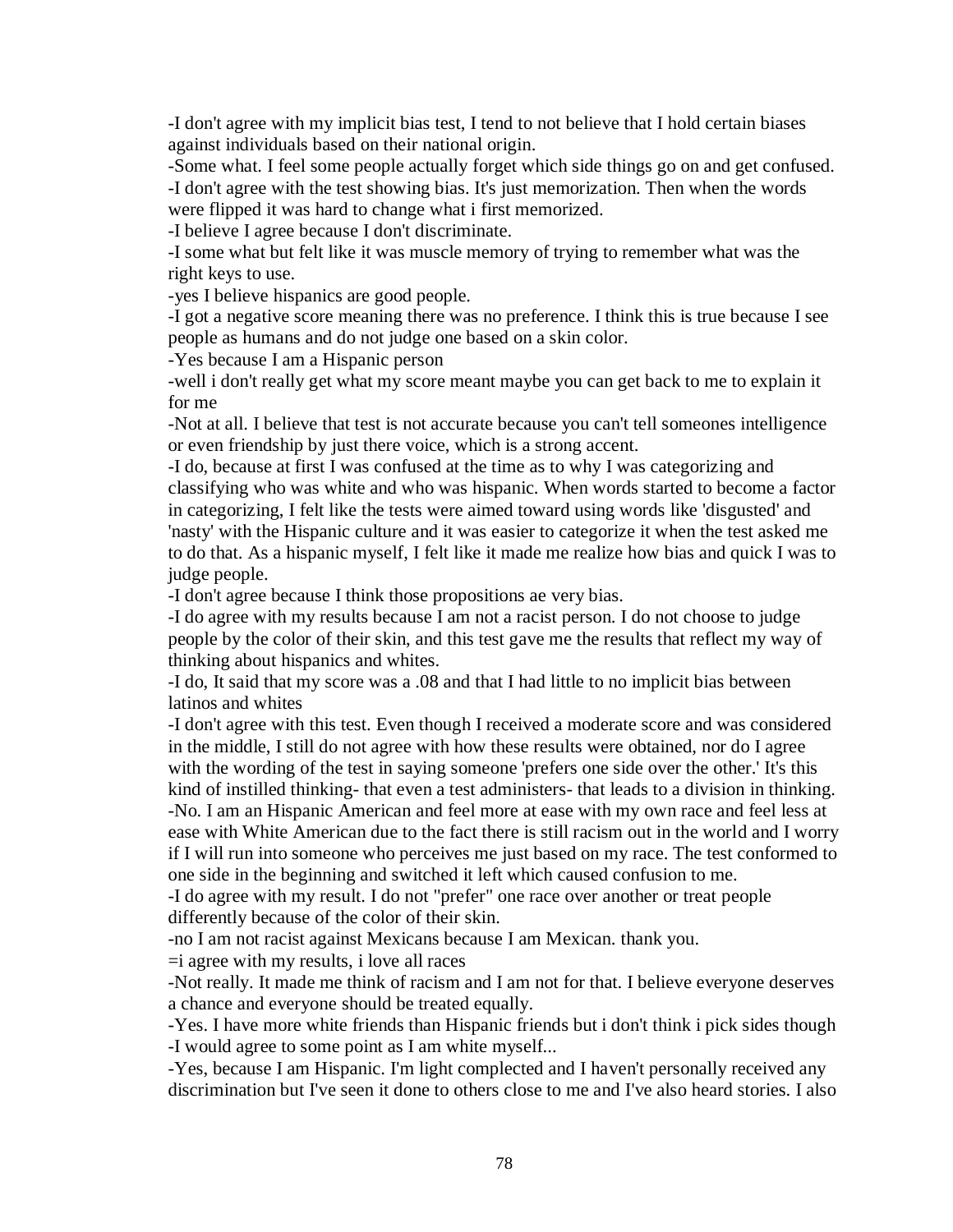-I don't agree with my implicit bias test, I tend to not believe that I hold certain biases against individuals based on their national origin.

-Some what. I feel some people actually forget which side things go on and get confused.

-I don't agree with the test showing bias. It's just memorization. Then when the words were flipped it was hard to change what i first memorized.

-I believe I agree because I don't discriminate.

-I some what but felt like it was muscle memory of trying to remember what was the right keys to use.

-yes I believe hispanics are good people.

-I got a negative score meaning there was no preference. I think this is true because I see people as humans and do not judge one based on a skin color.

-Yes because I am a Hispanic person

-well i don't really get what my score meant maybe you can get back to me to explain it for me

-Not at all. I believe that test is not accurate because you can't tell someones intelligence or even friendship by just there voice, which is a strong accent.

-I do, because at first I was confused at the time as to why I was categorizing and classifying who was white and who was hispanic. When words started to become a factor in categorizing, I felt like the tests were aimed toward using words like 'disgusted' and 'nasty' with the Hispanic culture and it was easier to categorize it when the test asked me to do that. As a hispanic myself, I felt like it made me realize how bias and quick I was to judge people.

-I don't agree because I think those propositions ae very bias.

-I do agree with my results because I am not a racist person. I do not choose to judge people by the color of their skin, and this test gave me the results that reflect my way of thinking about hispanics and whites.

-I do, It said that my score was a .08 and that I had little to no implicit bias between latinos and whites

-I don't agree with this test. Even though I received a moderate score and was considered in the middle, I still do not agree with how these results were obtained, nor do I agree with the wording of the test in saying someone 'prefers one side over the other.' It's this kind of instilled thinking- that even a test administers- that leads to a division in thinking.

-No. I am an Hispanic American and feel more at ease with my own race and feel less at ease with White American due to the fact there is still racism out in the world and I worry if I will run into someone who perceives me just based on my race. The test conformed to one side in the beginning and switched it left which caused confusion to me.

-I do agree with my result. I do not "prefer" one race over another or treat people differently because of the color of their skin.

-no I am not racist against Mexicans because I am Mexican. thank you.

=i agree with my results, i love all races

-Not really. It made me think of racism and I am not for that. I believe everyone deserves a chance and everyone should be treated equally.

-Yes. I have more white friends than Hispanic friends but i don't think i pick sides though

-I would agree to some point as I am white myself...

-Yes, because I am Hispanic. I'm light complected and I haven't personally received any discrimination but I've seen it done to others close to me and I've also heard stories. I also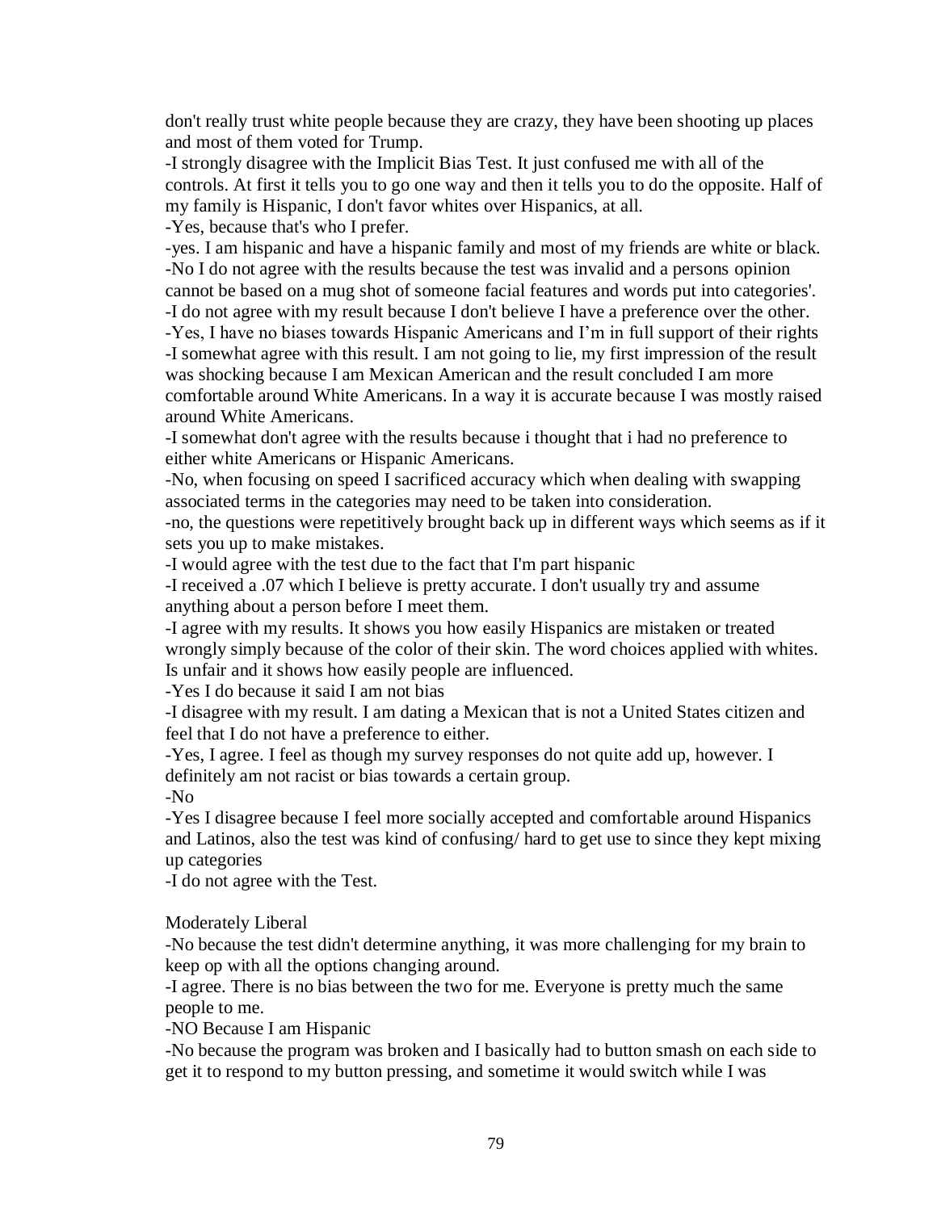don't really trust white people because they are crazy, they have been shooting up places and most of them voted for Trump.

-I strongly disagree with the Implicit Bias Test. It just confused me with all of the controls. At first it tells you to go one way and then it tells you to do the opposite. Half of my family is Hispanic, I don't favor whites over Hispanics, at all.

-Yes, because that's who I prefer.

-yes. I am hispanic and have a hispanic family and most of my friends are white or black.

-No I do not agree with the results because the test was invalid and a persons opinion cannot be based on a mug shot of someone facial features and words put into categories'.

-I do not agree with my result because I don't believe I have a preference over the other.

-Yes, I have no biases towards Hispanic Americans and I'm in full support of their rights

-I somewhat agree with this result. I am not going to lie, my first impression of the result was shocking because I am Mexican American and the result concluded I am more comfortable around White Americans. In a way it is accurate because I was mostly raised around White Americans.

-I somewhat don't agree with the results because i thought that i had no preference to either white Americans or Hispanic Americans.

-No, when focusing on speed I sacrificed accuracy which when dealing with swapping associated terms in the categories may need to be taken into consideration.

-no, the questions were repetitively brought back up in different ways which seems as if it sets you up to make mistakes.

-I would agree with the test due to the fact that I'm part hispanic

-I received a .07 which I believe is pretty accurate. I don't usually try and assume anything about a person before I meet them.

-I agree with my results. It shows you how easily Hispanics are mistaken or treated wrongly simply because of the color of their skin. The word choices applied with whites. Is unfair and it shows how easily people are influenced.

-Yes I do because it said I am not bias

-I disagree with my result. I am dating a Mexican that is not a United States citizen and feel that I do not have a preference to either.

-Yes, I agree. I feel as though my survey responses do not quite add up, however. I definitely am not racist or bias towards a certain group.

-No

-Yes I disagree because I feel more socially accepted and comfortable around Hispanics and Latinos, also the test was kind of confusing/ hard to get use to since they kept mixing up categories

-I do not agree with the Test.

Moderately Liberal

-No because the test didn't determine anything, it was more challenging for my brain to keep op with all the options changing around.

-I agree. There is no bias between the two for me. Everyone is pretty much the same people to me.

-NO Because I am Hispanic

-No because the program was broken and I basically had to button smash on each side to get it to respond to my button pressing, and sometime it would switch while I was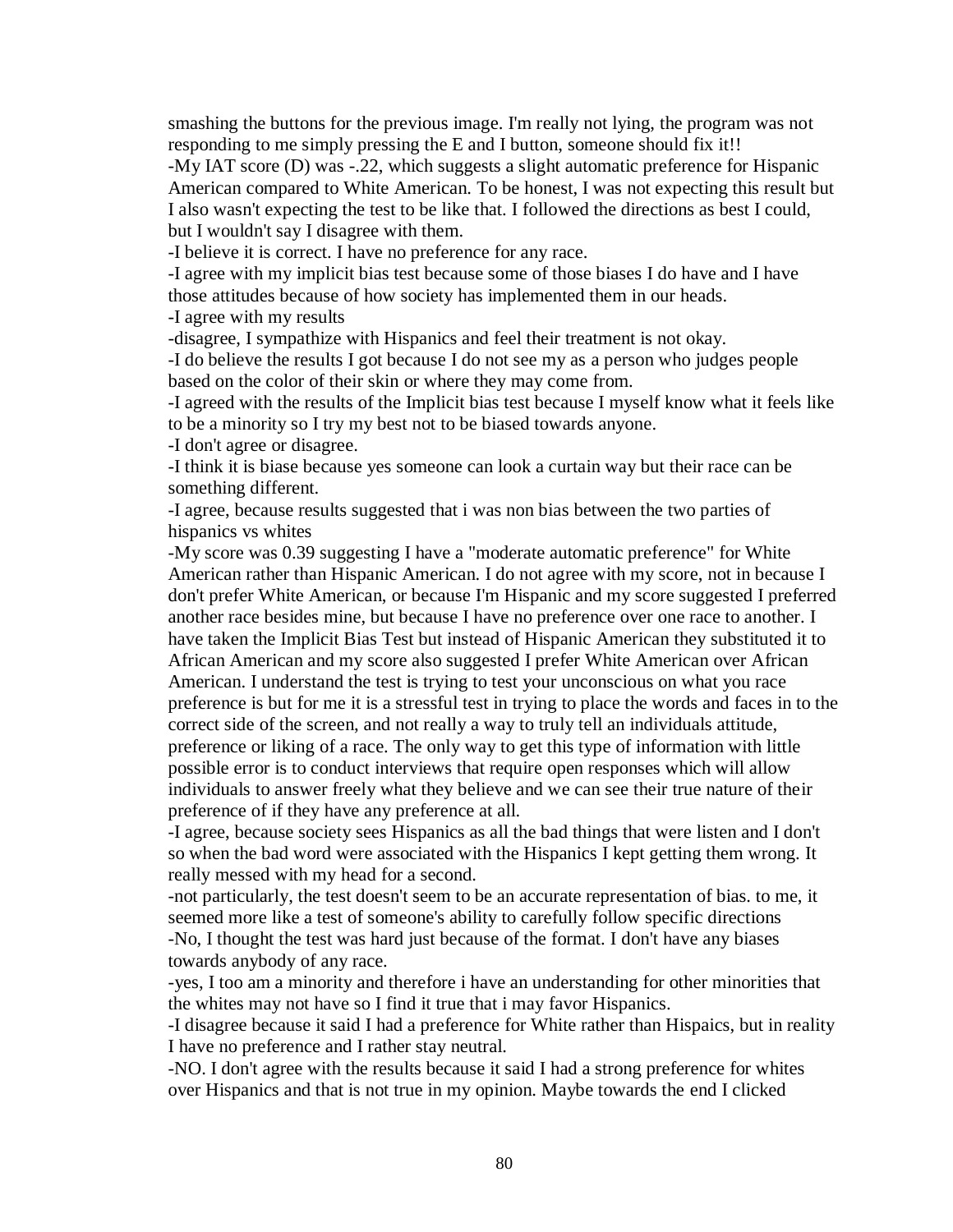smashing the buttons for the previous image. I'm really not lying, the program was not responding to me simply pressing the E and I button, someone should fix it!!

-My IAT score (D) was -.22, which suggests a slight automatic preference for Hispanic American compared to White American. To be honest, I was not expecting this result but I also wasn't expecting the test to be like that. I followed the directions as best I could, but I wouldn't say I disagree with them.

-I believe it is correct. I have no preference for any race.

-I agree with my implicit bias test because some of those biases I do have and I have those attitudes because of how society has implemented them in our heads.

-I agree with my results

-disagree, I sympathize with Hispanics and feel their treatment is not okay.

-I do believe the results I got because I do not see my as a person who judges people based on the color of their skin or where they may come from.

-I agreed with the results of the Implicit bias test because I myself know what it feels like to be a minority so I try my best not to be biased towards anyone.

-I don't agree or disagree.

-I think it is biase because yes someone can look a curtain way but their race can be something different.

-I agree, because results suggested that i was non bias between the two parties of hispanics vs whites

-My score was 0.39 suggesting I have a "moderate automatic preference" for White American rather than Hispanic American. I do not agree with my score, not in because I don't prefer White American, or because I'm Hispanic and my score suggested I preferred another race besides mine, but because I have no preference over one race to another. I have taken the Implicit Bias Test but instead of Hispanic American they substituted it to African American and my score also suggested I prefer White American over African American. I understand the test is trying to test your unconscious on what you race preference is but for me it is a stressful test in trying to place the words and faces in to the correct side of the screen, and not really a way to truly tell an individuals attitude, preference or liking of a race. The only way to get this type of information with little possible error is to conduct interviews that require open responses which will allow individuals to answer freely what they believe and we can see their true nature of their preference of if they have any preference at all.

-I agree, because society sees Hispanics as all the bad things that were listen and I don't so when the bad word were associated with the Hispanics I kept getting them wrong. It really messed with my head for a second.

-not particularly, the test doesn't seem to be an accurate representation of bias. to me, it seemed more like a test of someone's ability to carefully follow specific directions

-No, I thought the test was hard just because of the format. I don't have any biases towards anybody of any race.

-yes, I too am a minority and therefore i have an understanding for other minorities that the whites may not have so I find it true that i may favor Hispanics.

-I disagree because it said I had a preference for White rather than Hispaics, but in reality I have no preference and I rather stay neutral.

-NO. I don't agree with the results because it said I had a strong preference for whites over Hispanics and that is not true in my opinion. Maybe towards the end I clicked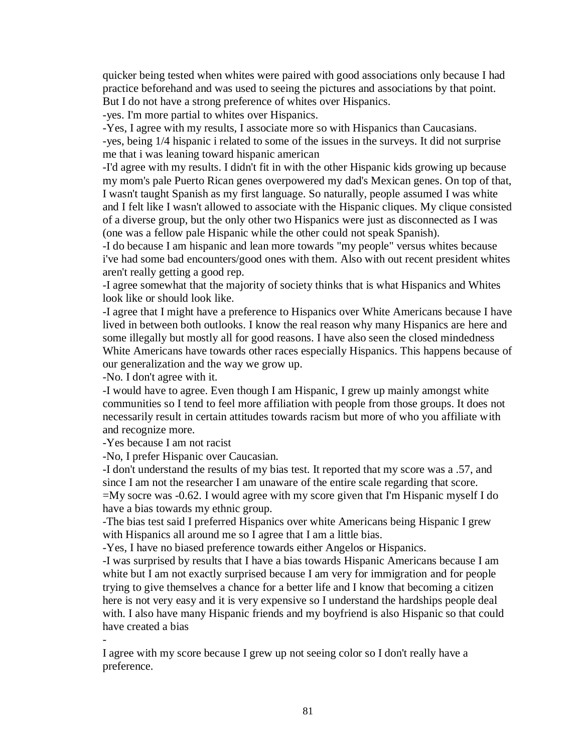quicker being tested when whites were paired with good associations only because I had practice beforehand and was used to seeing the pictures and associations by that point. But I do not have a strong preference of whites over Hispanics.

-yes. I'm more partial to whites over Hispanics.

-Yes, I agree with my results, I associate more so with Hispanics than Caucasians.

-yes, being 1/4 hispanic i related to some of the issues in the surveys. It did not surprise me that i was leaning toward hispanic american

-I'd agree with my results. I didn't fit in with the other Hispanic kids growing up because my mom's pale Puerto Rican genes overpowered my dad's Mexican genes. On top of that, I wasn't taught Spanish as my first language. So naturally, people assumed I was white and I felt like I wasn't allowed to associate with the Hispanic cliques. My clique consisted of a diverse group, but the only other two Hispanics were just as disconnected as I was (one was a fellow pale Hispanic while the other could not speak Spanish).

-I do because I am hispanic and lean more towards "my people" versus whites because i've had some bad encounters/good ones with them. Also with out recent president whites aren't really getting a good rep.

-I agree somewhat that the majority of society thinks that is what Hispanics and Whites look like or should look like.

-I agree that I might have a preference to Hispanics over White Americans because I have lived in between both outlooks. I know the real reason why many Hispanics are here and some illegally but mostly all for good reasons. I have also seen the closed mindedness White Americans have towards other races especially Hispanics. This happens because of our generalization and the way we grow up.

-No. I don't agree with it.

-I would have to agree. Even though I am Hispanic, I grew up mainly amongst white communities so I tend to feel more affiliation with people from those groups. It does not necessarily result in certain attitudes towards racism but more of who you affiliate with and recognize more.

-Yes because I am not racist

-No, I prefer Hispanic over Caucasian.

-I don't understand the results of my bias test. It reported that my score was a .57, and since I am not the researcher I am unaware of the entire scale regarding that score.

=My socre was -0.62. I would agree with my score given that I'm Hispanic myself I do have a bias towards my ethnic group.

-The bias test said I preferred Hispanics over white Americans being Hispanic I grew with Hispanics all around me so I agree that I am a little bias.

-Yes, I have no biased preference towards either Angelos or Hispanics.

-I was surprised by results that I have a bias towards Hispanic Americans because I am white but I am not exactly surprised because I am very for immigration and for people trying to give themselves a chance for a better life and I know that becoming a citizen here is not very easy and it is very expensive so I understand the hardships people deal with. I also have many Hispanic friends and my boyfriend is also Hispanic so that could have created a bias

-

I agree with my score because I grew up not seeing color so I don't really have a preference.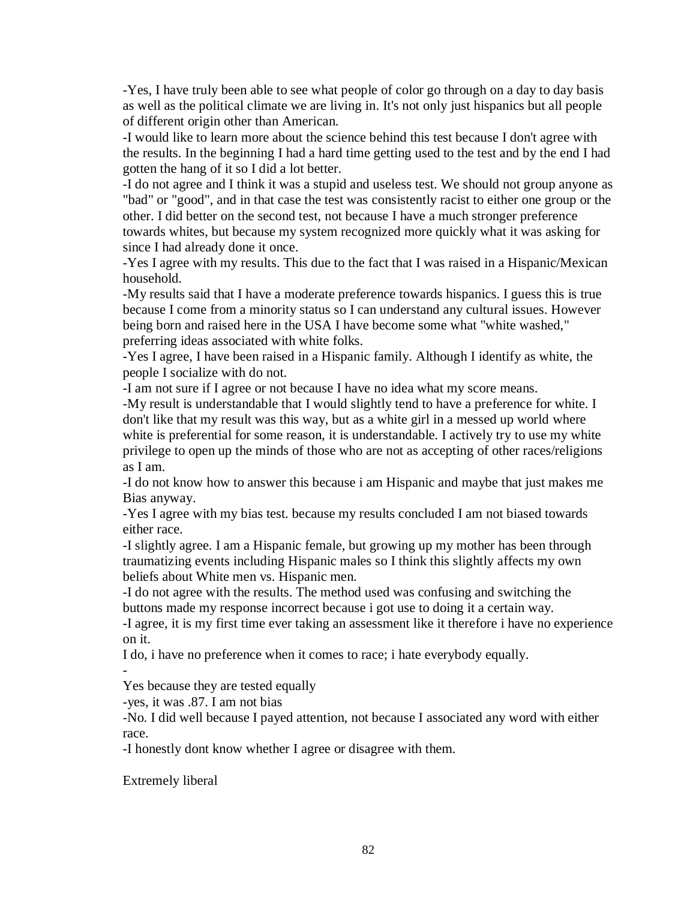-Yes, I have truly been able to see what people of color go through on a day to day basis as well as the political climate we are living in. It's not only just hispanics but all people of different origin other than American.

-I would like to learn more about the science behind this test because I don't agree with the results. In the beginning I had a hard time getting used to the test and by the end I had gotten the hang of it so I did a lot better.

-I do not agree and I think it was a stupid and useless test. We should not group anyone as "bad" or "good", and in that case the test was consistently racist to either one group or the other. I did better on the second test, not because I have a much stronger preference towards whites, but because my system recognized more quickly what it was asking for since I had already done it once.

-Yes I agree with my results. This due to the fact that I was raised in a Hispanic/Mexican household.

-My results said that I have a moderate preference towards hispanics. I guess this is true because I come from a minority status so I can understand any cultural issues. However being born and raised here in the USA I have become some what "white washed," preferring ideas associated with white folks.

-Yes I agree, I have been raised in a Hispanic family. Although I identify as white, the people I socialize with do not.

-I am not sure if I agree or not because I have no idea what my score means.

-My result is understandable that I would slightly tend to have a preference for white. I don't like that my result was this way, but as a white girl in a messed up world where white is preferential for some reason, it is understandable. I actively try to use my white privilege to open up the minds of those who are not as accepting of other races/religions as I am.

-I do not know how to answer this because i am Hispanic and maybe that just makes me Bias anyway.

-Yes I agree with my bias test. because my results concluded I am not biased towards either race.

-I slightly agree. I am a Hispanic female, but growing up my mother has been through traumatizing events including Hispanic males so I think this slightly affects my own beliefs about White men vs. Hispanic men.

-I do not agree with the results. The method used was confusing and switching the buttons made my response incorrect because i got use to doing it a certain way.

-I agree, it is my first time ever taking an assessment like it therefore i have no experience on it.

I do, i have no preference when it comes to race; i hate everybody equally.

-

Yes because they are tested equally

-yes, it was .87. I am not bias

-No. I did well because I payed attention, not because I associated any word with either race.

-I honestly dont know whether I agree or disagree with them.

Extremely liberal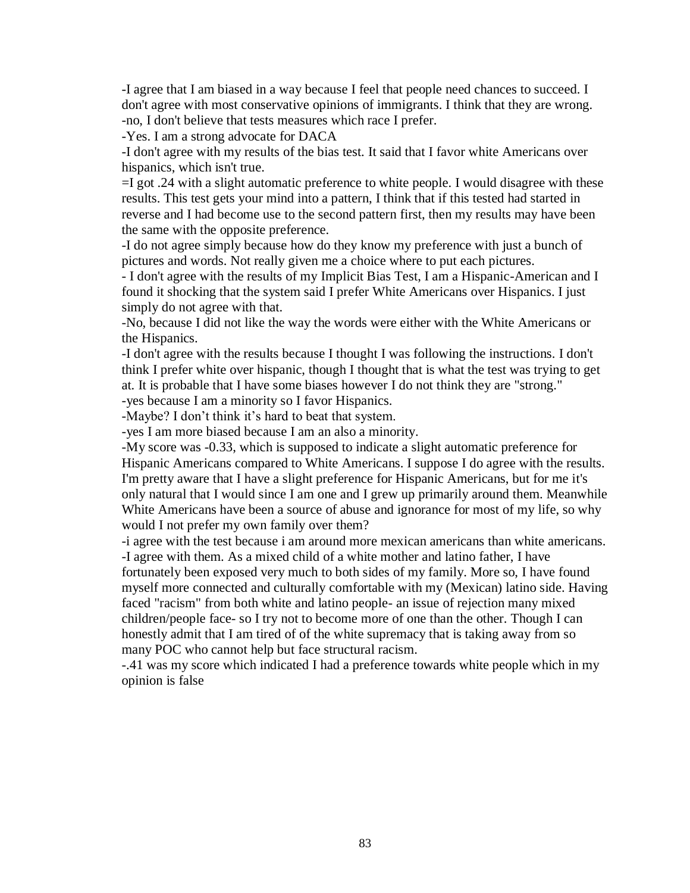-I agree that I am biased in a way because I feel that people need chances to succeed. I don't agree with most conservative opinions of immigrants. I think that they are wrong.
-no, I don't believe that tests measures which race I prefer.
-Yes. I am a strong advocate for DACA
-I don't agree with my results of the bias test. It said that I favor white Americans over hispanics, which isn't true.
=I got .24 with a slight automatic preference to white people. I would disagree with these results. This test gets your mind into a pattern, I think that if this tested had started in reverse and I had become use to the second pattern first, then my results may have been the same with the opposite preference.
-I do not agree simply because how do they know my preference with just a bunch of pictures and words. Not really given me a choice where to put each pictures.
- I don't agree with the results of my Implicit Bias Test, I am a Hispanic-American and I found it shocking that the system said I prefer White Americans over Hispanics. I just simply do not agree with that.
-No, because I did not like the way the words were either with the White Americans or the Hispanics.
-I don't agree with the results because I thought I was following the instructions. I don't think I prefer white over hispanic, though I thought that is what the test was trying to get at. It is probable that I have some biases however I do not think they are "strong."
-yes because I am a minority so I favor Hispanics.
-Maybe? I don't think it's hard to beat that system.
-yes I am more biased because I am an also a minority.
-My score was -0.33, which is supposed to indicate a slight automatic preference for Hispanic Americans compared to White Americans. I suppose I do agree with the results. I'm pretty aware that I have a slight preference for Hispanic Americans, but for me it's only natural that I would since I am one and I grew up primarily around them. Meanwhile White Americans have been a source of abuse and ignorance for most of my life, so why would I not prefer my own family over them?
-i agree with the test because i am around more mexican americans than white americans.
-I agree with them. As a mixed child of a white mother and latino father, I have fortunately been exposed very much to both sides of my family. More so, I have found myself more connected and culturally comfortable with my (Mexican) latino side. Having faced "racism" from both white and latino people- an issue of rejection many mixed children/people face- so I try not to become more of one than the other. Though I can honestly admit that I am tired of of the white supremacy that is taking away from so many POC who cannot help but face structural racism.
-.41 was my score which indicated I had a preference towards white people which in my opinion is false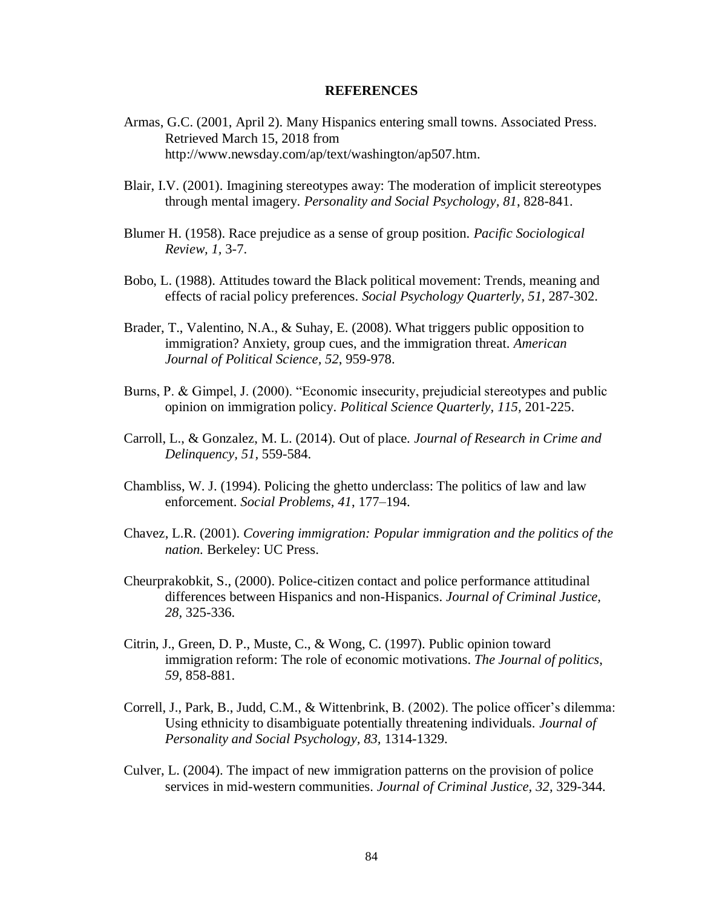## REFERENCES

Armas, G.C. (2001, April 2). Many Hispanics entering small towns. Associated Press. Retrieved March 15, 2018 from http://www.newsday.com/ap/text/washington/ap507.htm.

Blair, I.V. (2001). Imagining stereotypes away: The moderation of implicit stereotypes through mental imagery. *Personality and Social Psychology, 81*, 828-841.

Blumer H. (1958). Race prejudice as a sense of group position. *Pacific Sociological Review, 1,* 3-7.

Bobo, L. (1988). Attitudes toward the Black political movement: Trends, meaning and effects of racial policy preferences. *Social Psychology Quarterly, 51,* 287-302.

Brader, T., Valentino, N.A., & Suhay, E. (2008). What triggers public opposition to immigration? Anxiety, group cues, and the immigration threat. *American Journal of Political Science, 52*, 959-978.

Burns, P. & Gimpel, J. (2000). "Economic insecurity, prejudicial stereotypes and public opinion on immigration policy. *Political Science Quarterly, 115,* 201-225.

Carroll, L., & Gonzalez, M. L. (2014). Out of place. *Journal of Research in Crime and Delinquency, 51,* 559-584.

Chambliss, W. J. (1994). Policing the ghetto underclass: The politics of law and law enforcement. *Social Problems, 41*, 177–194.

Chavez, L.R. (2001). *Covering immigration: Popular immigration and the politics of the nation.* Berkeley: UC Press.

Cheurprakobkit, S., (2000). Police-citizen contact and police performance attitudinal differences between Hispanics and non-Hispanics. *Journal of Criminal Justice, 28,* 325-336.

Citrin, J., Green, D. P., Muste, C., & Wong, C. (1997). Public opinion toward immigration reform: The role of economic motivations. *The Journal of politics, 59,* 858-881.

Correll, J., Park, B., Judd, C.M., & Wittenbrink, B. (2002). The police officer's dilemma: Using ethnicity to disambiguate potentially threatening individuals. *Journal of Personality and Social Psychology, 83,* 1314-1329.

Culver, L. (2004). The impact of new immigration patterns on the provision of police services in mid-western communities. *Journal of Criminal Justice, 32,* 329-344.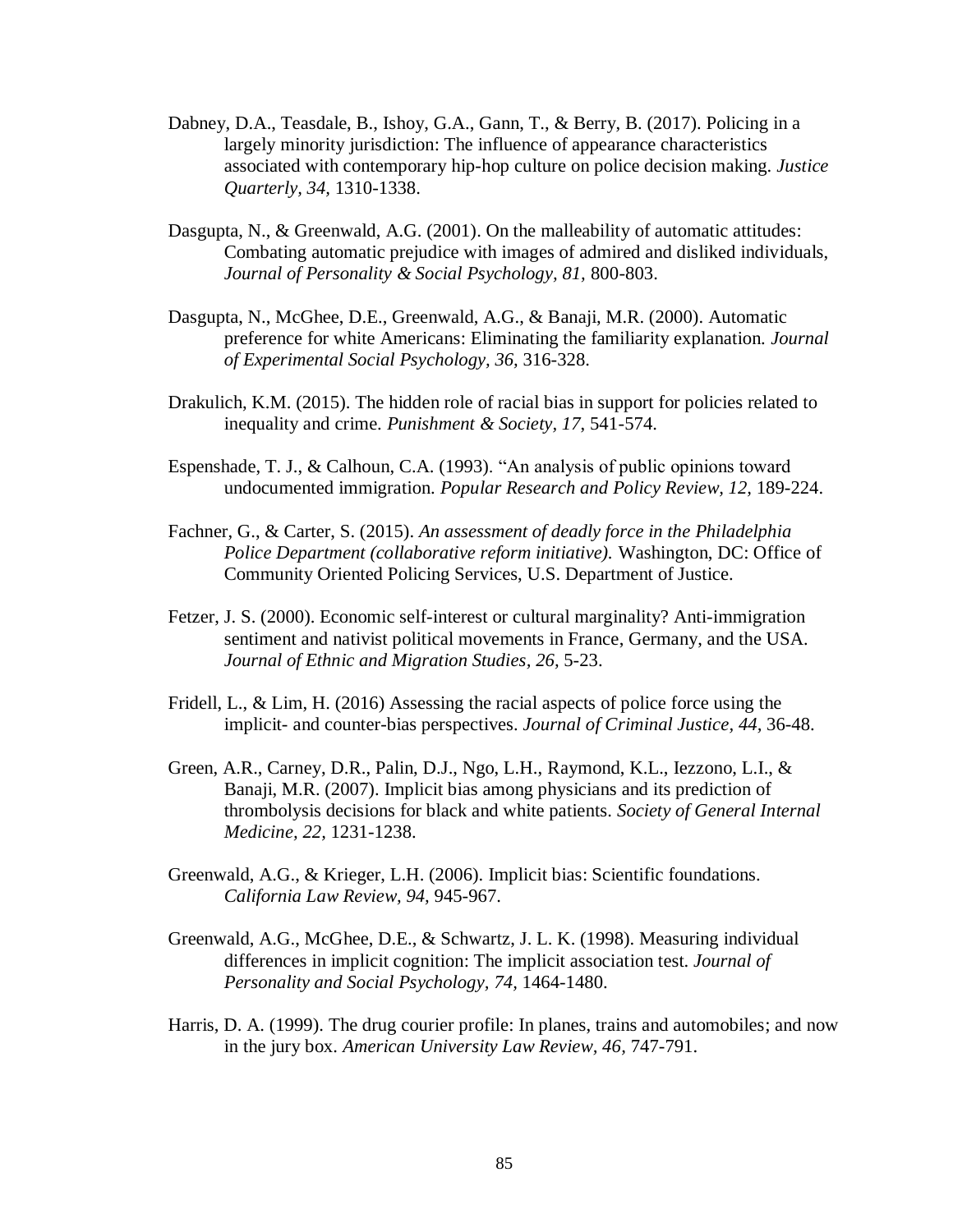Dabney, D.A., Teasdale, B., Ishoy, G.A., Gann, T., & Berry, B. (2017). Policing in a largely minority jurisdiction: The influence of appearance characteristics associated with contemporary hip-hop culture on police decision making. *Justice Quarterly, 34,* 1310-1338.

Dasgupta, N., & Greenwald, A.G. (2001). On the malleability of automatic attitudes: Combating automatic prejudice with images of admired and disliked individuals, *Journal of Personality & Social Psychology, 81,* 800-803.

Dasgupta, N., McGhee, D.E., Greenwald, A.G., & Banaji, M.R. (2000). Automatic preference for white Americans: Eliminating the familiarity explanation. *Journal of Experimental Social Psychology, 36,* 316-328.

Drakulich, K.M. (2015). The hidden role of racial bias in support for policies related to inequality and crime. *Punishment & Society, 17,* 541-574.

Espenshade, T. J., & Calhoun, C.A. (1993). "An analysis of public opinions toward undocumented immigration. *Popular Research and Policy Review, 12,* 189-224.

Fachner, G., & Carter, S. (2015). *An assessment of deadly force in the Philadelphia Police Department (collaborative reform initiative).* Washington, DC: Office of Community Oriented Policing Services, U.S. Department of Justice.

Fetzer, J. S. (2000). Economic self-interest or cultural marginality? Anti-immigration sentiment and nativist political movements in France, Germany, and the USA. *Journal of Ethnic and Migration Studies, 26,* 5-23.

Fridell, L., & Lim, H. (2016) Assessing the racial aspects of police force using the implicit- and counter-bias perspectives. *Journal of Criminal Justice, 44,* 36-48.

Green, A.R., Carney, D.R., Palin, D.J., Ngo, L.H., Raymond, K.L., Iezzono, L.I., & Banaji, M.R. (2007). Implicit bias among physicians and its prediction of thrombolysis decisions for black and white patients. *Society of General Internal Medicine, 22,* 1231-1238.

Greenwald, A.G., & Krieger, L.H. (2006). Implicit bias: Scientific foundations. *California Law Review, 94,* 945-967.

Greenwald, A.G., McGhee, D.E., & Schwartz, J. L. K. (1998). Measuring individual differences in implicit cognition: The implicit association test. *Journal of Personality and Social Psychology, 74,* 1464-1480.

Harris, D. A. (1999). The drug courier profile: In planes, trains and automobiles; and now in the jury box. *American University Law Review, 46,* 747-791.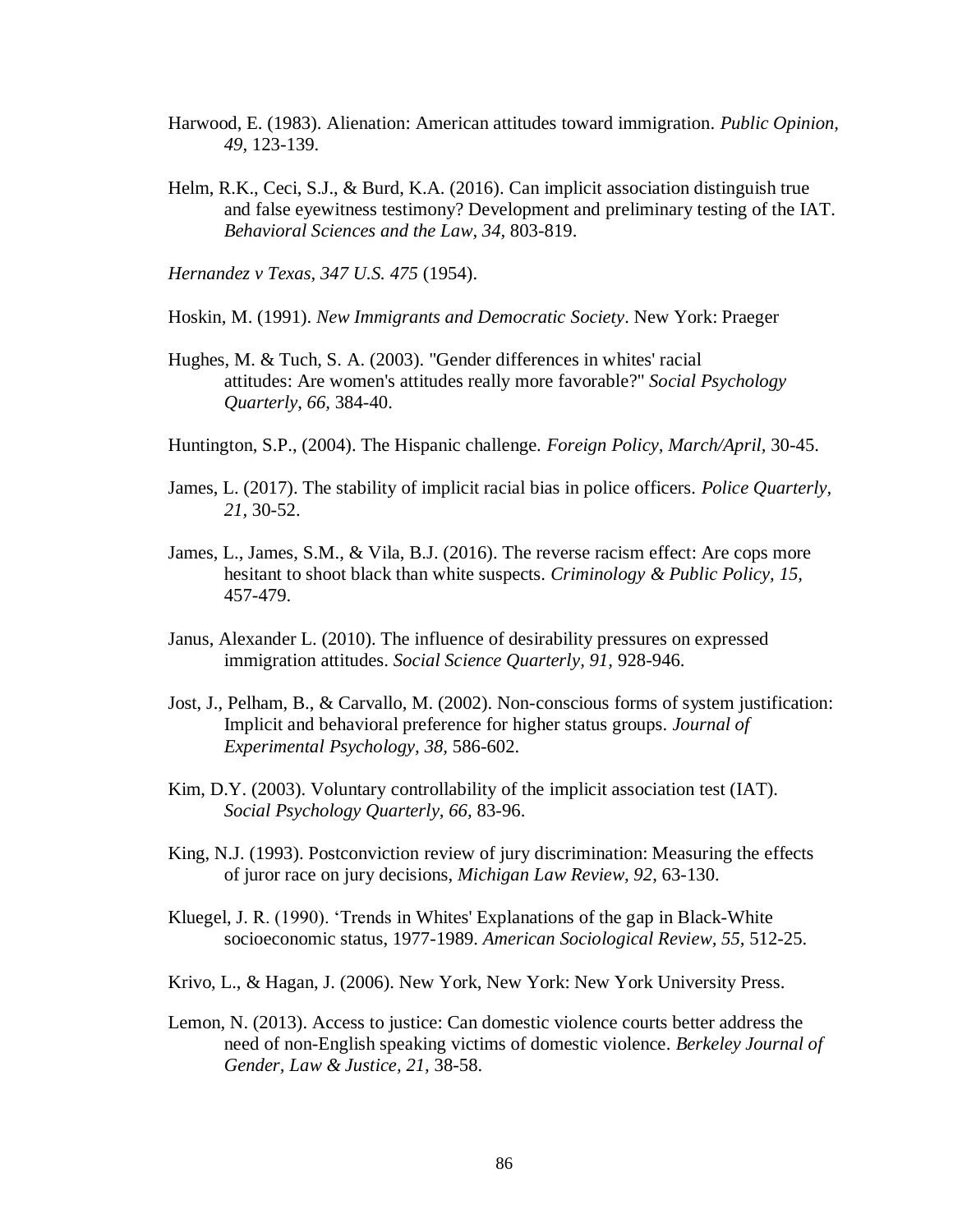Harwood, E. (1983). Alienation: American attitudes toward immigration. *Public Opinion, 49,* 123-139.

Helm, R.K., Ceci, S.J., & Burd, K.A. (2016). Can implicit association distinguish true and false eyewitness testimony? Development and preliminary testing of the IAT. *Behavioral Sciences and the Law, 34,* 803-819.

*Hernandez v Texas, 347 U.S. 475* (1954).

Hoskin, M. (1991). *New Immigrants and Democratic Society*. New York: Praeger

Hughes, M. & Tuch, S. A. (2003). "Gender differences in whites' racial attitudes: Are women's attitudes really more favorable?" *Social Psychology Quarterly, 66,* 384-40.

Huntington, S.P., (2004). The Hispanic challenge. *Foreign Policy, March/April,* 30-45.

James, L. (2017). The stability of implicit racial bias in police officers. *Police Quarterly, 21,* 30-52.

James, L., James, S.M., & Vila, B.J. (2016). The reverse racism effect: Are cops more hesitant to shoot black than white suspects. *Criminology & Public Policy, 15,* 457-479.

Janus, Alexander L. (2010). The influence of desirability pressures on expressed immigration attitudes. *Social Science Quarterly, 91,* 928-946.

Jost, J., Pelham, B., & Carvallo, M. (2002). Non-conscious forms of system justification: Implicit and behavioral preference for higher status groups. *Journal of Experimental Psychology, 38,* 586-602.

Kim, D.Y. (2003). Voluntary controllability of the implicit association test (IAT). *Social Psychology Quarterly, 66,* 83-96.

King, N.J. (1993). Postconviction review of jury discrimination: Measuring the effects of juror race on jury decisions, *Michigan Law Review, 92,* 63-130.

Kluegel, J. R. (1990). 'Trends in Whites' Explanations of the gap in Black-White socioeconomic status, 1977-1989. *American Sociological Review, 55,* 512-25.

Krivo, L., & Hagan, J. (2006). New York, New York: New York University Press.

Lemon, N. (2013). Access to justice: Can domestic violence courts better address the need of non-English speaking victims of domestic violence. *Berkeley Journal of Gender, Law & Justice, 21,* 38-58.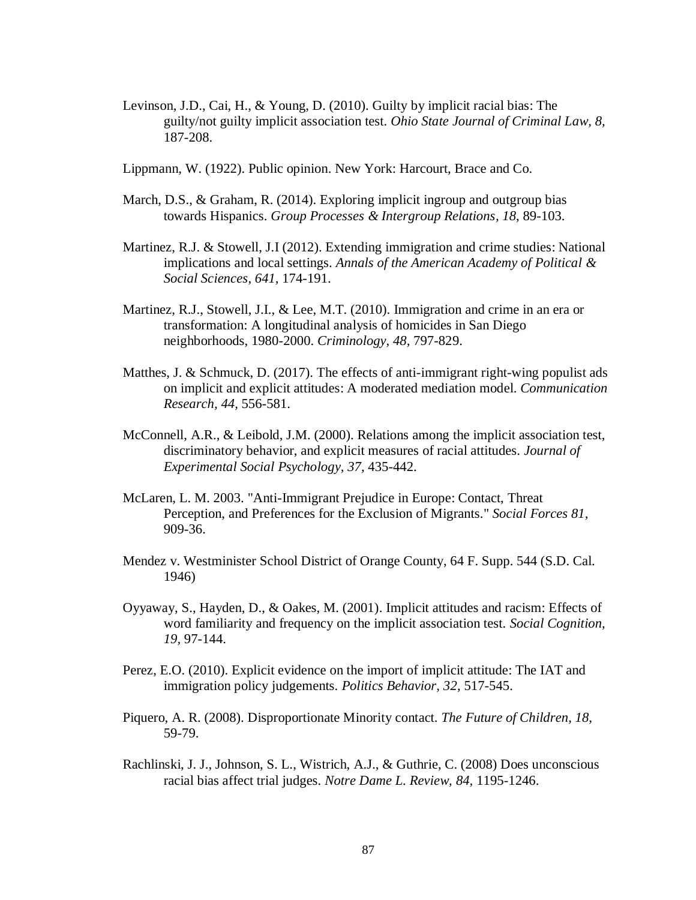Levinson, J.D., Cai, H., & Young, D. (2010). Guilty by implicit racial bias: The guilty/not guilty implicit association test. *Ohio State Journal of Criminal Law, 8,* 187-208.

Lippmann, W. (1922). Public opinion. New York: Harcourt, Brace and Co.

March, D.S., & Graham, R. (2014). Exploring implicit ingroup and outgroup bias towards Hispanics. *Group Processes & Intergroup Relations, 18*, 89-103.

Martinez, R.J. & Stowell, J.I (2012). Extending immigration and crime studies: National implications and local settings. *Annals of the American Academy of Political & Social Sciences, 641,* 174-191.

Martinez, R.J., Stowell, J.I., & Lee, M.T. (2010). Immigration and crime in an era or transformation: A longitudinal analysis of homicides in San Diego neighborhoods, 1980-2000. *Criminology, 48,* 797-829.

Matthes, J. & Schmuck, D. (2017). The effects of anti-immigrant right-wing populist ads on implicit and explicit attitudes: A moderated mediation model. *Communication Research, 44,* 556-581.

McConnell, A.R., & Leibold, J.M. (2000). Relations among the implicit association test, discriminatory behavior, and explicit measures of racial attitudes. *Journal of Experimental Social Psychology, 37,* 435-442.

McLaren, L. M. 2003. "Anti-Immigrant Prejudice in Europe: Contact, Threat Perception, and Preferences for the Exclusion of Migrants." *Social Forces 81,* 909-36.

Mendez v. Westminister School District of Orange County, 64 F. Supp. 544 (S.D. Cal. 1946)

Oyyaway, S., Hayden, D., & Oakes, M. (2001). Implicit attitudes and racism: Effects of word familiarity and frequency on the implicit association test. *Social Cognition, 19,* 97-144.

Perez, E.O. (2010). Explicit evidence on the import of implicit attitude: The IAT and immigration policy judgements. *Politics Behavior, 32,* 517-545.

Piquero, A. R. (2008). Disproportionate Minority contact. *The Future of Children, 18,* 59-79.

Rachlinski, J. J., Johnson, S. L., Wistrich, A.J., & Guthrie, C. (2008) Does unconscious racial bias affect trial judges. *Notre Dame L. Review, 84,* 1195-1246.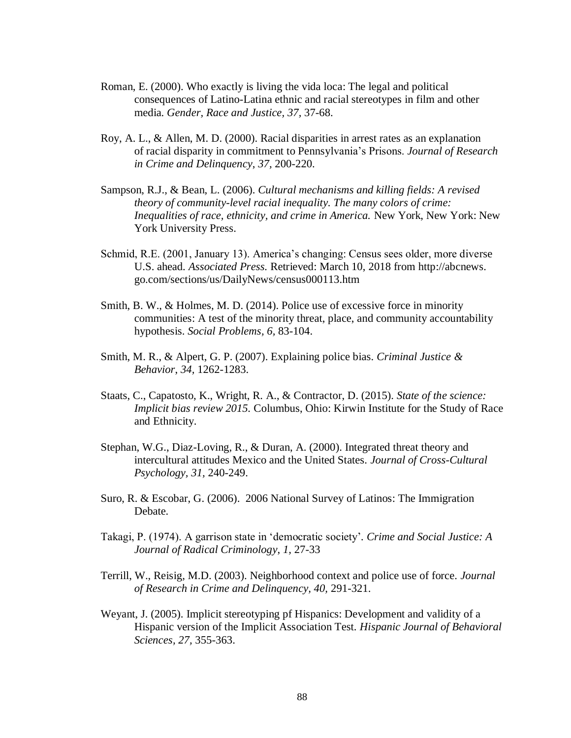Roman, E. (2000). Who exactly is living the vida loca: The legal and political consequences of Latino-Latina ethnic and racial stereotypes in film and other media. *Gender, Race and Justice, 37,* 37-68.

Roy, A. L., & Allen, M. D. (2000). Racial disparities in arrest rates as an explanation of racial disparity in commitment to Pennsylvania's Prisons. *Journal of Research in Crime and Delinquency*, *37,* 200-220.

Sampson, R.J., & Bean, L. (2006). *Cultural mechanisms and killing fields: A revised theory of community-level racial inequality. The many colors of crime: Inequalities of race, ethnicity, and crime in America.* New York, New York: New York University Press.

Schmid, R.E. (2001, January 13). America's changing: Census sees older, more diverse U.S. ahead. *Associated Press.* Retrieved: March 10, 2018 from http://abcnews. go.com/sections/us/DailyNews/census000113.htm

Smith, B. W., & Holmes, M. D. (2014). Police use of excessive force in minority communities: A test of the minority threat, place, and community accountability hypothesis. *Social Problems, 6*, 83-104.

Smith, M. R., & Alpert, G. P. (2007). Explaining police bias. *Criminal Justice & Behavior*, *34,* 1262-1283.

Staats, C., Capatosto, K., Wright, R. A., & Contractor, D. (2015). *State of the science: Implicit bias review 2015.* Columbus, Ohio: Kirwin Institute for the Study of Race and Ethnicity.

Stephan, W.G., Diaz-Loving, R., & Duran, A. (2000). Integrated threat theory and intercultural attitudes Mexico and the United States. *Journal of Cross-Cultural Psychology, 31,* 240-249.

Suro, R. & Escobar, G. (2006). 2006 National Survey of Latinos: The Immigration Debate.

Takagi, P. (1974). A garrison state in 'democratic society'. *Crime and Social Justice: A Journal of Radical Criminology*, *1,* 27-33

Terrill, W., Reisig, M.D. (2003). Neighborhood context and police use of force. *Journal of Research in Crime and Delinquency, 40,* 291-321.

Weyant, J. (2005). Implicit stereotyping pf Hispanics: Development and validity of a Hispanic version of the Implicit Association Test. *Hispanic Journal of Behavioral Sciences, 27,* 355-363.